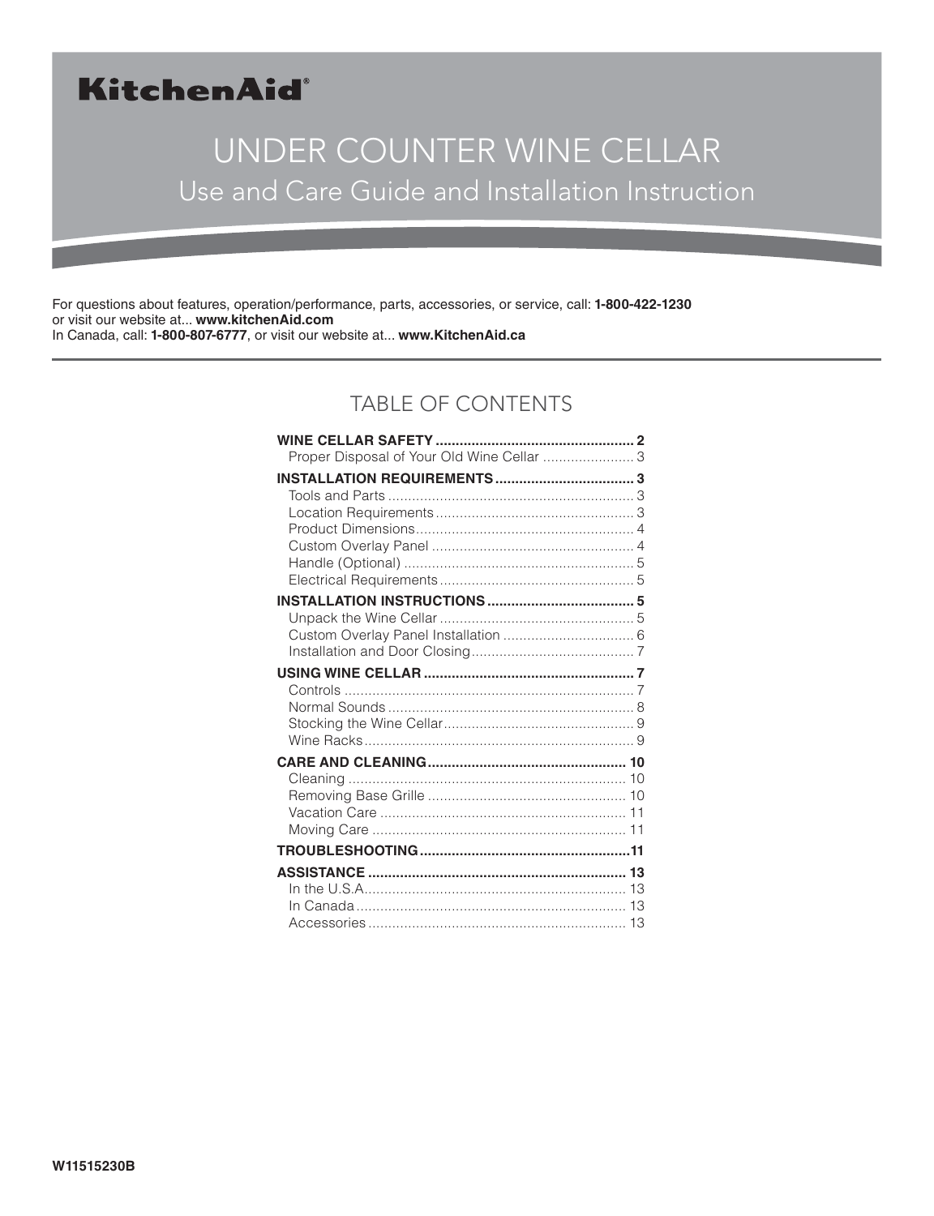# KitchenAid®

# UNDER COUNTER WINE CELLAR

## Use and Care Guide and Installation Instruction

For questions about features, operation/performance, parts, accessories, or service, call: **1-800-422-1230**
or visit our website at... **www.kitchenAid.com**
In Canada, call: **1-800-807-6777**, or visit our website at... **www.KitchenAid.ca**

## TABLE OF CONTENTS

| | |
|---|---|
| **WINE CELLAR SAFETY** | **2** |
| Proper Disposal of Your Old Wine Cellar | 3 |
| **INSTALLATION REQUIREMENTS** | **3** |
| Tools and Parts | 3 |
| Location Requirements | 3 |
| Product Dimensions | 4 |
| Custom Overlay Panel | 4 |
| Handle (Optional) | 5 |
| Electrical Requirements | 5 |
| **INSTALLATION INSTRUCTIONS** | **5** |
| Unpack the Wine Cellar | 5 |
| Custom Overlay Panel Installation | 6 |
| Installation and Door Closing | 7 |
| **USING WINE CELLAR** | **7** |
| Controls | 7 |
| Normal Sounds | 8 |
| Stocking the Wine Cellar | 9 |
| Wine Racks | 9 |
| **CARE AND CLEANING** | **10** |
| Cleaning | 10 |
| Removing Base Grille | 10 |
| Vacation Care | 11 |
| Moving Care | 11 |
| **TROUBLESHOOTING** | **11** |
| **ASSISTANCE** | **13** |
| In the U.S.A. | 13 |
| In Canada | 13 |
| Accessories | 13 |

**W11515230B**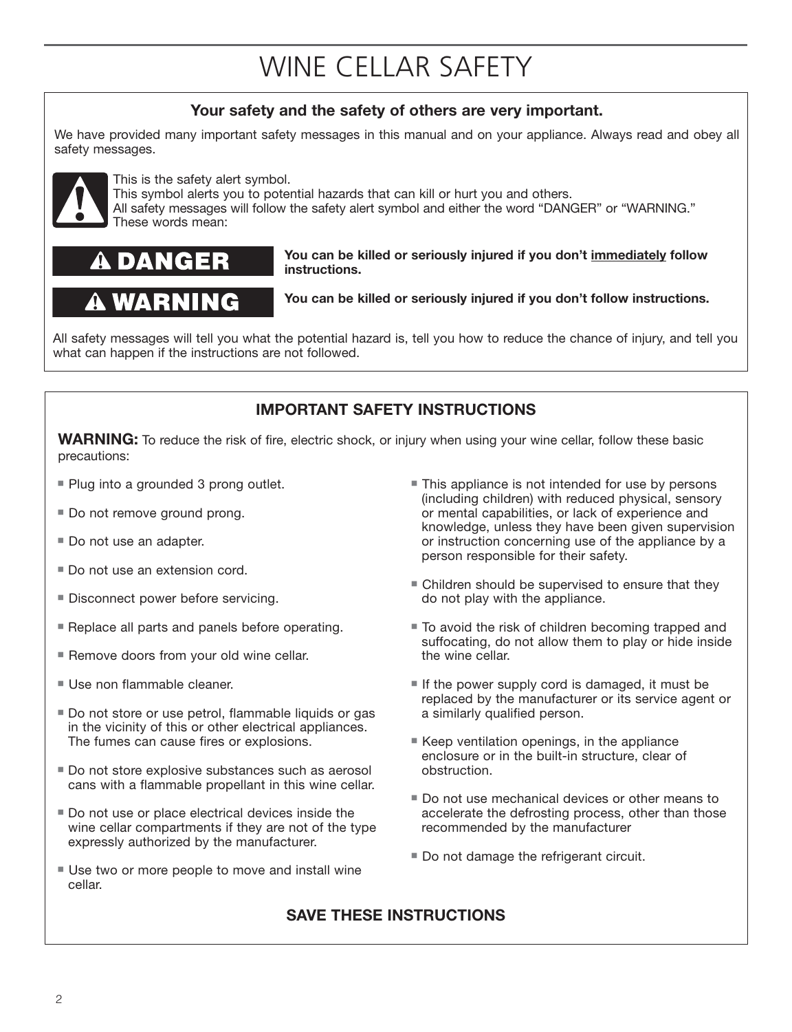# WINE CELLAR SAFETY

**Your safety and the safety of others are very important.**

We have provided many important safety messages in this manual and on your appliance. Always read and obey all safety messages.

This is the safety alert symbol.
This symbol alerts you to potential hazards that can kill or hurt you and others.
All safety messages will follow the safety alert symbol and either the word "DANGER" or "WARNING."
These words mean:

| | |
|---|---|
| **⚠ DANGER** | **You can be killed or seriously injured if you don't immediately follow instructions.** |
| **⚠ WARNING** | **You can be killed or seriously injured if you don't follow instructions.** |

All safety messages will tell you what the potential hazard is, tell you how to reduce the chance of injury, and tell you what can happen if the instructions are not followed.

## IMPORTANT SAFETY INSTRUCTIONS

**WARNING:** To reduce the risk of fire, electric shock, or injury when using your wine cellar, follow these basic precautions:

- Plug into a grounded 3 prong outlet.
- Do not remove ground prong.
- Do not use an adapter.
- Do not use an extension cord.
- Disconnect power before servicing.
- Replace all parts and panels before operating.
- Remove doors from your old wine cellar.
- Use non flammable cleaner.
- Do not store or use petrol, flammable liquids or gas in the vicinity of this or other electrical appliances. The fumes can cause fires or explosions.
- Do not store explosive substances such as aerosol cans with a flammable propellant in this wine cellar.
- Do not use or place electrical devices inside the wine cellar compartments if they are not of the type expressly authorized by the manufacturer.
- Use two or more people to move and install wine cellar.
- This appliance is not intended for use by persons (including children) with reduced physical, sensory or mental capabilities, or lack of experience and knowledge, unless they have been given supervision or instruction concerning use of the appliance by a person responsible for their safety.
- Children should be supervised to ensure that they do not play with the appliance.
- To avoid the risk of children becoming trapped and suffocating, do not allow them to play or hide inside the wine cellar.
- If the power supply cord is damaged, it must be replaced by the manufacturer or its service agent or a similarly qualified person.
- Keep ventilation openings, in the appliance enclosure or in the built-in structure, clear of obstruction.
- Do not use mechanical devices or other means to accelerate the defrosting process, other than those recommended by the manufacturer
- Do not damage the refrigerant circuit.

**SAVE THESE INSTRUCTIONS**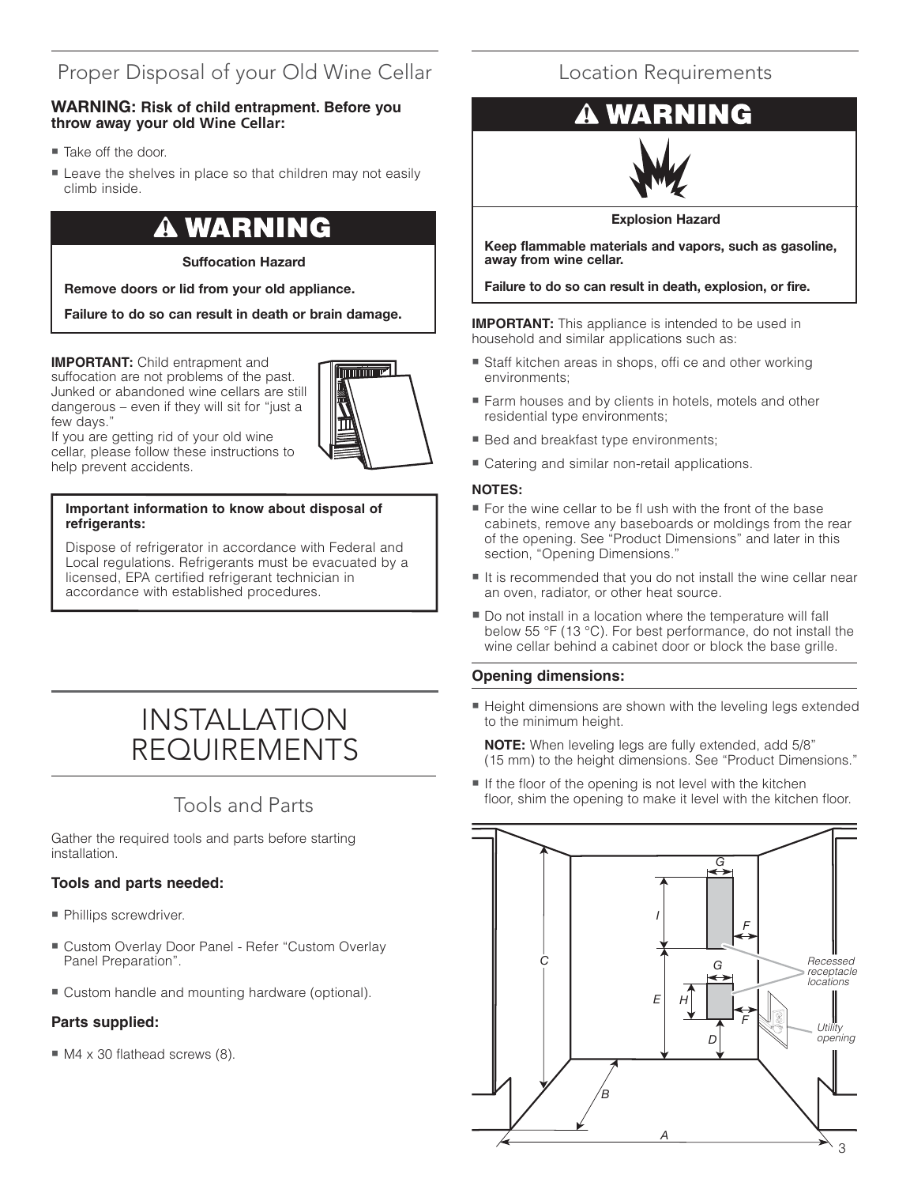## Proper Disposal of your Old Wine Cellar

**WARNING: Risk of child entrapment. Before you throw away your old Wine Cellar:**

- Take off the door.
- Leave the shelves in place so that children may not easily climb inside.

### ⚠ WARNING

**Suffocation Hazard**

**Remove doors or lid from your old appliance.**

**Failure to do so can result in death or brain damage.**

**IMPORTANT:** Child entrapment and suffocation are not problems of the past. Junked or abandoned wine cellars are still dangerous – even if they will sit for "just a few days."
If you are getting rid of your old wine cellar, please follow these instructions to help prevent accidents.

**Important information to know about disposal of refrigerants:**

Dispose of refrigerator in accordance with Federal and Local regulations. Refrigerants must be evacuated by a licensed, EPA certified refrigerant technician in accordance with established procedures.

# INSTALLATION REQUIREMENTS

## Tools and Parts

Gather the required tools and parts before starting installation.

### Tools and parts needed:

- Phillips screwdriver.
- Custom Overlay Door Panel - Refer "Custom Overlay Panel Preparation".
- Custom handle and mounting hardware (optional).

### Parts supplied:

- M4 x 30 flathead screws (8).

## Location Requirements

### ⚠ WARNING

**Explosion Hazard**

**Keep flammable materials and vapors, such as gasoline, away from wine cellar.**

**Failure to do so can result in death, explosion, or fire.**

**IMPORTANT:** This appliance is intended to be used in household and similar applications such as:

- Staff kitchen areas in shops, offi ce and other working environments;
- Farm houses and by clients in hotels, motels and other residential type environments;
- Bed and breakfast type environments;
- Catering and similar non-retail applications.

**NOTES:**

- For the wine cellar to be fl ush with the front of the base cabinets, remove any baseboards or moldings from the rear of the opening. See "Product Dimensions" and later in this section, "Opening Dimensions."
- It is recommended that you do not install the wine cellar near an oven, radiator, or other heat source.
- Do not install in a location where the temperature will fall below 55 °F (13 °C). For best performance, do not install the wine cellar behind a cabinet door or block the base grille.

### Opening dimensions:

- Height dimensions are shown with the leveling legs extended to the minimum height.

  **NOTE:** When leveling legs are fully extended, add 5/8" (15 mm) to the height dimensions. See "Product Dimensions."

- If the floor of the opening is not level with the kitchen floor, shim the opening to make it level with the kitchen floor.

A B C D E F G H I

Recessed receptacle locations

Utility opening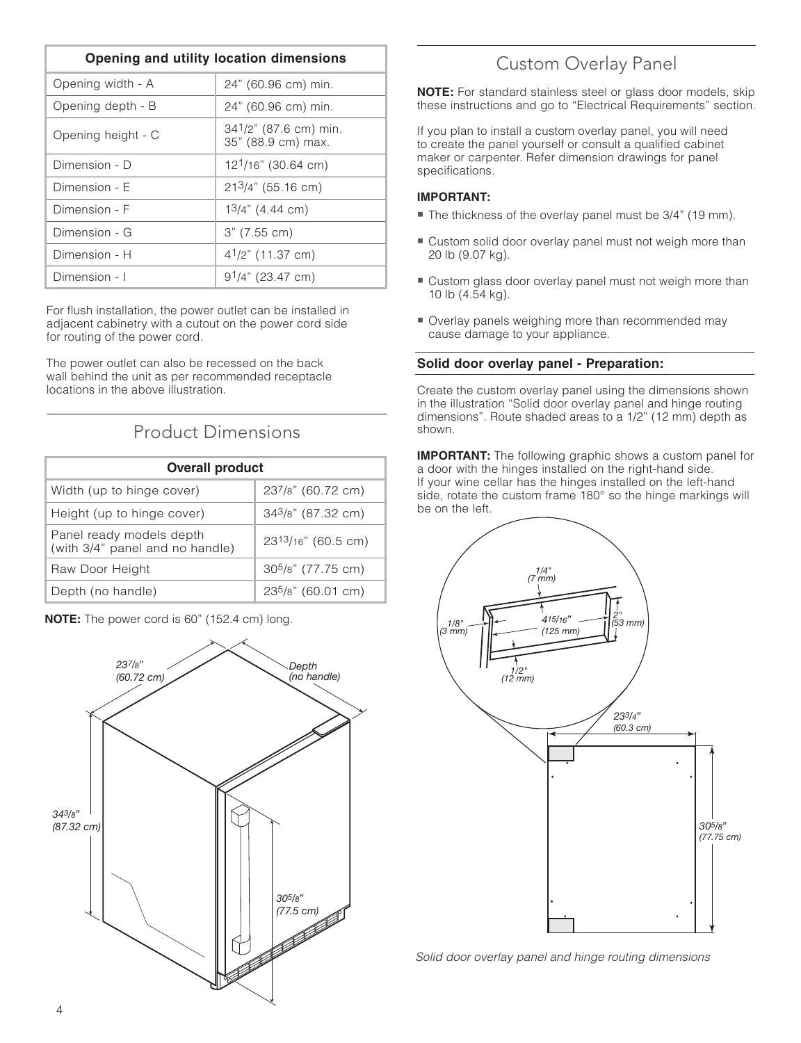| Opening and utility location dimensions | |
|---|---|
| Opening width - A | 24" (60.96 cm) min. |
| Opening depth - B | 24" (60.96 cm) min. |
| Opening height - C | 34 1/2" (87.6 cm) min.<br>35" (88.9 cm) max. |
| Dimension - D | 12 1/16" (30.64 cm) |
| Dimension - E | 21 3/4" (55.16 cm) |
| Dimension - F | 1 3/4" (4.44 cm) |
| Dimension - G | 3" (7.55 cm) |
| Dimension - H | 4 1/2" (11.37 cm) |
| Dimension - I | 9 1/4" (23.47 cm) |

For flush installation, the power outlet can be installed in adjacent cabinetry with a cutout on the power cord side for routing of the power cord.

The power outlet can also be recessed on the back wall behind the unit as per recommended receptacle locations in the above illustration.

## Product Dimensions

| Overall product | |
|---|---|
| Width (up to hinge cover) | 23 7/8" (60.72 cm) |
| Height (up to hinge cover) | 34 3/8" (87.32 cm) |
| Panel ready models depth (with 3/4" panel and no handle) | 23 13/16" (60.5 cm) |
| Raw Door Height | 30 5/8" (77.75 cm) |
| Depth (no handle) | 23 5/8" (60.01 cm) |

**NOTE:** The power cord is 60" (152.4 cm) long.

## Custom Overlay Panel

**NOTE:** For standard stainless steel or glass door models, skip these instructions and go to "Electrical Requirements" section.

If you plan to install a custom overlay panel, you will need to create the panel yourself or consult a qualified cabinet maker or carpenter. Refer dimension drawings for panel specifications.

**IMPORTANT:**

- The thickness of the overlay panel must be 3/4" (19 mm).
- Custom solid door overlay panel must not weigh more than 20 lb (9.07 kg).
- Custom glass door overlay panel must not weigh more than 10 lb (4.54 kg).
- Overlay panels weighing more than recommended may cause damage to your appliance.

### Solid door overlay panel - Preparation:

Create the custom overlay panel using the dimensions shown in the illustration "Solid door overlay panel and hinge routing dimensions". Route shaded areas to a 1/2" (12 mm) depth as shown.

**IMPORTANT:** The following graphic shows a custom panel for a door with the hinges installed on the right-hand side. If your wine cellar has the hinges installed on the left-hand side, rotate the custom frame 180° so the hinge markings will be on the left.

*Solid door overlay panel and hinge routing dimensions*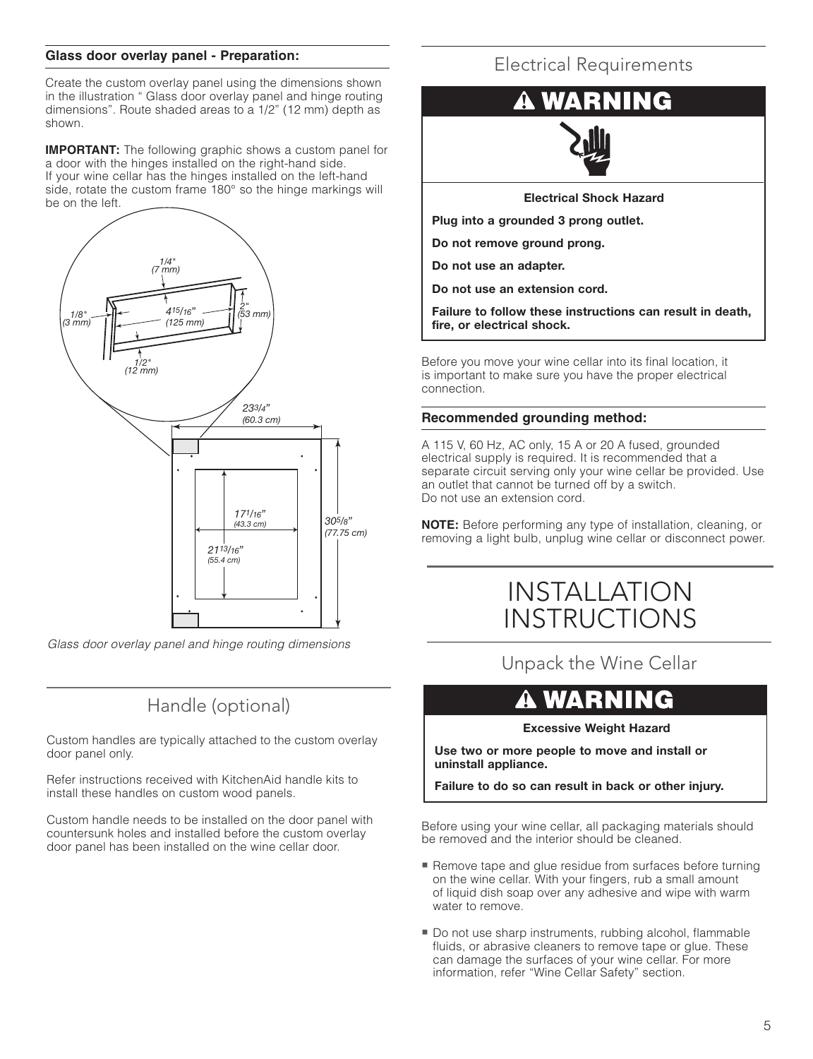**Glass door overlay panel - Preparation:**

Create the custom overlay panel using the dimensions shown in the illustration " Glass door overlay panel and hinge routing dimensions". Route shaded areas to a 1/2" (12 mm) depth as shown.

**IMPORTANT:** The following graphic shows a custom panel for a door with the hinges installed on the right-hand side. If your wine cellar has the hinges installed on the left-hand side, rotate the custom frame 180° so the hinge markings will be on the left.

*Glass door overlay panel and hinge routing dimensions*

## Handle (optional)

Custom handles are typically attached to the custom overlay door panel only.

Refer instructions received with KitchenAid handle kits to install these handles on custom wood panels.

Custom handle needs to be installed on the door panel with countersunk holes and installed before the custom overlay door panel has been installed on the wine cellar door.

## Electrical Requirements

**⚠ WARNING**

**Electrical Shock Hazard**

**Plug into a grounded 3 prong outlet.**

**Do not remove ground prong.**

**Do not use an adapter.**

**Do not use an extension cord.**

**Failure to follow these instructions can result in death, fire, or electrical shock.**

Before you move your wine cellar into its final location, it is important to make sure you have the proper electrical connection.

**Recommended grounding method:**

A 115 V, 60 Hz, AC only, 15 A or 20 A fused, grounded electrical supply is required. It is recommended that a separate circuit serving only your wine cellar be provided. Use an outlet that cannot be turned off by a switch. Do not use an extension cord.

**NOTE:** Before performing any type of installation, cleaning, or removing a light bulb, unplug wine cellar or disconnect power.

# INSTALLATION INSTRUCTIONS

## Unpack the Wine Cellar

**⚠ WARNING**

**Excessive Weight Hazard**

**Use two or more people to move and install or uninstall appliance.**

**Failure to do so can result in back or other injury.**

Before using your wine cellar, all packaging materials should be removed and the interior should be cleaned.

- Remove tape and glue residue from surfaces before turning on the wine cellar. With your fingers, rub a small amount of liquid dish soap over any adhesive and wipe with warm water to remove.
- Do not use sharp instruments, rubbing alcohol, flammable fluids, or abrasive cleaners to remove tape or glue. These can damage the surfaces of your wine cellar. For more information, refer "Wine Cellar Safety" section.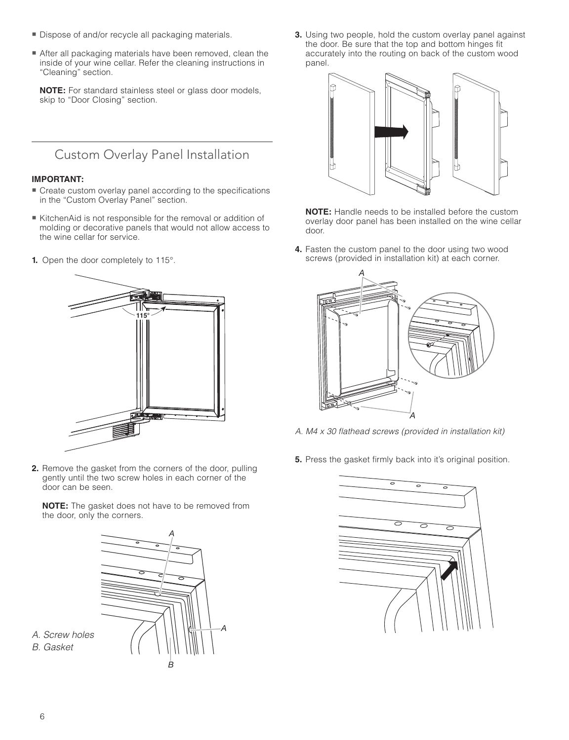- Dispose of and/or recycle all packaging materials.
- After all packaging materials have been removed, clean the inside of your wine cellar. Refer the cleaning instructions in "Cleaning" section.

**NOTE:** For standard stainless steel or glass door models, skip to "Door Closing" section.

## Custom Overlay Panel Installation

**IMPORTANT:**

- Create custom overlay panel according to the specifications in the "Custom Overlay Panel" section.
- KitchenAid is not responsible for the removal or addition of molding or decorative panels that would not allow access to the wine cellar for service.

**1.** Open the door completely to 115°.

**2.** Remove the gasket from the corners of the door, pulling gently until the two screw holes in each corner of the door can be seen.

**NOTE:** The gasket does not have to be removed from the door, only the corners.

*A. Screw holes*
*B. Gasket*

**3.** Using two people, hold the custom overlay panel against the door. Be sure that the top and bottom hinges fit accurately into the routing on back of the custom wood panel.

**NOTE:** Handle needs to be installed before the custom overlay door panel has been installed on the wine cellar door.

**4.** Fasten the custom panel to the door using two wood screws (provided in installation kit) at each corner.

*A. M4 x 30 flathead screws (provided in installation kit)*

**5.** Press the gasket firmly back into it's original position.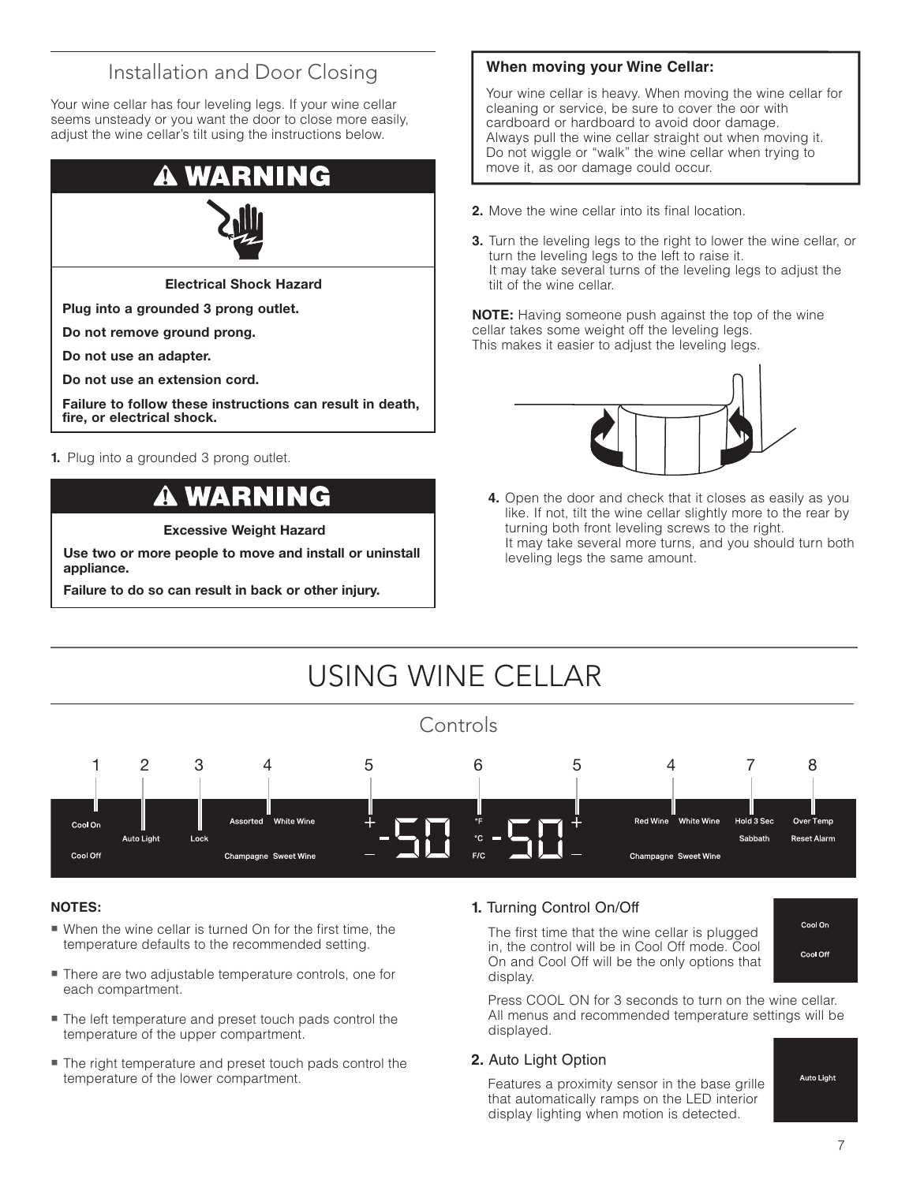## Installation and Door Closing

Your wine cellar has four leveling legs. If your wine cellar seems unsteady or you want the door to close more easily, adjust the wine cellar's tilt using the instructions below.

**⚠ WARNING**

**Electrical Shock Hazard**

**Plug into a grounded 3 prong outlet.**

**Do not remove ground prong.**

**Do not use an adapter.**

**Do not use an extension cord.**

**Failure to follow these instructions can result in death, fire, or electrical shock.**

1. Plug into a grounded 3 prong outlet.

**⚠ WARNING**

**Excessive Weight Hazard**

**Use two or more people to move and install or uninstall appliance.**

**Failure to do so can result in back or other injury.**

**When moving your Wine Cellar:**

Your wine cellar is heavy. When moving the wine cellar for cleaning or service, be sure to cover the oor with cardboard or hardboard to avoid door damage. Always pull the wine cellar straight out when moving it. Do not wiggle or "walk" the wine cellar when trying to move it, as oor damage could occur.

2. Move the wine cellar into its final location.
3. Turn the leveling legs to the right to lower the wine cellar, or turn the leveling legs to the left to raise it.
   It may take several turns of the leveling legs to adjust the tilt of the wine cellar.

**NOTE:** Having someone push against the top of the wine cellar takes some weight off the leveling legs.
This makes it easier to adjust the leveling legs.

4. Open the door and check that it closes as easily as you like. If not, tilt the wine cellar slightly more to the rear by turning both front leveling screws to the right.
   It may take several more turns, and you should turn both leveling legs the same amount.

# USING WINE CELLAR

## Controls

1 Cool On / Cool Off — 2 Auto Light — 3 Lock — 4 Assorted / White Wine / Champagne / Sweet Wine — 5 + / – — 6 °F / °C / F/C — 5 + / – — 4 Red Wine / White Wine / Champagne / Sweet Wine — 7 Hold 3 Sec / Sabbath — 8 Over Temp / Reset Alarm

**NOTES:**

- When the wine cellar is turned On for the first time, the temperature defaults to the recommended setting.
- There are two adjustable temperature controls, one for each compartment.
- The left temperature and preset touch pads control the temperature of the upper compartment.
- The right temperature and preset touch pads control the temperature of the lower compartment.

### 1. Turning Control On/Off

The first time that the wine cellar is plugged in, the control will be in Cool Off mode. Cool On and Cool Off will be the only options that display.

Press COOL ON for 3 seconds to turn on the wine cellar. All menus and recommended temperature settings will be displayed.

### 2. Auto Light Option

Features a proximity sensor in the base grille that automatically ramps on the LED interior display lighting when motion is detected.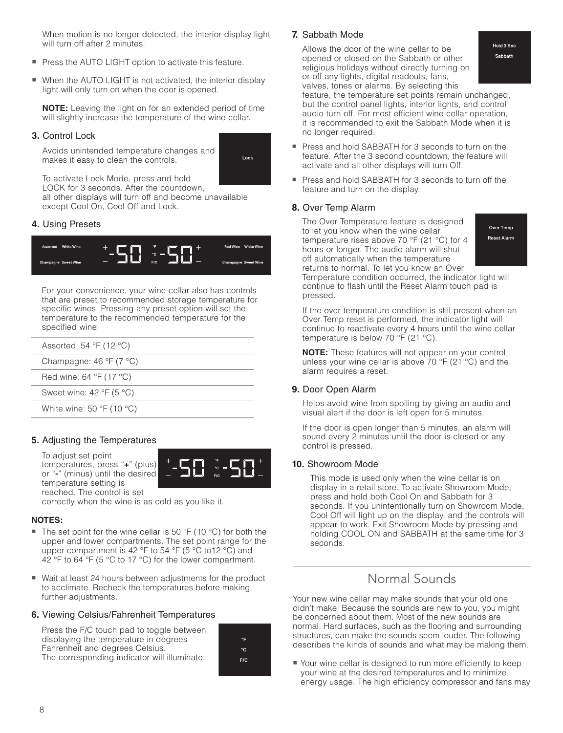When motion is no longer detected, the interior display light will turn off after 2 minutes.

- Press the AUTO LIGHT option to activate this feature.
- When the AUTO LIGHT is not activated, the interior display light will only turn on when the door is opened.

**NOTE:** Leaving the light on for an extended period of time will slightly increase the temperature of the wine cellar.

### 3. Control Lock

Avoids unintended temperature changes and makes it easy to clean the controls.

To activate Lock Mode, press and hold LOCK for 3 seconds. After the countdown, all other displays will turn off and become unavailable except Cool On, Cool Off and Lock.

### 4. Using Presets

For your convenience, your wine cellar also has controls that are preset to recommended storage temperature for specific wines. Pressing any preset option will set the temperature to the recommended temperature for the specified wine:

| |
|---|
| Assorted: 54 °F (12 °C) |
| Champagne: 46 °F (7 °C) |
| Red wine: 64 °F (17 °C) |
| Sweet wine: 42 °F (5 °C) |
| White wine: 50 °F (10 °C) |

### 5. Adjusting the Temperatures

To adjust set point temperatures, press "**+**" (plus) or "**-**" (minus) until the desired temperature setting is reached. The control is set correctly when the wine is as cold as you like it.

**NOTES:**

- The set point for the wine cellar is 50 °F (10 °C) for both the upper and lower compartments. The set point range for the upper compartment is 42 °F to 54 °F (5 °C to12 °C) and 42 °F to 64 °F (5 °C to 17 °C) for the lower compartment.
- Wait at least 24 hours between adjustments for the product to acclimate. Recheck the temperatures before making further adjustments.

### 6. Viewing Celsius/Fahrenheit Temperatures

Press the F/C touch pad to toggle between displaying the temperature in degrees Fahrenheit and degrees Celsius. The corresponding indicator will illuminate.

### 7. Sabbath Mode

Allows the door of the wine cellar to be opened or closed on the Sabbath or other religious holidays without directly turning on or off any lights, digital readouts, fans, valves, tones or alarms. By selecting this feature, the temperature set points remain unchanged, but the control panel lights, interior lights, and control audio turn off. For most efficient wine cellar operation, it is recommended to exit the Sabbath Mode when it is no longer required.

- Press and hold SABBATH for 3 seconds to turn on the feature. After the 3 second countdown, the feature will activate and all other displays will turn Off.
- Press and hold SABBATH for 3 seconds to turn off the feature and turn on the display.

### 8. Over Temp Alarm

The Over Temperature feature is designed to let you know when the wine cellar temperature rises above 70 °F (21 °C) for 4 hours or longer. The audio alarm will shut off automatically when the temperature returns to normal. To let you know an Over Temperature condition occurred, the indicator light will continue to flash until the Reset Alarm touch pad is pressed.

If the over temperature condition is still present when an Over Temp reset is performed, the indicator light will continue to reactivate every 4 hours until the wine cellar temperature is below 70 °F (21 °C).

**NOTE:** These features will not appear on your control unless your wine cellar is above 70 °F (21 °C) and the alarm requires a reset.

### 9. Door Open Alarm

Helps avoid wine from spoiling by giving an audio and visual alert if the door is left open for 5 minutes.

If the door is open longer than 5 minutes, an alarm will sound every 2 minutes until the door is closed or any control is pressed.

### 10. Showroom Mode

This mode is used only when the wine cellar is on display in a retail store. To activate Showroom Mode, press and hold both Cool On and Sabbath for 3 seconds. If you unintentionally turn on Showroom Mode, Cool Off will light up on the display, and the controls will appear to work. Exit Showroom Mode by pressing and holding COOL ON and SABBATH at the same time for 3 seconds.

## Normal Sounds

Your new wine cellar may make sounds that your old one didn't make. Because the sounds are new to you, you might be concerned about them. Most of the new sounds are normal. Hard surfaces, such as the flooring and surrounding structures, can make the sounds seem louder. The following describes the kinds of sounds and what may be making them.

- Your wine cellar is designed to run more efficiently to keep your wine at the desired temperatures and to minimize energy usage. The high efficiency compressor and fans may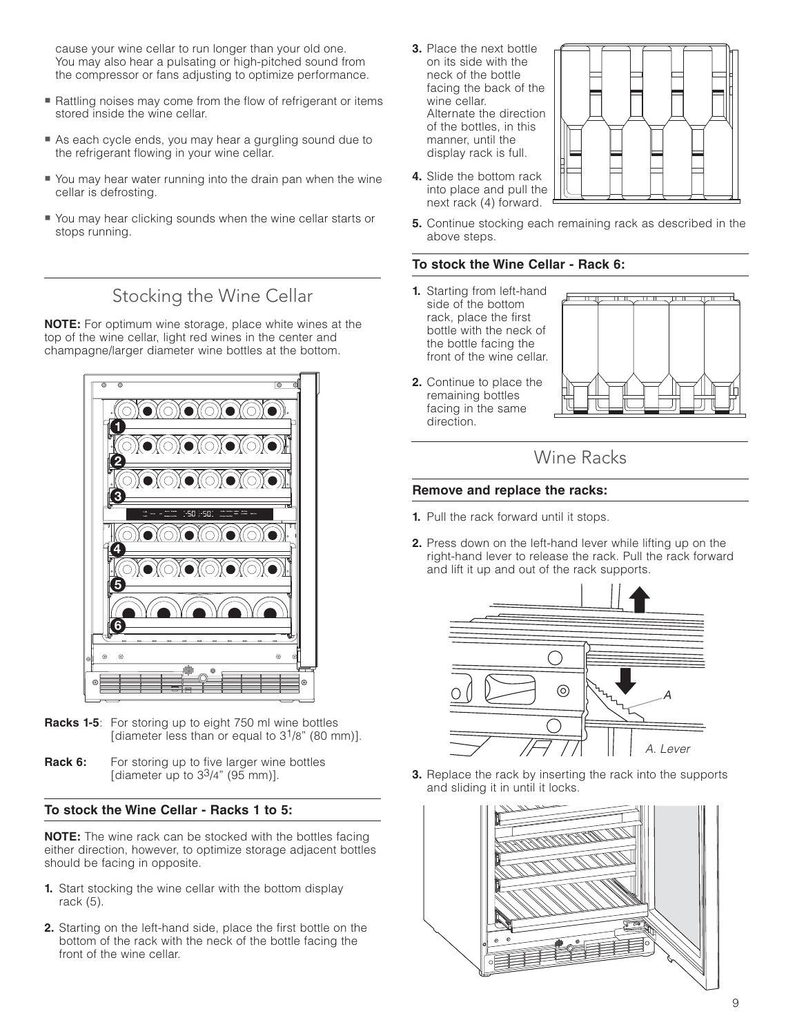cause your wine cellar to run longer than your old one. You may also hear a pulsating or high-pitched sound from the compressor or fans adjusting to optimize performance.

- Rattling noises may come from the flow of refrigerant or items stored inside the wine cellar.
- As each cycle ends, you may hear a gurgling sound due to the refrigerant flowing in your wine cellar.
- You may hear water running into the drain pan when the wine cellar is defrosting.
- You may hear clicking sounds when the wine cellar starts or stops running.

## Stocking the Wine Cellar

**NOTE:** For optimum wine storage, place white wines at the top of the wine cellar, light red wines in the center and champagne/larger diameter wine bottles at the bottom.

**Racks 1-5**: For storing up to eight 750 ml wine bottles [diameter less than or equal to 3 1/8" (80 mm)].

**Rack 6:** For storing up to five larger wine bottles [diameter up to 3 3/4" (95 mm)].

### To stock the Wine Cellar - Racks 1 to 5:

**NOTE:** The wine rack can be stocked with the bottles facing either direction, however, to optimize storage adjacent bottles should be facing in opposite.

1. Start stocking the wine cellar with the bottom display rack (5).
2. Starting on the left-hand side, place the first bottle on the bottom of the rack with the neck of the bottle facing the front of the wine cellar.
3. Place the next bottle on its side with the neck of the bottle facing the back of the wine cellar. Alternate the direction of the bottles, in this manner, until the display rack is full.
4. Slide the bottom rack into place and pull the next rack (4) forward.
5. Continue stocking each remaining rack as described in the above steps.

### To stock the Wine Cellar - Rack 6:

1. Starting from left-hand side of the bottom rack, place the first bottle with the neck of the bottle facing the front of the wine cellar.
2. Continue to place the remaining bottles facing in the same direction.

## Wine Racks

### Remove and replace the racks:

1. Pull the rack forward until it stops.
2. Press down on the left-hand lever while lifting up on the right-hand lever to release the rack. Pull the rack forward and lift it up and out of the rack supports.

A. Lever

3. Replace the rack by inserting the rack into the supports and sliding it in until it locks.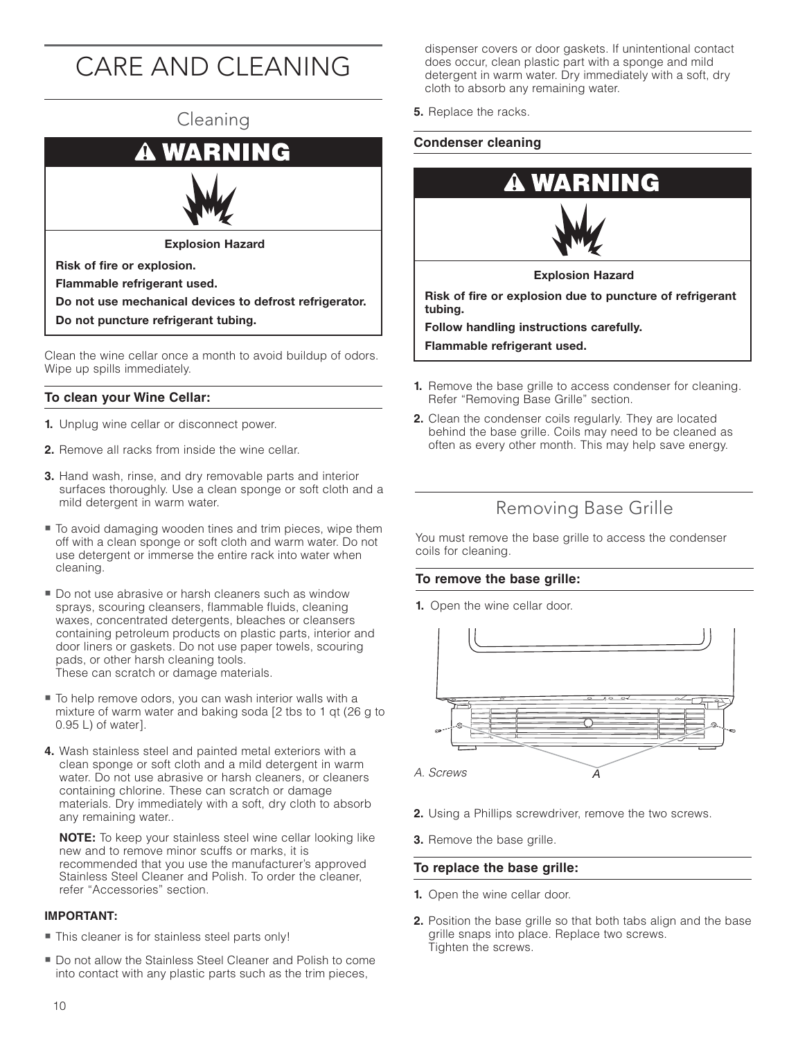# CARE AND CLEANING

## Cleaning

**⚠ WARNING**

**Explosion Hazard**

**Risk of fire or explosion.**

**Flammable refrigerant used.**

**Do not use mechanical devices to defrost refrigerator.**

**Do not puncture refrigerant tubing.**

Clean the wine cellar once a month to avoid buildup of odors. Wipe up spills immediately.

### To clean your Wine Cellar:

1. Unplug wine cellar or disconnect power.
2. Remove all racks from inside the wine cellar.
3. Hand wash, rinse, and dry removable parts and interior surfaces thoroughly. Use a clean sponge or soft cloth and a mild detergent in warm water.

- To avoid damaging wooden tines and trim pieces, wipe them off with a clean sponge or soft cloth and warm water. Do not use detergent or immerse the entire rack into water when cleaning.
- Do not use abrasive or harsh cleaners such as window sprays, scouring cleansers, flammable fluids, cleaning waxes, concentrated detergents, bleaches or cleansers containing petroleum products on plastic parts, interior and door liners or gaskets. Do not use paper towels, scouring pads, or other harsh cleaning tools.
These can scratch or damage materials.
- To help remove odors, you can wash interior walls with a mixture of warm water and baking soda [2 tbs to 1 qt (26 g to 0.95 L) of water].

4. Wash stainless steel and painted metal exteriors with a clean sponge or soft cloth and a mild detergent in warm water. Do not use abrasive or harsh cleaners, or cleaners containing chlorine. These can scratch or damage materials. Dry immediately with a soft, dry cloth to absorb any remaining water..

   **NOTE:** To keep your stainless steel wine cellar looking like new and to remove minor scuffs or marks, it is recommended that you use the manufacturer's approved Stainless Steel Cleaner and Polish. To order the cleaner, refer "Accessories" section.

**IMPORTANT:**

- This cleaner is for stainless steel parts only!
- Do not allow the Stainless Steel Cleaner and Polish to come into contact with any plastic parts such as the trim pieces, dispenser covers or door gaskets. If unintentional contact does occur, clean plastic part with a sponge and mild detergent in warm water. Dry immediately with a soft, dry cloth to absorb any remaining water.

5. Replace the racks.

### Condenser cleaning

**⚠ WARNING**

**Explosion Hazard**

**Risk of fire or explosion due to puncture of refrigerant tubing.**

**Follow handling instructions carefully.**

**Flammable refrigerant used.**

1. Remove the base grille to access condenser for cleaning. Refer "Removing Base Grille" section.
2. Clean the condenser coils regularly. They are located behind the base grille. Coils may need to be cleaned as often as every other month. This may help save energy.

## Removing Base Grille

You must remove the base grille to access the condenser coils for cleaning.

### To remove the base grille:

1. Open the wine cellar door.

*A. Screws*

2. Using a Phillips screwdriver, remove the two screws.
3. Remove the base grille.

### To replace the base grille:

1. Open the wine cellar door.
2. Position the base grille so that both tabs align and the base grille snaps into place. Replace two screws.
Tighten the screws.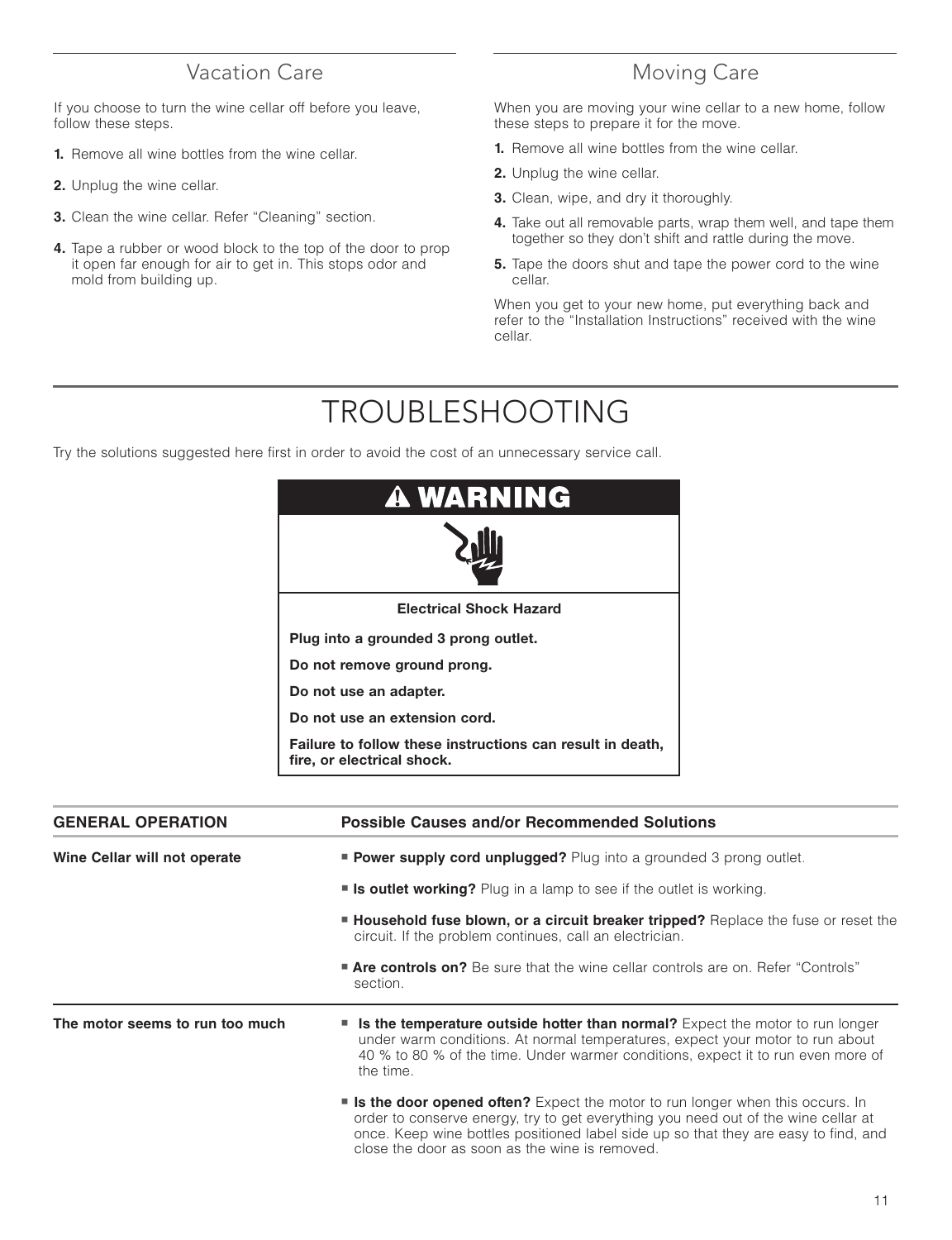## Vacation Care

If you choose to turn the wine cellar off before you leave, follow these steps.

1. Remove all wine bottles from the wine cellar.
2. Unplug the wine cellar.
3. Clean the wine cellar. Refer "Cleaning" section.
4. Tape a rubber or wood block to the top of the door to prop it open far enough for air to get in. This stops odor and mold from building up.

## Moving Care

When you are moving your wine cellar to a new home, follow these steps to prepare it for the move.

1. Remove all wine bottles from the wine cellar.
2. Unplug the wine cellar.
3. Clean, wipe, and dry it thoroughly.
4. Take out all removable parts, wrap them well, and tape them together so they don't shift and rattle during the move.
5. Tape the doors shut and tape the power cord to the wine cellar.

When you get to your new home, put everything back and refer to the "Installation Instructions" received with the wine cellar.

# TROUBLESHOOTING

Try the solutions suggested here first in order to avoid the cost of an unnecessary service call.

**⚠ WARNING**

**Electrical Shock Hazard**

**Plug into a grounded 3 prong outlet.**

**Do not remove ground prong.**

**Do not use an adapter.**

**Do not use an extension cord.**

**Failure to follow these instructions can result in death, fire, or electrical shock.**

| GENERAL OPERATION | Possible Causes and/or Recommended Solutions |
|---|---|
| **Wine Cellar will not operate** | ■ **Power supply cord unplugged?** Plug into a grounded 3 prong outlet. |
| | ■ **Is outlet working?** Plug in a lamp to see if the outlet is working. |
| | ■ **Household fuse blown, or a circuit breaker tripped?** Replace the fuse or reset the circuit. If the problem continues, call an electrician. |
| | ■ **Are controls on?** Be sure that the wine cellar controls are on. Refer "Controls" section. |
| **The motor seems to run too much** | ■ **Is the temperature outside hotter than normal?** Expect the motor to run longer under warm conditions. At normal temperatures, expect your motor to run about 40 % to 80 % of the time. Under warmer conditions, expect it to run even more of the time. |
| | ■ **Is the door opened often?** Expect the motor to run longer when this occurs. In order to conserve energy, try to get everything you need out of the wine cellar at once. Keep wine bottles positioned label side up so that they are easy to find, and close the door as soon as the wine is removed. |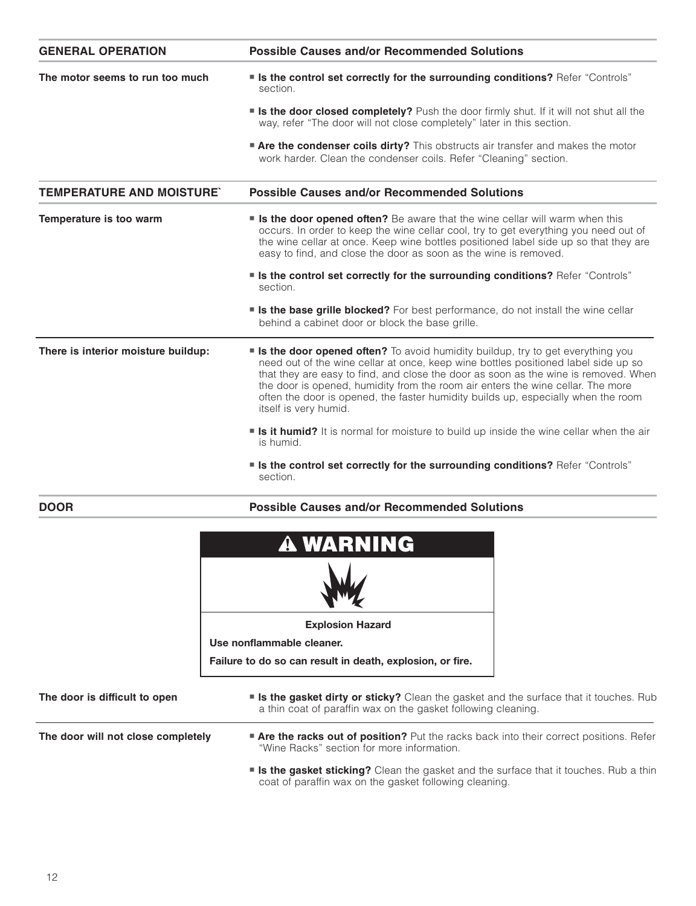| GENERAL OPERATION | Possible Causes and/or Recommended Solutions |
|---|---|
| **The motor seems to run too much** | ■ **Is the control set correctly for the surrounding conditions?** Refer "Controls" section.<br>■ **Is the door closed completely?** Push the door firmly shut. If it will not shut all the way, refer "The door will not close completely" later in this section.<br>■ **Are the condenser coils dirty?** This obstructs air transfer and makes the motor work harder. Clean the condenser coils. Refer "Cleaning" section. |

| TEMPERATURE AND MOISTURE` | Possible Causes and/or Recommended Solutions |
|---|---|
| **Temperature is too warm** | ■ **Is the door opened often?** Be aware that the wine cellar will warm when this occurs. In order to keep the wine cellar cool, try to get everything you need out of the wine cellar at once. Keep wine bottles positioned label side up so that they are easy to find, and close the door as soon as the wine is removed.<br>■ **Is the control set correctly for the surrounding conditions?** Refer "Controls" section.<br>■ **Is the base grille blocked?** For best performance, do not install the wine cellar behind a cabinet door or block the base grille. |
| **There is interior moisture buildup:** | ■ **Is the door opened often?** To avoid humidity buildup, try to get everything you need out of the wine cellar at once, keep wine bottles positioned label side up so that they are easy to find, and close the door as soon as the wine is removed. When the door is opened, humidity from the room air enters the wine cellar. The more often the door is opened, the faster humidity builds up, especially when the room itself is very humid.<br>■ **Is it humid?** It is normal for moisture to build up inside the wine cellar when the air is humid.<br>■ **Is the control set correctly for the surrounding conditions?** Refer "Controls" section. |

| DOOR | Possible Causes and/or Recommended Solutions |
|---|---|

**⚠ WARNING**

**Explosion Hazard**

**Use nonflammable cleaner.**

**Failure to do so can result in death, explosion, or fire.**

| | |
|---|---|
| **The door is difficult to open** | ■ **Is the gasket dirty or sticky?** Clean the gasket and the surface that it touches. Rub a thin coat of paraffin wax on the gasket following cleaning. |
| **The door will not close completely** | ■ **Are the racks out of position?** Put the racks back into their correct positions. Refer "Wine Racks" section for more information.<br>■ **Is the gasket sticking?** Clean the gasket and the surface that it touches. Rub a thin coat of paraffin wax on the gasket following cleaning. |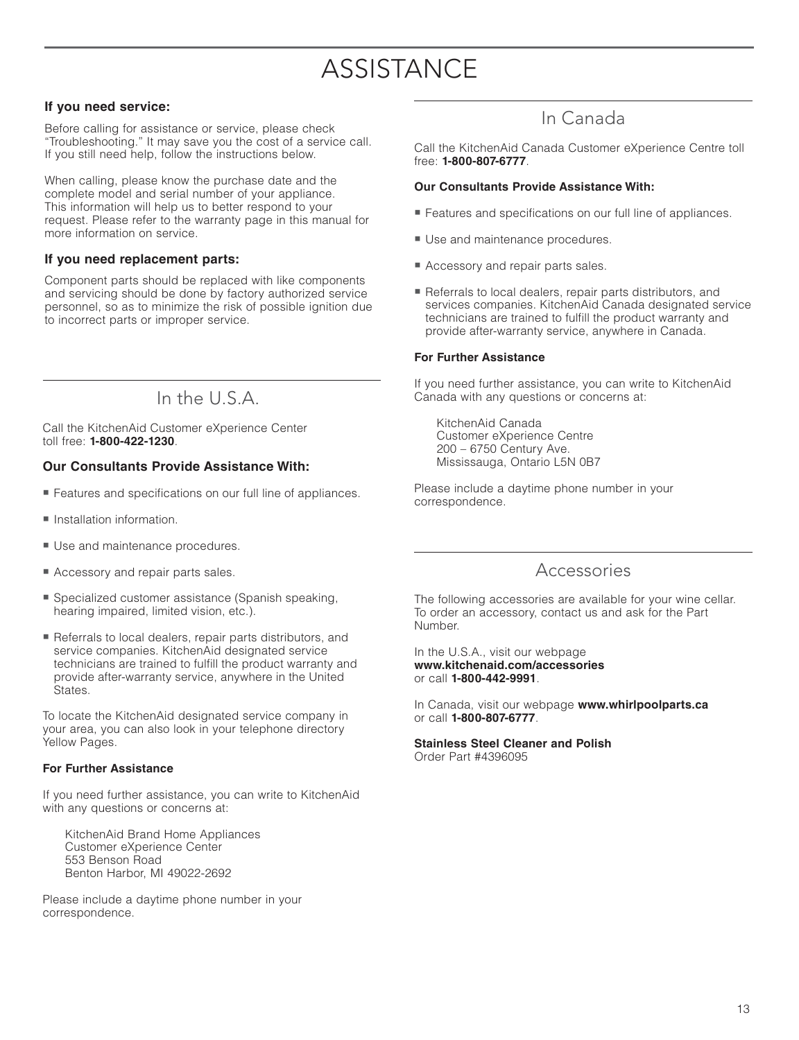# ASSISTANCE

**If you need service:**

Before calling for assistance or service, please check "Troubleshooting." It may save you the cost of a service call. If you still need help, follow the instructions below.

When calling, please know the purchase date and the complete model and serial number of your appliance. This information will help us to better respond to your request. Please refer to the warranty page in this manual for more information on service.

**If you need replacement parts:**

Component parts should be replaced with like components and servicing should be done by factory authorized service personnel, so as to minimize the risk of possible ignition due to incorrect parts or improper service.

## In the U.S.A.

Call the KitchenAid Customer eXperience Center toll free: **1-800-422-1230**.

**Our Consultants Provide Assistance With:**

- Features and specifications on our full line of appliances.
- Installation information.
- Use and maintenance procedures.
- Accessory and repair parts sales.
- Specialized customer assistance (Spanish speaking, hearing impaired, limited vision, etc.).
- Referrals to local dealers, repair parts distributors, and service companies. KitchenAid designated service technicians are trained to fulfill the product warranty and provide after-warranty service, anywhere in the United States.

To locate the KitchenAid designated service company in your area, you can also look in your telephone directory Yellow Pages.

**For Further Assistance**

If you need further assistance, you can write to KitchenAid with any questions or concerns at:

KitchenAid Brand Home Appliances
Customer eXperience Center
553 Benson Road
Benton Harbor, MI 49022-2692

Please include a daytime phone number in your correspondence.

## In Canada

Call the KitchenAid Canada Customer eXperience Centre toll free: **1-800-807-6777**.

**Our Consultants Provide Assistance With:**

- Features and specifications on our full line of appliances.
- Use and maintenance procedures.
- Accessory and repair parts sales.
- Referrals to local dealers, repair parts distributors, and services companies. KitchenAid Canada designated service technicians are trained to fulfill the product warranty and provide after-warranty service, anywhere in Canada.

**For Further Assistance**

If you need further assistance, you can write to KitchenAid Canada with any questions or concerns at:

KitchenAid Canada
Customer eXperience Centre
200 – 6750 Century Ave.
Mississauga, Ontario L5N 0B7

Please include a daytime phone number in your correspondence.

## Accessories

The following accessories are available for your wine cellar. To order an accessory, contact us and ask for the Part Number.

In the U.S.A., visit our webpage **www.kitchenaid.com/accessories** or call **1-800-442-9991**.

In Canada, visit our webpage **www.whirlpoolparts.ca** or call **1-800-807-6777**.

**Stainless Steel Cleaner and Polish**
Order Part #4396095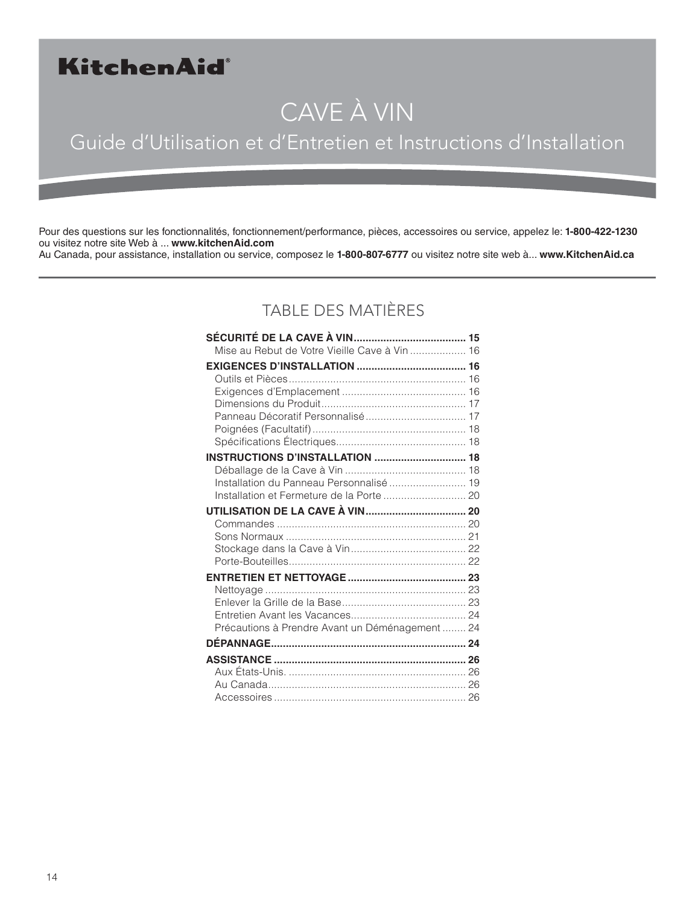**KitchenAid®**

# CAVE À VIN

## Guide d'Utilisation et d'Entretien et Instructions d'Installation

Pour des questions sur les fonctionnalités, fonctionnement/performance, pièces, accessoires ou service, appelez le: **1-800-422-1230** ou visitez notre site Web à ... **www.kitchenAid.com**
Au Canada, pour assistance, installation ou service, composez le **1-800-807-6777** ou visitez notre site web à... **www.KitchenAid.ca**

## TABLE DES MATIÈRES

**SÉCURITÉ DE LA CAVE À VIN** ...................................... **15**
- Mise au Rebut de Votre Vieille Cave à Vin ................... 16

**EXIGENCES D'INSTALLATION** ..................................... **16**
- Outils et Pièces ........................................................... 16
- Exigences d'Emplacement .......................................... 16
- Dimensions du Produit ................................................. 17
- Panneau Décoratif Personnalisé .................................. 17
- Poignées (Facultatif) .................................................... 18
- Spécifications Électriques ............................................ 18

**INSTRUCTIONS D'INSTALLATION** ............................... **18**
- Déballage de la Cave à Vin ......................................... 18
- Installation du Panneau Personnalisé .......................... 19
- Installation et Fermeture de la Porte ............................ 20

**UTILISATION DE LA CAVE À VIN** .................................. **20**
- Commandes ................................................................ 20
- Sons Normaux ............................................................. 21
- Stockage dans la Cave à Vin ....................................... 22
- Porte-Bouteilles ............................................................ 22

**ENTRETIEN ET NETTOYAGE** ........................................ **23**
- Nettoyage .................................................................... 23
- Enlever la Grille de la Base .......................................... 23
- Entretien Avant les Vacances ....................................... 24
- Précautions à Prendre Avant un Déménagement ........ 24

**DÉPANNAGE** ................................................................. **24**

**ASSISTANCE** ................................................................. **26**
- Aux États-Unis. ............................................................ 26
- Au Canada ................................................................... 26
- Accessoires ................................................................. 26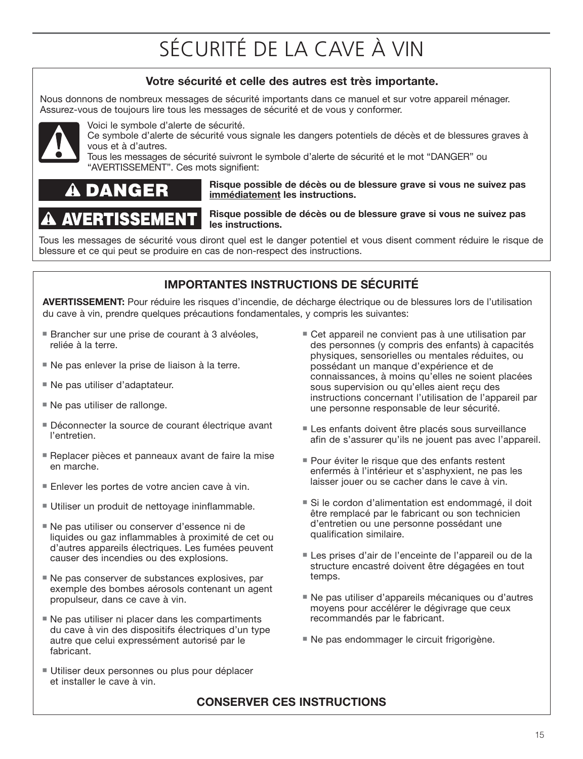# SÉCURITÉ DE LA CAVE À VIN

**Votre sécurité et celle des autres est très importante.**

Nous donnons de nombreux messages de sécurité importants dans ce manuel et sur votre appareil ménager. Assurez-vous de toujours lire tous les messages de sécurité et de vous y conformer.

Voici le symbole d'alerte de sécurité.
Ce symbole d'alerte de sécurité vous signale les dangers potentiels de décès et de blessures graves à vous et à d'autres.
Tous les messages de sécurité suivront le symbole d'alerte de sécurité et le mot "DANGER" ou "AVERTISSEMENT". Ces mots signifient:

**⚠ DANGER** — **Risque possible de décès ou de blessure grave si vous ne suivez pas immédiatement les instructions.**

**⚠ AVERTISSEMENT** — **Risque possible de décès ou de blessure grave si vous ne suivez pas les instructions.**

Tous les messages de sécurité vous diront quel est le danger potentiel et vous disent comment réduire le risque de blessure et ce qui peut se produire en cas de non-respect des instructions.

## IMPORTANTES INSTRUCTIONS DE SÉCURITÉ

**AVERTISSEMENT:** Pour réduire les risques d'incendie, de décharge électrique ou de blessures lors de l'utilisation du cave à vin, prendre quelques précautions fondamentales, y compris les suivantes:

- Brancher sur une prise de courant à 3 alvéoles, reliée à la terre.
- Ne pas enlever la prise de liaison à la terre.
- Ne pas utiliser d'adaptateur.
- Ne pas utiliser de rallonge.
- Déconnecter la source de courant électrique avant l'entretien.
- Replacer pièces et panneaux avant de faire la mise en marche.
- Enlever les portes de votre ancien cave à vin.
- Utiliser un produit de nettoyage ininflammable.
- Ne pas utiliser ou conserver d'essence ni de liquides ou gaz inflammables à proximité de cet ou d'autres appareils électriques. Les fumées peuvent causer des incendies ou des explosions.
- Ne pas conserver de substances explosives, par exemple des bombes aérosols contenant un agent propulseur, dans ce cave à vin.
- Ne pas utiliser ni placer dans les compartiments du cave à vin des dispositifs électriques d'un type autre que celui expressément autorisé par le fabricant.
- Utiliser deux personnes ou plus pour déplacer et installer le cave à vin.
- Cet appareil ne convient pas à une utilisation par des personnes (y compris des enfants) à capacités physiques, sensorielles ou mentales réduites, ou possédant un manque d'expérience et de connaissances, à moins qu'elles ne soient placées sous supervision ou qu'elles aient reçu des instructions concernant l'utilisation de l'appareil par une personne responsable de leur sécurité.
- Les enfants doivent être placés sous surveillance afin de s'assurer qu'ils ne jouent pas avec l'appareil.
- Pour éviter le risque que des enfants restent enfermés à l'intérieur et s'asphyxient, ne pas les laisser jouer ou se cacher dans le cave à vin.
- Si le cordon d'alimentation est endommagé, il doit être remplacé par le fabricant ou son technicien d'entretien ou une personne possédant une qualification similaire.
- Les prises d'air de l'enceinte de l'appareil ou de la structure encastré doivent être dégagées en tout temps.
- Ne pas utiliser d'appareils mécaniques ou d'autres moyens pour accélérer le dégivrage que ceux recommandés par le fabricant.
- Ne pas endommager le circuit frigorigène.

**CONSERVER CES INSTRUCTIONS**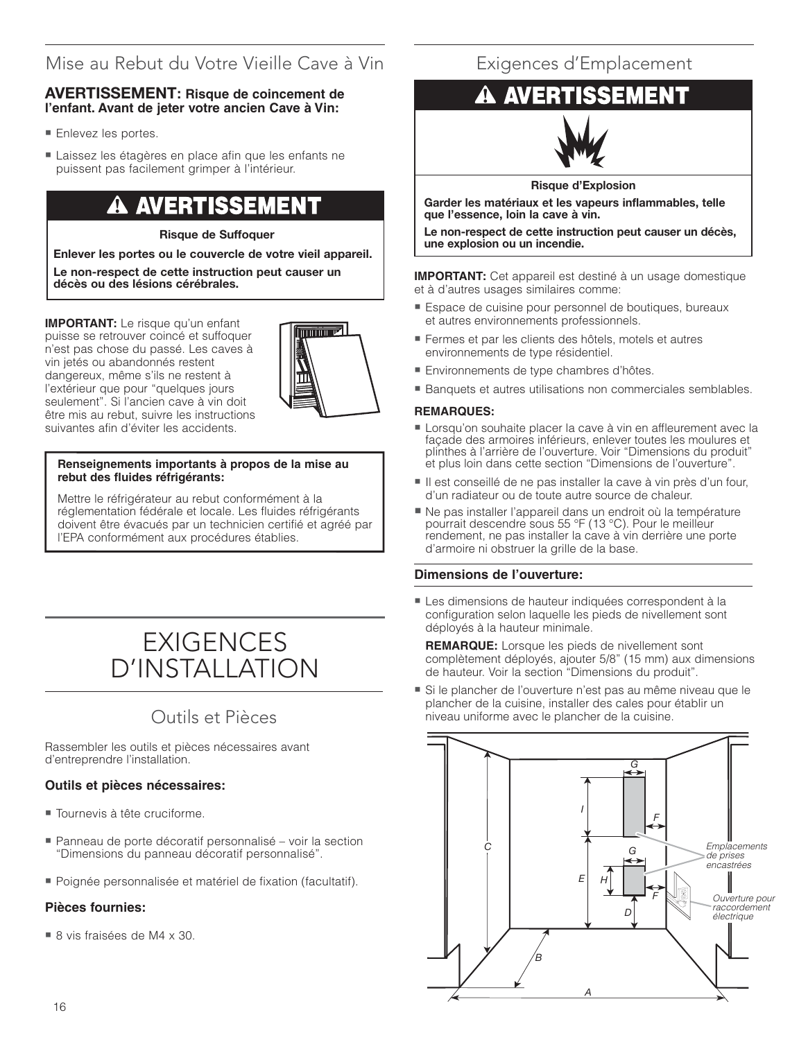## Mise au Rebut du Votre Vieille Cave à Vin

**AVERTISSEMENT: Risque de coincement de l'enfant. Avant de jeter votre ancien Cave à Vin:**

- Enlevez les portes.
- Laissez les étagères en place afin que les enfants ne puissent pas facilement grimper à l'intérieur.

**⚠ AVERTISSEMENT**

**Risque de Suffoquer**

**Enlever les portes ou le couvercle de votre vieil appareil.**

**Le non-respect de cette instruction peut causer un décès ou des lésions cérébrales.**

**IMPORTANT:** Le risque qu'un enfant puisse se retrouver coincé et suffoquer n'est pas chose du passé. Les caves à vin jetés ou abandonnés restent dangereux, même s'ils ne restent à l'extérieur que pour "quelques jours seulement". Si l'ancien cave à vin doit être mis au rebut, suivre les instructions suivantes afin d'éviter les accidents.

**Renseignements importants à propos de la mise au rebut des fluides réfrigérants:**

Mettre le réfrigérateur au rebut conformément à la réglementation fédérale et locale. Les fluides réfrigérants doivent être évacués par un technicien certifié et agréé par l'EPA conformément aux procédures établies.

# EXIGENCES D'INSTALLATION

## Outils et Pièces

Rassembler les outils et pièces nécessaires avant d'entreprendre l'installation.

### Outils et pièces nécessaires:

- Tournevis à tête cruciforme.
- Panneau de porte décoratif personnalisé – voir la section "Dimensions du panneau décoratif personnalisé".
- Poignée personnalisée et matériel de fixation (facultatif).

### Pièces fournies:

- 8 vis fraisées de M4 x 30.

## Exigences d'Emplacement

**⚠ AVERTISSEMENT**

**Risque d'Explosion**

**Garder les matériaux et les vapeurs inflammables, telle que l'essence, loin la cave à vin.**

**Le non-respect de cette instruction peut causer un décès, une explosion ou un incendie.**

**IMPORTANT:** Cet appareil est destiné à un usage domestique et à d'autres usages similaires comme:

- Espace de cuisine pour personnel de boutiques, bureaux et autres environnements professionnels.
- Fermes et par les clients des hôtels, motels et autres environnements de type résidentiel.
- Environnements de type chambres d'hôtes.
- Banquets et autres utilisations non commerciales semblables.

**REMARQUES:**

- Lorsqu'on souhaite placer la cave à vin en affleurement avec la façade des armoires inférieurs, enlever toutes les moulures et plinthes à l'arrière de l'ouverture. Voir "Dimensions du produit" et plus loin dans cette section "Dimensions de l'ouverture".
- Il est conseillé de ne pas installer la cave à vin près d'un four, d'un radiateur ou de toute autre source de chaleur.
- Ne pas installer l'appareil dans un endroit où la température pourrait descendre sous 55 °F (13 °C). Pour le meilleur rendement, ne pas installer la cave à vin derrière une porte d'armoire ni obstruer la grille de la base.

### Dimensions de l'ouverture:

- Les dimensions de hauteur indiquées correspondent à la configuration selon laquelle les pieds de nivellement sont déployés à la hauteur minimale.

  **REMARQUE:** Lorsque les pieds de nivellement sont complètement déployés, ajouter 5/8" (15 mm) aux dimensions de hauteur. Voir la section "Dimensions du produit".
- Si le plancher de l'ouverture n'est pas au même niveau que le plancher de la cuisine, installer des cales pour établir un niveau uniforme avec le plancher de la cuisine.

A B C D E F G H I

*Emplacements de prises encastrées*

*Ouverture pour raccordement électrique*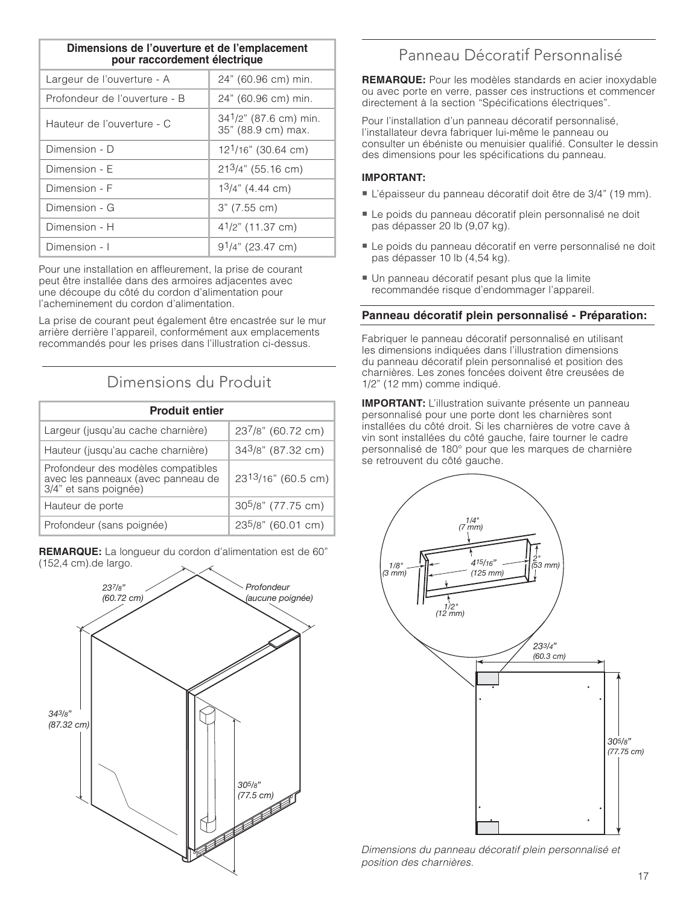| Dimensions de l'ouverture et de l'emplacement pour raccordement électrique | |
|---|---|
| Largeur de l'ouverture - A | 24" (60.96 cm) min. |
| Profondeur de l'ouverture - B | 24" (60.96 cm) min. |
| Hauteur de l'ouverture - C | 34 1/2" (87.6 cm) min. 35" (88.9 cm) max. |
| Dimension - D | 12 1/16" (30.64 cm) |
| Dimension - E | 21 3/4" (55.16 cm) |
| Dimension - F | 1 3/4" (4.44 cm) |
| Dimension - G | 3" (7.55 cm) |
| Dimension - H | 4 1/2" (11.37 cm) |
| Dimension - I | 9 1/4" (23.47 cm) |

Pour une installation en affleurement, la prise de courant peut être installée dans des armoires adjacentes avec une découpe du côté du cordon d'alimentation pour l'acheminement du cordon d'alimentation.

La prise de courant peut également être encastrée sur le mur arrière derrière l'appareil, conformément aux emplacements recommandés pour les prises dans l'illustration ci-dessus.

## Dimensions du Produit

| Produit entier | |
|---|---|
| Largeur (jusqu'au cache charnière) | 23 7/8" (60.72 cm) |
| Hauteur (jusqu'au cache charnière) | 34 3/8" (87.32 cm) |
| Profondeur des modèles compatibles avec les panneaux (avec panneau de 3/4" et sans poignée) | 23 13/16" (60.5 cm) |
| Hauteur de porte | 30 5/8" (77.75 cm) |
| Profondeur (sans poignée) | 23 5/8" (60.01 cm) |

**REMARQUE:** La longueur du cordon d'alimentation est de 60" (152,4 cm).de largo.

23 7/8" (60.72 cm)

Profondeur (aucune poignée)

34 3/8" (87.32 cm)

30 5/8" (77.5 cm)

## Panneau Décoratif Personnalisé

**REMARQUE:** Pour les modèles standards en acier inoxydable ou avec porte en verre, passer ces instructions et commencer directement à la section "Spécifications électriques".

Pour l'installation d'un panneau décoratif personnalisé, l'installateur devra fabriquer lui-même le panneau ou consulter un ébéniste ou menuisier qualifié. Consulter le dessin des dimensions pour les spécifications du panneau.

**IMPORTANT:**

- L'épaisseur du panneau décoratif doit être de 3/4" (19 mm).
- Le poids du panneau décoratif plein personnalisé ne doit pas dépasser 20 lb (9,07 kg).
- Le poids du panneau décoratif en verre personnalisé ne doit pas dépasser 10 lb (4,54 kg).
- Un panneau décoratif pesant plus que la limite recommandée risque d'endommager l'appareil.

### Panneau décoratif plein personnalisé - Préparation:

Fabriquer le panneau décoratif personnalisé en utilisant les dimensions indiquées dans l'illustration dimensions du panneau décoratif plein personnalisé et position des charnières. Les zones foncées doivent être creusées de 1/2" (12 mm) comme indiqué.

**IMPORTANT:** L'illustration suivante présente un panneau personnalisé pour une porte dont les charnières sont installées du côté droit. Si les charnières de votre cave à vin sont installées du côté gauche, faire tourner le cadre personnalisé de 180° pour que les marques de charnière se retrouvent du côté gauche.

1/4" (7 mm)

1/8" (3 mm)

4 15/16" (125 mm)

2" (53 mm)

1/2" (12 mm)

23 3/4" (60.3 cm)

30 5/8" (77.75 cm)

*Dimensions du panneau décoratif plein personnalisé et position des charnières.*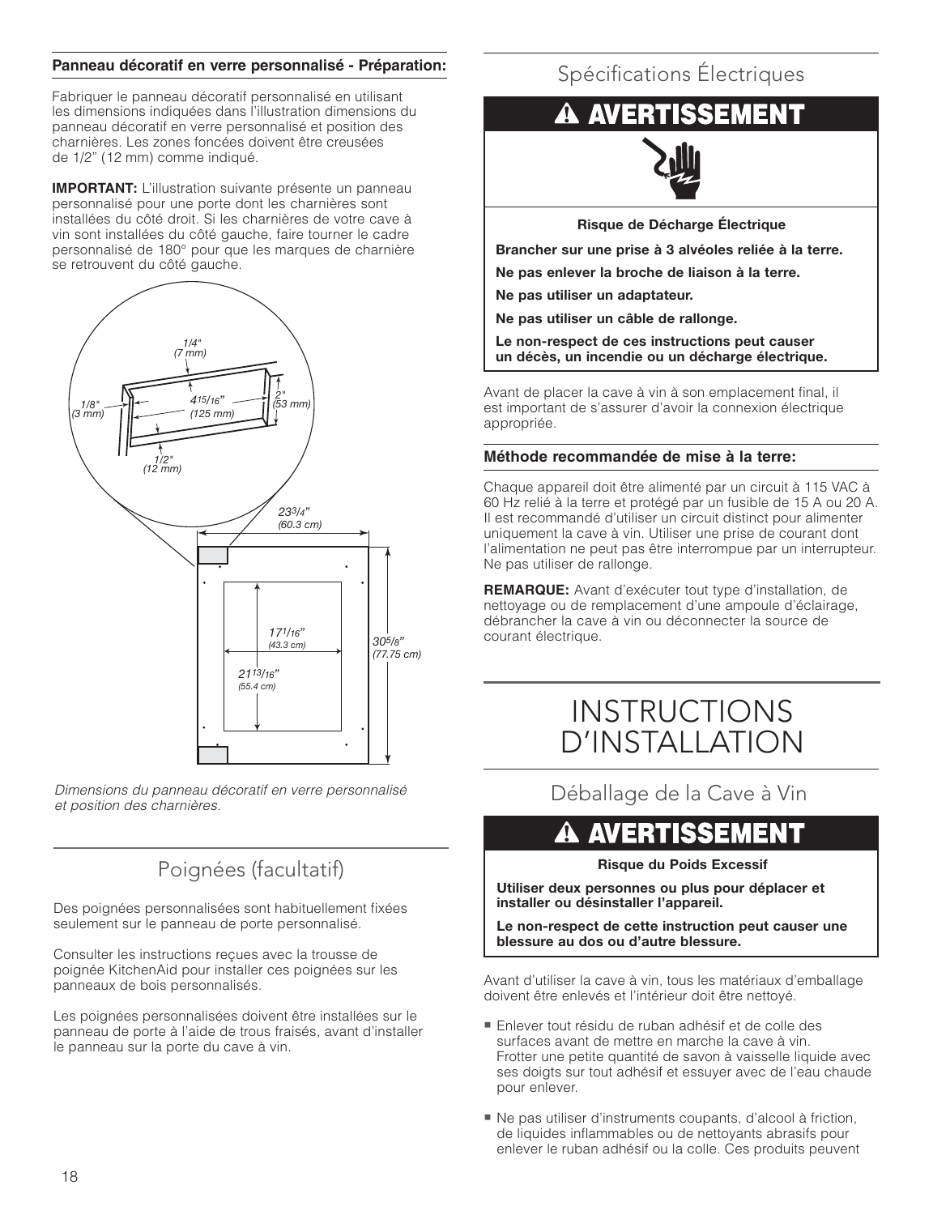**Panneau décoratif en verre personnalisé - Préparation:**

Fabriquer le panneau décoratif personnalisé en utilisant les dimensions indiquées dans l'illustration dimensions du panneau décoratif en verre personnalisé et position des charnières. Les zones foncées doivent être creusées de 1/2" (12 mm) comme indiqué.

**IMPORTANT:** L'illustration suivante présente un panneau personnalisé pour une porte dont les charnières sont installées du côté droit. Si les charnières de votre cave à vin sont installées du côté gauche, faire tourner le cadre personnalisé de 180° pour que les marques de charnière se retrouvent du côté gauche.

1/4" (7 mm)
1/8" (3 mm)
4 15/16" (125 mm)
2" (53 mm)
1/2" (12 mm)
23 3/4" (60.3 cm)
17 1/16" (43.3 cm)
30 5/8" (77.75 cm)
21 13/16" (55.4 cm)

*Dimensions du panneau décoratif en verre personnalisé et position des charnières.*

## Poignées (facultatif)

Des poignées personnalisées sont habituellement fixées seulement sur le panneau de porte personnalisé.

Consulter les instructions reçues avec la trousse de poignée KitchenAid pour installer ces poignées sur les panneaux de bois personnalisés.

Les poignées personnalisées doivent être installées sur le panneau de porte à l'aide de trous fraisés, avant d'installer le panneau sur la porte du cave à vin.

## Spécifications Électriques

**⚠ AVERTISSEMENT**

**Risque de Décharge Électrique**

**Brancher sur une prise à 3 alvéoles reliée à la terre.**

**Ne pas enlever la broche de liaison à la terre.**

**Ne pas utiliser un adaptateur.**

**Ne pas utiliser un câble de rallonge.**

**Le non-respect de ces instructions peut causer un décès, un incendie ou un décharge électrique.**

Avant de placer la cave à vin à son emplacement final, il est important de s'assurer d'avoir la connexion électrique appropriée.

**Méthode recommandée de mise à la terre:**

Chaque appareil doit être alimenté par un circuit à 115 VAC à 60 Hz relié à la terre et protégé par un fusible de 15 A ou 20 A. Il est recommandé d'utiliser un circuit distinct pour alimenter uniquement la cave à vin. Utiliser une prise de courant dont l'alimentation ne peut pas être interrompue par un interrupteur. Ne pas utiliser de rallonge.

**REMARQUE:** Avant d'exécuter tout type d'installation, de nettoyage ou de remplacement d'une ampoule d'éclairage, débrancher la cave à vin ou déconnecter la source de courant électrique.

# INSTRUCTIONS D'INSTALLATION

## Déballage de la Cave à Vin

**⚠ AVERTISSEMENT**

**Risque du Poids Excessif**

**Utiliser deux personnes ou plus pour déplacer et installer ou désinstaller l'appareil.**

**Le non-respect de cette instruction peut causer une blessure au dos ou d'autre blessure.**

Avant d'utiliser la cave à vin, tous les matériaux d'emballage doivent être enlevés et l'intérieur doit être nettoyé.

- Enlever tout résidu de ruban adhésif et de colle des surfaces avant de mettre en marche la cave à vin. Frotter une petite quantité de savon à vaisselle liquide avec ses doigts sur tout adhésif et essuyer avec de l'eau chaude pour enlever.
- Ne pas utiliser d'instruments coupants, d'alcool à friction, de liquides inflammables ou de nettoyants abrasifs pour enlever le ruban adhésif ou la colle. Ces produits peuvent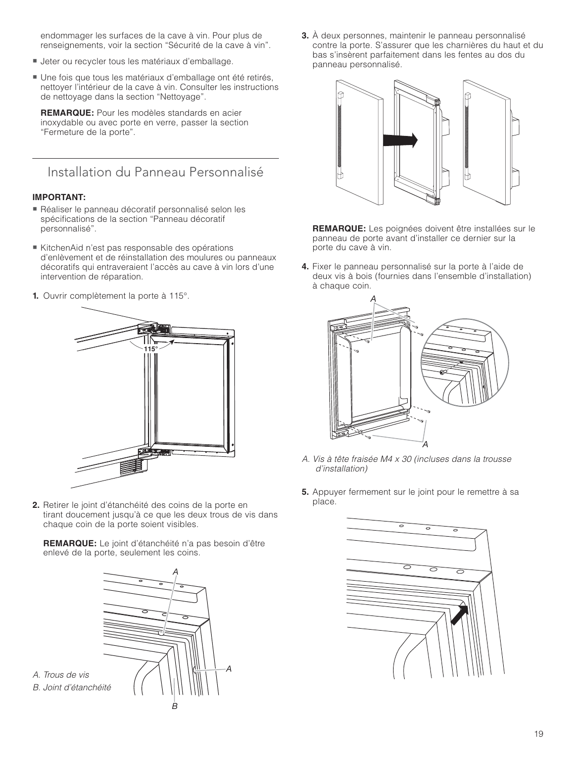endommager les surfaces de la cave à vin. Pour plus de renseignements, voir la section "Sécurité de la cave à vin".

- Jeter ou recycler tous les matériaux d'emballage.
- Une fois que tous les matériaux d'emballage ont été retirés, nettoyer l'intérieur de la cave à vin. Consulter les instructions de nettoyage dans la section "Nettoyage".

**REMARQUE:** Pour les modèles standards en acier inoxydable ou avec porte en verre, passer la section "Fermeture de la porte".

## Installation du Panneau Personnalisé

**IMPORTANT:**

- Réaliser le panneau décoratif personnalisé selon les spécifications de la section "Panneau décoratif personnalisé".
- KitchenAid n'est pas responsable des opérations d'enlèvement et de réinstallation des moulures ou panneaux décoratifs qui entraveraient l'accès au cave à vin lors d'une intervention de réparation.

**1.** Ouvrir complètement la porte à 115°.

**2.** Retirer le joint d'étanchéité des coins de la porte en tirant doucement jusqu'à ce que les deux trous de vis dans chaque coin de la porte soient visibles.

**REMARQUE:** Le joint d'étanchéité n'a pas besoin d'être enlevé de la porte, seulement les coins.

*A. Trous de vis*
*B. Joint d'étanchéité*

**3.** À deux personnes, maintenir le panneau personnalisé contre la porte. S'assurer que les charnières du haut et du bas s'insèrent parfaitement dans les fentes au dos du panneau personnalisé.

**REMARQUE:** Les poignées doivent être installées sur le panneau de porte avant d'installer ce dernier sur la porte du cave à vin.

**4.** Fixer le panneau personnalisé sur la porte à l'aide de deux vis à bois (fournies dans l'ensemble d'installation) à chaque coin.

*A. Vis à tête fraisée M4 x 30 (incluses dans la trousse d'installation)*

**5.** Appuyer fermement sur le joint pour le remettre à sa place.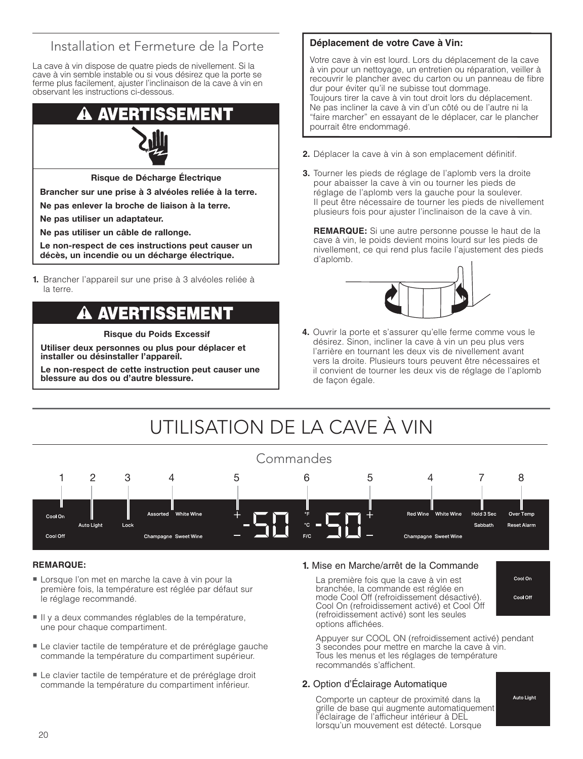## Installation et Fermeture de la Porte

La cave à vin dispose de quatre pieds de nivellement. Si la cave à vin semble instable ou si vous désirez que la porte se ferme plus facilement, ajuster l'inclinaison de la cave à vin en observant les instructions ci-dessous.

**⚠ AVERTISSEMENT**

**Risque de Décharge Électrique**

**Brancher sur une prise à 3 alvéoles reliée à la terre.**

**Ne pas enlever la broche de liaison à la terre.**

**Ne pas utiliser un adaptateur.**

**Ne pas utiliser un câble de rallonge.**

**Le non-respect de ces instructions peut causer un décès, un incendie ou un décharge électrique.**

1. Brancher l'appareil sur une prise à 3 alvéoles reliée à la terre.

**⚠ AVERTISSEMENT**

**Risque du Poids Excessif**

**Utiliser deux personnes ou plus pour déplacer et installer ou désinstaller l'appareil.**

**Le non-respect de cette instruction peut causer une blessure au dos ou d'autre blessure.**

**Déplacement de votre Cave à Vin:**

Votre cave à vin est lourd. Lors du déplacement de la cave à vin pour un nettoyage, un entretien ou réparation, veiller à recouvrir le plancher avec du carton ou un panneau de fibre dur pour éviter qu'il ne subisse tout dommage.
Toujours tirer la cave à vin tout droit lors du déplacement. Ne pas incliner la cave à vin d'un côté ou de l'autre ni la "faire marcher" en essayant de le déplacer, car le plancher pourrait être endommagé.

2. Déplacer la cave à vin à son emplacement définitif.

3. Tourner les pieds de réglage de l'aplomb vers la droite pour abaisser la cave à vin ou tourner les pieds de réglage de l'aplomb vers la gauche pour la soulever. Il peut être nécessaire de tourner les pieds de nivellement plusieurs fois pour ajuster l'inclinaison de la cave à vin.

   **REMARQUE:** Si une autre personne pousse le haut de la cave à vin, le poids devient moins lourd sur les pieds de nivellement, ce qui rend plus facile l'ajustement des pieds d'aplomb.

4. Ouvrir la porte et s'assurer qu'elle ferme comme vous le désirez. Sinon, incliner la cave à vin un peu plus vers l'arrière en tournant les deux vis de nivellement avant vers la droite. Plusieurs tours peuvent être nécessaires et il convient de tourner les deux vis de réglage de l'aplomb de façon égale.

# UTILISATION DE LA CAVE À VIN

## Commandes

1 Cool On / Cool Off — 2 Auto Light — 3 Lock — 4 Assorted / White Wine / Champagne / Sweet Wine — 5 + / – — 6 °F / °C / F/C — 5 + / – — 4 Red Wine / White Wine / Champagne / Sweet Wine — 7 Hold 3 Sec / Sabbath — 8 Over Temp / Reset Alarm

**REMARQUE:**

- Lorsque l'on met en marche la cave à vin pour la première fois, la température est réglée par défaut sur le réglage recommandé.
- Il y a deux commandes réglables de la température, une pour chaque compartiment.
- Le clavier tactile de température et de préréglage gauche commande la température du compartiment supérieur.
- Le clavier tactile de température et de préréglage droit commande la température du compartiment inférieur.

**1.** Mise en Marche/arrêt de la Commande

La première fois que la cave à vin est branchée, la commande est réglée en mode Cool Off (refroidissement désactivé). Cool On (refroidissement activé) et Cool Off (refroidissement activé) sont les seules options affichées.

Appuyer sur COOL ON (refroidissement activé) pendant 3 secondes pour mettre en marche la cave à vin. Tous les menus et les réglages de température recommandés s'affichent.

**2.** Option d'Éclairage Automatique

Comporte un capteur de proximité dans la grille de base qui augmente automatiquement l'éclairage de l'afficheur intérieur à DEL lorsqu'un mouvement est détecté. Lorsque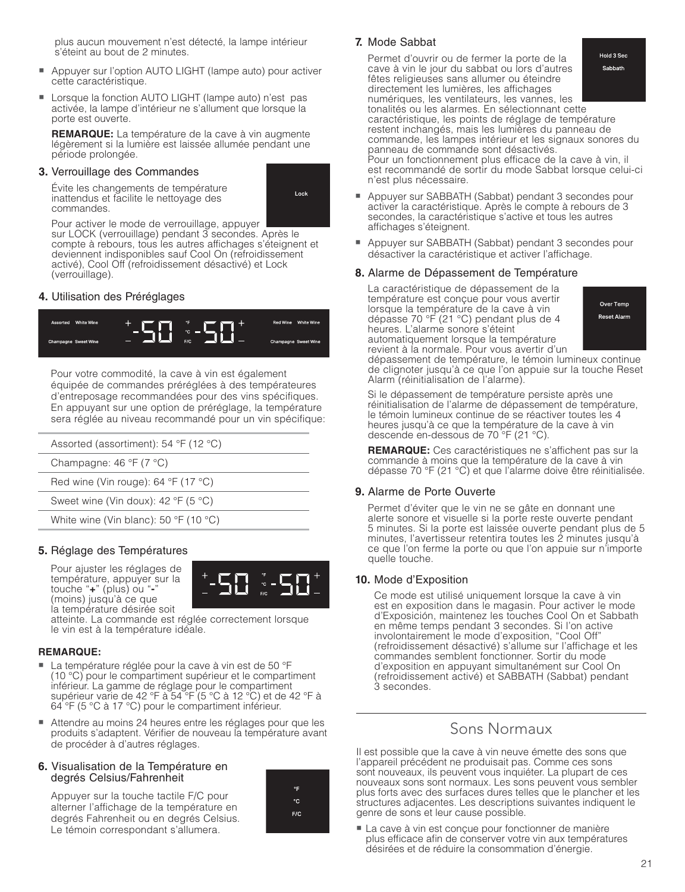plus aucun mouvement n'est détecté, la lampe intérieur s'éteint au bout de 2 minutes.

- Appuyer sur l'option AUTO LIGHT (lampe auto) pour activer cette caractéristique.
- Lorsque la fonction AUTO LIGHT (lampe auto) n'est pas activée, la lampe d'intérieur ne s'allument que lorsque la porte est ouverte.

  **REMARQUE:** La température de la cave à vin augmente légèrement si la lumière est laissée allumée pendant une période prolongée.

### 3. Verrouillage des Commandes

Lock

Évite les changements de température inattendus et facilite le nettoyage des commandes.

Pour activer le mode de verrouillage, appuyer sur LOCK (verrouillage) pendant 3 secondes. Après le compte à rebours, tous les autres affichages s'éteignent et deviennent indisponibles sauf Cool On (refroidissement activé), Cool Off (refroidissement désactivé) et Lock (verrouillage).

### 4. Utilisation des Préréglages

Assorted White Wine + -50 °F °C F/C -50 + Red Wine White Wine
Champagne Sweet Wine – – Champagne Sweet Wine

Pour votre commodité, la cave à vin est également équipée de commandes préréglées à des températeurs d'entreposage recommandées pour des vins spécifiques. En appuyant sur une option de préréglage, la température sera réglée au niveau recommandé pour un vin spécifique:

| |
|---|
| Assorted (assortiment): 54 °F (12 °C) |
| Champagne: 46 °F (7 °C) |
| Red wine (Vin rouge): 64 °F (17 °C) |
| Sweet wine (Vin doux): 42 °F (5 °C) |
| White wine (Vin blanc): 50 °F (10 °C) |

### 5. Réglage des Températures

Pour ajuster les réglages de température, appuyer sur la touche "**+**" (plus) ou "**-**" (moins) jusqu'à ce que la température désirée soit atteinte. La commande est réglée correctement lorsque le vin est à la température idéale.

+ -50 °F °C F/C -50 +

**REMARQUE:**

- La température réglée pour la cave à vin est de 50 °F (10 °C) pour le compartiment supérieur et le compartiment inférieur. La gamme de réglage pour le compartiment supérieur varie de 42 °F à 54 °F (5 °C à 12 °C) et de 42 °F à 64 °F (5 °C à 17 °C) pour le compartiment inférieur.
- Attendre au moins 24 heures entre les réglages pour que les produits s'adaptent. Vérifier de nouveau la température avant de procéder à d'autres réglages.

### 6. Visualisation de la Température en degrés Celsius/Fahrenheit

°F °C F/C

Appuyer sur la touche tactile F/C pour alterner l'affichage de la température en degrés Fahrenheit ou en degrés Celsius. Le témoin correspondant s'allumera.

### 7. Mode Sabbat

Hold 3 Sec Sabbath

Permet d'ouvrir ou de fermer la porte de la cave à vin le jour du sabbat ou lors d'autres fêtes religieuses sans allumer ou éteindre directement les lumières, les affichages numériques, les ventilateurs, les vannes, les tonalités ou les alarmes. En sélectionnant cette caractéristique, les points de réglage de température restent inchangés, mais les lumières du panneau de commande, les lampes intérieur et les signaux sonores du panneau de commande sont désactivés.
Pour un fonctionnement plus efficace de la cave à vin, il est recommandé de sortir du mode Sabbat lorsque celui-ci n'est plus nécessaire.

- Appuyer sur SABBATH (Sabbat) pendant 3 secondes pour activer la caractéristique. Après le compte à rebours de 3 secondes, la caractéristique s'active et tous les autres affichages s'éteignent.
- Appuyer sur SABBATH (Sabbat) pendant 3 secondes pour désactiver la caractéristique et activer l'affichage.

### 8. Alarme de Dépassement de Température

Over Temp Reset Alarm

La caractéristique de dépassement de la température est conçue pour vous avertir lorsque la température de la cave à vin dépasse 70 °F (21 °C) pendant plus de 4 heures. L'alarme sonore s'éteint automatiquement lorsque la température revient à la normale. Pour vous avertir d'un dépassement de température, le témoin lumineux continue de clignoter jusqu'à ce que l'on appuie sur la touche Reset Alarm (réinitialisation de l'alarme).

Si le dépassement de température persiste après une réinitialisation de l'alarme de dépassement de température, le témoin lumineux continue de se réactiver toutes les 4 heures jusqu'à ce que la température de la cave à vin descende en-dessous de 70 °F (21 °C).

**REMARQUE:** Ces caractéristiques ne s'affichent pas sur la commande à moins que la température de la cave à vin dépasse 70 °F (21 °C) et que l'alarme doive être réinitialisée.

### 9. Alarme de Porte Ouverte

Permet d'éviter que le vin ne se gâte en donnant une alerte sonore et visuelle si la porte reste ouverte pendant 5 minutes. Si la porte est laissée ouverte pendant plus de 5 minutes, l'avertisseur retentira toutes les 2 minutes jusqu'à ce que l'on ferme la porte ou que l'on appuie sur n'importe quelle touche.

### 10. Mode d'Exposition

Ce mode est utilisé uniquement lorsque la cave à vin est en exposition dans le magasin. Pour activer le mode d'Exposición, maintenez les touches Cool On et Sabbath en même temps pendant 3 secondes. Si l'on active involontairement le mode d'exposition, "Cool Off" (refroidissement désactivé) s'allume sur l'affichage et les commandes semblent fonctionner. Sortir du mode d'exposition en appuyant simultanément sur Cool On (refroidissement activé) et SABBATH (Sabbat) pendant 3 secondes.

## Sons Normaux

Il est possible que la cave à vin neuve émette des sons que l'appareil précédent ne produisait pas. Comme ces sons sont nouveaux, ils peuvent vous inquiéter. La plupart de ces nouveaux sons sont normaux. Les sons peuvent vous sembler plus forts avec des surfaces dures telles que le plancher et les structures adjacentes. Les descriptions suivantes indiquent le genre de sons et leur cause possible.

- La cave à vin est conçue pour fonctionner de manière plus efficace afin de conserver votre vin aux températures désirées et de réduire la consommation d'énergie.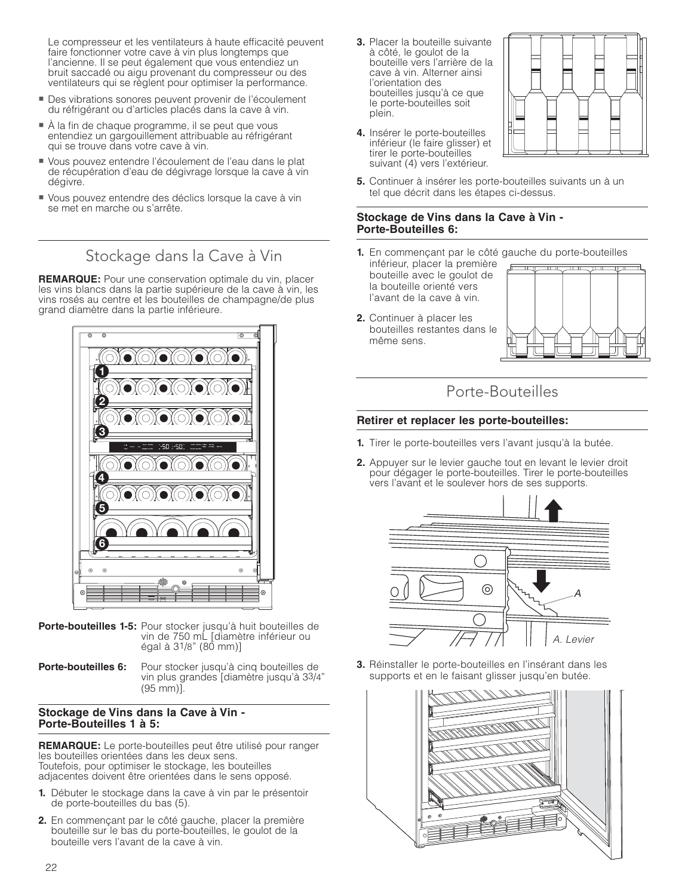Le compresseur et les ventilateurs à haute efficacité peuvent faire fonctionner votre cave à vin plus longtemps que l'ancienne. Il se peut également que vous entendiez un bruit saccadé ou aigu provenant du compresseur ou des ventilateurs qui se règlent pour optimiser la performance.

- Des vibrations sonores peuvent provenir de l'écoulement du réfrigérant ou d'articles placés dans la cave à vin.
- À la fin de chaque programme, il se peut que vous entendiez un gargouillement attribuable au réfrigérant qui se trouve dans votre cave à vin.
- Vous pouvez entendre l'écoulement de l'eau dans le plat de récupération d'eau de dégivrage lorsque la cave à vin dégivre.
- Vous pouvez entendre des déclics lorsque la cave à vin se met en marche ou s'arrête.

## Stockage dans la Cave à Vin

**REMARQUE:** Pour une conservation optimale du vin, placer les vins blancs dans la partie supérieure de la cave à vin, les vins rosés au centre et les bouteilles de champagne/de plus grand diamètre dans la partie inférieure.

**Porte-bouteilles 1-5:** Pour stocker jusqu'à huit bouteilles de vin de 750 mL [diamètre inférieur ou égal à 3 1/8" (80 mm)]

**Porte-bouteilles 6:** Pour stocker jusqu'à cinq bouteilles de vin plus grandes [diamètre jusqu'à 3 3/4" (95 mm)].

### Stockage de Vins dans la Cave à Vin - Porte-Bouteilles 1 à 5:

**REMARQUE:** Le porte-bouteilles peut être utilisé pour ranger les bouteilles orientées dans les deux sens.
Toutefois, pour optimiser le stockage, les bouteilles adjacentes doivent être orientées dans le sens opposé.

1. Débuter le stockage dans la cave à vin par le présentoir de porte-bouteilles du bas (5).
2. En commençant par le côté gauche, placer la première bouteille sur le bas du porte-bouteilles, le goulot de la bouteille vers l'avant de la cave à vin.
3. Placer la bouteille suivante à côté, le goulot de la bouteille vers l'arrière de la cave à vin. Alterner ainsi l'orientation des bouteilles jusqu'à ce que le porte-bouteilles soit plein.
4. Insérer le porte-bouteilles inférieur (le faire glisser) et tirer le porte-bouteilles suivant (4) vers l'extérieur.
5. Continuer à insérer les porte-bouteilles suivants un à un tel que décrit dans les étapes ci-dessus.

### Stockage de Vins dans la Cave à Vin - Porte-Bouteilles 6:

1. En commençant par le côté gauche du porte-bouteilles inférieur, placer la première bouteille avec le goulot de la bouteille orienté vers l'avant de la cave à vin.
2. Continuer à placer les bouteilles restantes dans le même sens.

## Porte-Bouteilles

### Retirer et replacer les porte-bouteilles:

1. Tirer le porte-bouteilles vers l'avant jusqu'à la butée.
2. Appuyer sur le levier gauche tout en levant le levier droit pour dégager le porte-bouteilles. Tirer le porte-bouteilles vers l'avant et le soulever hors de ses supports.

A. Levier

3. Réinstaller le porte-bouteilles en l'insérant dans les supports et en le faisant glisser jusqu'en butée.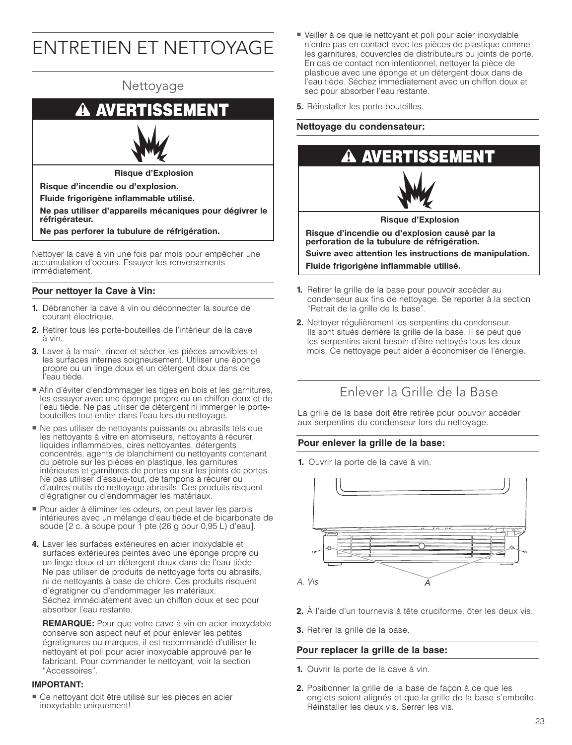# ENTRETIEN ET NETTOYAGE

## Nettoyage

**⚠ AVERTISSEMENT**

**Risque d'Explosion**

**Risque d'incendie ou d'explosion.**

**Fluide frigorigène inflammable utilisé.**

**Ne pas utiliser d'appareils mécaniques pour dégivrer le réfrigérateur.**

**Ne pas perforer la tubulure de réfrigération.**

Nettoyer la cave à vin une fois par mois pour empêcher une accumulation d'odeurs. Essuyer les renversements immédiatement.

### Pour nettoyer la Cave à Vin:

1. Débrancher la cave à vin ou déconnecter la source de courant électrique.
2. Retirer tous les porte-bouteilles de l'intérieur de la cave à vin.
3. Laver à la main, rincer et sécher les pièces amovibles et les surfaces internes soigneusement. Utiliser une éponge propre ou un linge doux et un détergent doux dans de l'eau tiède.

- Afin d'éviter d'endommager les tiges en bois et les garnitures, les essuyer avec une éponge propre ou un chiffon doux et de l'eau tiède. Ne pas utiliser de détergent ni immerger le porte-bouteilles tout entier dans l'eau lors du nettoyage.
- Ne pas utiliser de nettoyants puissants ou abrasifs tels que les nettoyants à vitre en atomiseurs, nettoyants à récurer, liquides inflammables, cires nettoyantes, détergents concentrés, agents de blanchiment ou nettoyants contenant du pétrole sur les pièces en plastique, les garnitures intérieures et garnitures de portes ou sur les joints de portes. Ne pas utiliser d'essuie-tout, de tampons à récurer ou d'autres outils de nettoyage abrasifs. Ces produits risquent d'égratigner ou d'endommager les matériaux.
- Pour aider à éliminer les odeurs, on peut laver les parois intérieures avec un mélange d'eau tiède et de bicarbonate de soude [2 c. à soupe pour 1 pte (26 g pour 0,95 L) d'eau].

4. Laver les surfaces extérieures en acier inoxydable et surfaces extérieures peintes avec une éponge propre ou un linge doux et un détergent doux dans de l'eau tiède. Ne pas utiliser de produits de nettoyage forts ou abrasifs, ni de nettoyants à base de chlore. Ces produits risquent d'égratigner ou d'endommager les matériaux. Séchez immédiatement avec un chiffon doux et sec pour absorber l'eau restante.

   **REMARQUE:** Pour que votre cave à vin en acier inoxydable conserve son aspect neuf et pour enlever les petites égratignures ou marques, il est recommandé d'utiliser le nettoyant et poli pour acier inoxydable approuvé par le fabricant. Pour commander le nettoyant, voir la section "Accessoires".

**IMPORTANT:**

- Ce nettoyant doit être utilisé sur les pièces en acier inoxydable uniquement!
- Veiller à ce que le nettoyant et poli pour acier inoxydable n'entre pas en contact avec les pièces de plastique comme les garnitures, couvercles de distributeurs ou joints de porte. En cas de contact non intentionnel, nettoyer la pièce de plastique avec une éponge et un détergent doux dans de l'eau tiède. Séchez immédiatement avec un chiffon doux et sec pour absorber l'eau restante.

5. Réinstaller les porte-bouteilles.

### Nettoyage du condensateur:

**⚠ AVERTISSEMENT**

**Risque d'Explosion**

**Risque d'incendie ou d'explosion causé par la perforation de la tubulure de réfrigération.**

**Suivre avec attention les instructions de manipulation.**

**Fluide frigorigène inflammable utilisé.**

1. Retirer la grille de la base pour pouvoir accéder au condenseur aux fins de nettoyage. Se reporter à la section "Retrait de la grille de la base".
2. Nettoyer régulièrement les serpentins du condenseur. Ils sont situés derrière la grille de la base. Il se peut que les serpentins aient besoin d'être nettoyés tous les deux mois. Ce nettoyage peut aider à économiser de l'énergie.

## Enlever la Grille de la Base

La grille de la base doit être retirée pour pouvoir accéder aux serpentins du condenseur lors du nettoyage.

### Pour enlever la grille de la base:

1. Ouvrir la porte de la cave à vin.

*A. Vis*

2. À l'aide d'un tournevis à tête cruciforme, ôter les deux vis.
3. Retirer la grille de la base.

### Pour replacer la grille de la base:

1. Ouvrir la porte de la cave à vin.
2. Positionner la grille de la base de façon à ce que les onglets soient alignés et que la grille de la base s'emboîte. Réinstaller les deux vis. Serrer les vis.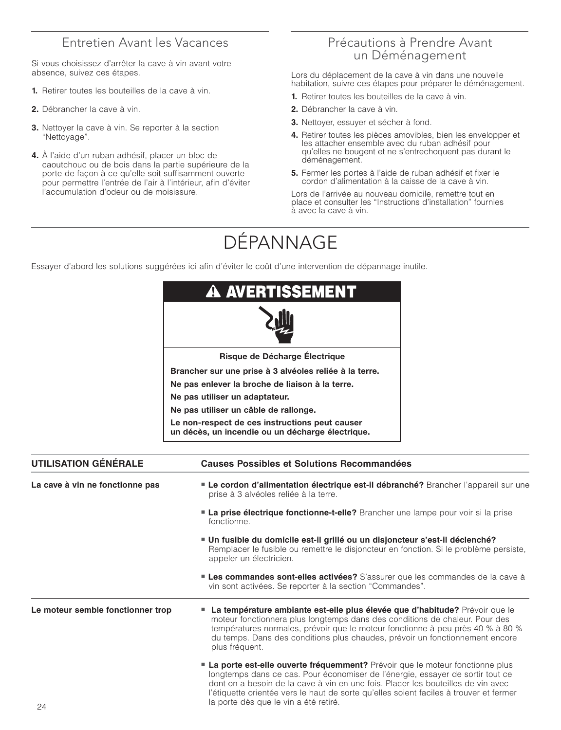## Entretien Avant les Vacances

Si vous choisissez d'arrêter la cave à vin avant votre absence, suivez ces étapes.

1. Retirer toutes les bouteilles de la cave à vin.
2. Débrancher la cave à vin.
3. Nettoyer la cave à vin. Se reporter à la section "Nettoyage".
4. À l'aide d'un ruban adhésif, placer un bloc de caoutchouc ou de bois dans la partie supérieure de la porte de façon à ce qu'elle soit suffisamment ouverte pour permettre l'entrée de l'air à l'intérieur, afin d'éviter l'accumulation d'odeur ou de moisissure.

## Précautions à Prendre Avant un Déménagement

Lors du déplacement de la cave à vin dans une nouvelle habitation, suivre ces étapes pour préparer le déménagement.

1. Retirer toutes les bouteilles de la cave à vin.
2. Débrancher la cave à vin.
3. Nettoyer, essuyer et sécher à fond.
4. Retirer toutes les pièces amovibles, bien les envelopper et les attacher ensemble avec du ruban adhésif pour qu'elles ne bougent et ne s'entrechoquent pas durant le déménagement.
5. Fermer les portes à l'aide de ruban adhésif et fixer le cordon d'alimentation à la caisse de la cave à vin.

Lors de l'arrivée au nouveau domicile, remettre tout en place et consulter les "Instructions d'installation" fournies à avec la cave à vin.

# DÉPANNAGE

Essayer d'abord les solutions suggérées ici afin d'éviter le coût d'une intervention de dépannage inutile.

**⚠ AVERTISSEMENT**

**Risque de Décharge Électrique**

**Brancher sur une prise à 3 alvéoles reliée à la terre.**

**Ne pas enlever la broche de liaison à la terre.**

**Ne pas utiliser un adaptateur.**

**Ne pas utiliser un câble de rallonge.**

**Le non-respect de ces instructions peut causer un décès, un incendie ou un décharge électrique.**

| UTILISATION GÉNÉRALE | Causes Possibles et Solutions Recommandées |
|---|---|
| **La cave à vin ne fonctionne pas** | ■ **Le cordon d'alimentation électrique est-il débranché?** Brancher l'appareil sur une prise à 3 alvéoles reliée à la terre. |
| | ■ **La prise électrique fonctionne-t-elle?** Brancher une lampe pour voir si la prise fonctionne. |
| | ■ **Un fusible du domicile est-il grillé ou un disjoncteur s'est-il déclenché?** Remplacer le fusible ou remettre le disjoncteur en fonction. Si le problème persiste, appeler un électricien. |
| | ■ **Les commandes sont-elles activées?** S'assurer que les commandes de la cave à vin sont activées. Se reporter à la section "Commandes". |
| **Le moteur semble fonctionner trop** | ■ **La température ambiante est-elle plus élevée que d'habitude?** Prévoir que le moteur fonctionnera plus longtemps dans des conditions de chaleur. Pour des températures normales, prévoir que le moteur fonctionne à peu près 40 % à 80 % du temps. Dans des conditions plus chaudes, prévoir un fonctionnement encore plus fréquent. |
| | ■ **La porte est-elle ouverte fréquemment?** Prévoir que le moteur fonctionne plus longtemps dans ce cas. Pour économiser de l'énergie, essayer de sortir tout ce dont on a besoin de la cave à vin en une fois. Placer les bouteilles de vin avec l'étiquette orientée vers le haut de sorte qu'elles soient faciles à trouver et fermer la porte dès que le vin a été retiré. |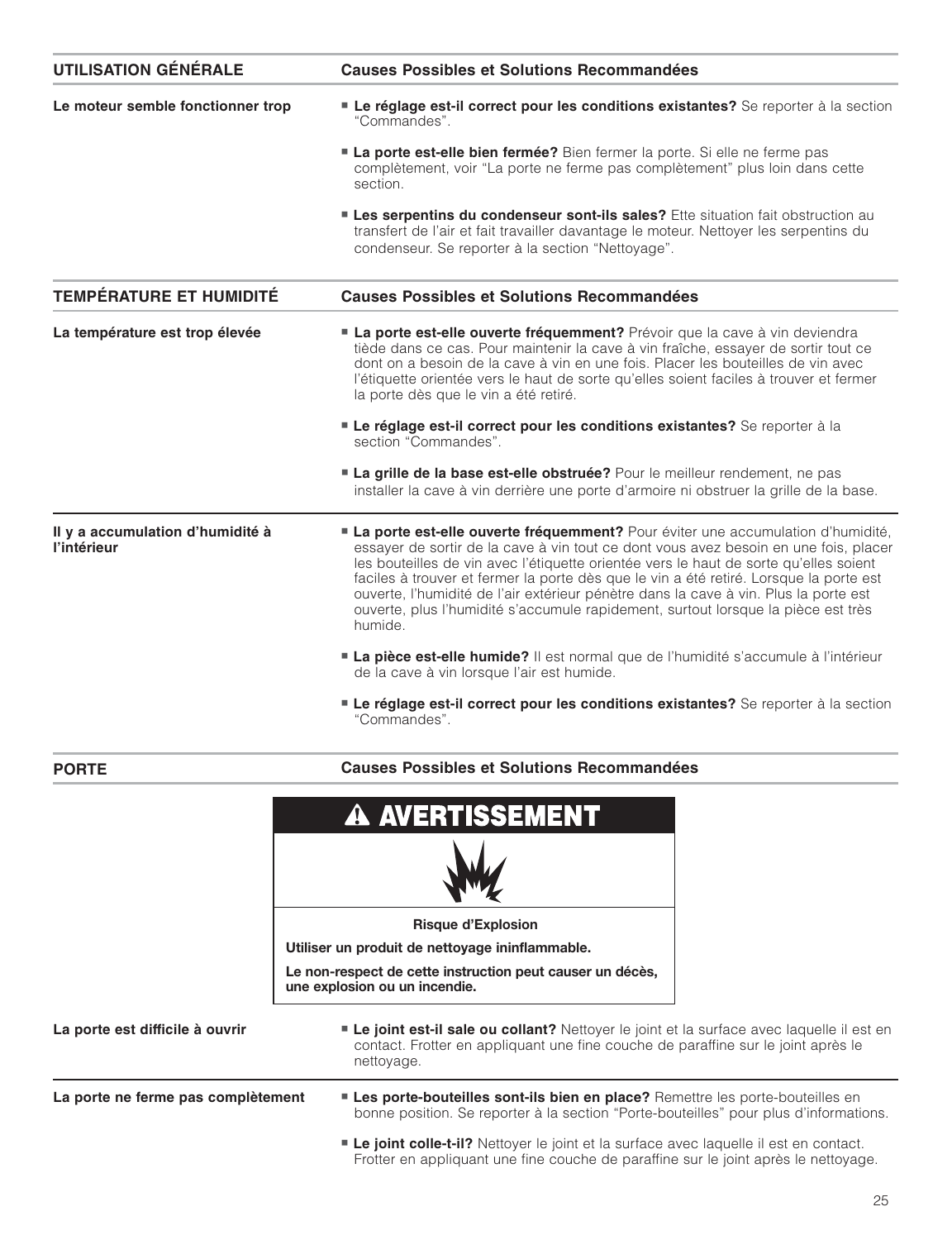| UTILISATION GÉNÉRALE | Causes Possibles et Solutions Recommandées |
|---|---|
| **Le moteur semble fonctionner trop** | ■ **Le réglage est-il correct pour les conditions existantes?** Se reporter à la section “Commandes”.<br>■ **La porte est-elle bien fermée?** Bien fermer la porte. Si elle ne ferme pas complètement, voir “La porte ne ferme pas complètement” plus loin dans cette section.<br>■ **Les serpentins du condenseur sont-ils sales?** Ette situation fait obstruction au transfert de l’air et fait travailler davantage le moteur. Nettoyer les serpentins du condenseur. Se reporter à la section “Nettoyage”. |

| TEMPÉRATURE ET HUMIDITÉ | Causes Possibles et Solutions Recommandées |
|---|---|
| **La température est trop élevée** | ■ **La porte est-elle ouverte fréquemment?** Prévoir que la cave à vin deviendra tiède dans ce cas. Pour maintenir la cave à vin fraîche, essayer de sortir tout ce dont on a besoin de la cave à vin en une fois. Placer les bouteilles de vin avec l’étiquette orientée vers le haut de sorte qu’elles soient faciles à trouver et fermer la porte dès que le vin a été retiré.<br>■ **Le réglage est-il correct pour les conditions existantes?** Se reporter à la section “Commandes”.<br>■ **La grille de la base est-elle obstruée?** Pour le meilleur rendement, ne pas installer la cave à vin derrière une porte d’armoire ni obstruer la grille de la base. |
| **Il y a accumulation d’humidité à l’intérieur** | ■ **La porte est-elle ouverte fréquemment?** Pour éviter une accumulation d’humidité, essayer de sortir de la cave à vin tout ce dont vous avez besoin en une fois, placer les bouteilles de vin avec l’étiquette orientée vers le haut de sorte qu’elles soient faciles à trouver et fermer la porte dès que le vin a été retiré. Lorsque la porte est ouverte, l’humidité de l’air extérieur pénètre dans la cave à vin. Plus la porte est ouverte, plus l’humidité s’accumule rapidement, surtout lorsque la pièce est très humide.<br>■ **La pièce est-elle humide?** Il est normal que de l’humidité s’accumule à l’intérieur de la cave à vin lorsque l’air est humide.<br>■ **Le réglage est-il correct pour les conditions existantes?** Se reporter à la section “Commandes”. |

**PORTE** — **Causes Possibles et Solutions Recommandées**

**⚠ AVERTISSEMENT**

**Risque d’Explosion**

**Utiliser un produit de nettoyage ininflammable.**

**Le non-respect de cette instruction peut causer un décès, une explosion ou un incendie.**

| PORTE | Causes Possibles et Solutions Recommandées |
|---|---|
| **La porte est difficile à ouvrir** | ■ **Le joint est-il sale ou collant?** Nettoyer le joint et la surface avec laquelle il est en contact. Frotter en appliquant une fine couche de paraffine sur le joint après le nettoyage. |
| **La porte ne ferme pas complètement** | ■ **Les porte-bouteilles sont-ils bien en place?** Remettre les porte-bouteilles en bonne position. Se reporter à la section “Porte-bouteilles” pour plus d’informations.<br>■ **Le joint colle-t-il?** Nettoyer le joint et la surface avec laquelle il est en contact. Frotter en appliquant une fine couche de paraffine sur le joint après le nettoyage. |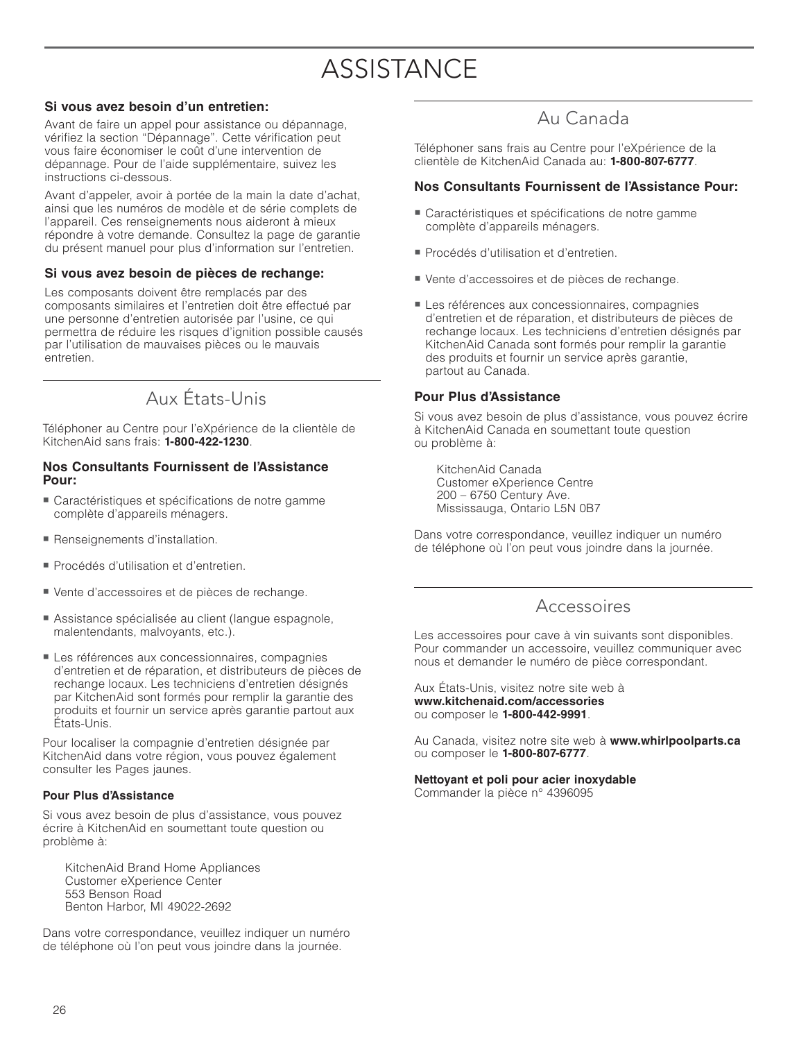# ASSISTANCE

**Si vous avez besoin d'un entretien:**

Avant de faire un appel pour assistance ou dépannage, vérifiez la section "Dépannage". Cette vérification peut vous faire économiser le coût d'une intervention de dépannage. Pour de l'aide supplémentaire, suivez les instructions ci-dessous.

Avant d'appeler, avoir à portée de la main la date d'achat, ainsi que les numéros de modèle et de série complets de l'appareil. Ces renseignements nous aideront à mieux répondre à votre demande. Consultez la page de garantie du présent manuel pour plus d'information sur l'entretien.

**Si vous avez besoin de pièces de rechange:**

Les composants doivent être remplacés par des composants similaires et l'entretien doit être effectué par une personne d'entretien autorisée par l'usine, ce qui permettra de réduire les risques d'ignition possible causés par l'utilisation de mauvaises pièces ou le mauvais entretien.

## Aux États-Unis

Téléphoner au Centre pour l'eXpérience de la clientèle de KitchenAid sans frais: **1-800-422-1230**.

**Nos Consultants Fournissent de l'Assistance Pour:**

- Caractéristiques et spécifications de notre gamme complète d'appareils ménagers.
- Renseignements d'installation.
- Procédés d'utilisation et d'entretien.
- Vente d'accessoires et de pièces de rechange.
- Assistance spécialisée au client (langue espagnole, malentendants, malvoyants, etc.).
- Les références aux concessionnaires, compagnies d'entretien et de réparation, et distributeurs de pièces de rechange locaux. Les techniciens d'entretien désignés par KitchenAid sont formés pour remplir la garantie des produits et fournir un service après garantie partout aux États-Unis.

Pour localiser la compagnie d'entretien désignée par KitchenAid dans votre région, vous pouvez également consulter les Pages jaunes.

**Pour Plus d'Assistance**

Si vous avez besoin de plus d'assistance, vous pouvez écrire à KitchenAid en soumettant toute question ou problème à:

KitchenAid Brand Home Appliances
Customer eXperience Center
553 Benson Road
Benton Harbor, MI 49022-2692

Dans votre correspondance, veuillez indiquer un numéro de téléphone où l'on peut vous joindre dans la journée.

## Au Canada

Téléphoner sans frais au Centre pour l'eXpérience de la clientèle de KitchenAid Canada au: **1-800-807-6777**.

**Nos Consultants Fournissent de l'Assistance Pour:**

- Caractéristiques et spécifications de notre gamme complète d'appareils ménagers.
- Procédés d'utilisation et d'entretien.
- Vente d'accessoires et de pièces de rechange.
- Les références aux concessionnaires, compagnies d'entretien et de réparation, et distributeurs de pièces de rechange locaux. Les techniciens d'entretien désignés par KitchenAid Canada sont formés pour remplir la garantie des produits et fournir un service après garantie, partout au Canada.

**Pour Plus d'Assistance**

Si vous avez besoin de plus d'assistance, vous pouvez écrire à KitchenAid Canada en soumettant toute question ou problème à:

KitchenAid Canada
Customer eXperience Centre
200 – 6750 Century Ave.
Mississauga, Ontario L5N 0B7

Dans votre correspondance, veuillez indiquer un numéro de téléphone où l'on peut vous joindre dans la journée.

## Accessoires

Les accessoires pour cave à vin suivants sont disponibles. Pour commander un accessoire, veuillez communiquer avec nous et demander le numéro de pièce correspondant.

Aux États-Unis, visitez notre site web à **www.kitchenaid.com/accessories** ou composer le **1-800-442-9991**.

Au Canada, visitez notre site web à **www.whirlpoolparts.ca** ou composer le **1-800-807-6777**.

**Nettoyant et poli pour acier inoxydable**
Commander la pièce n° 4396095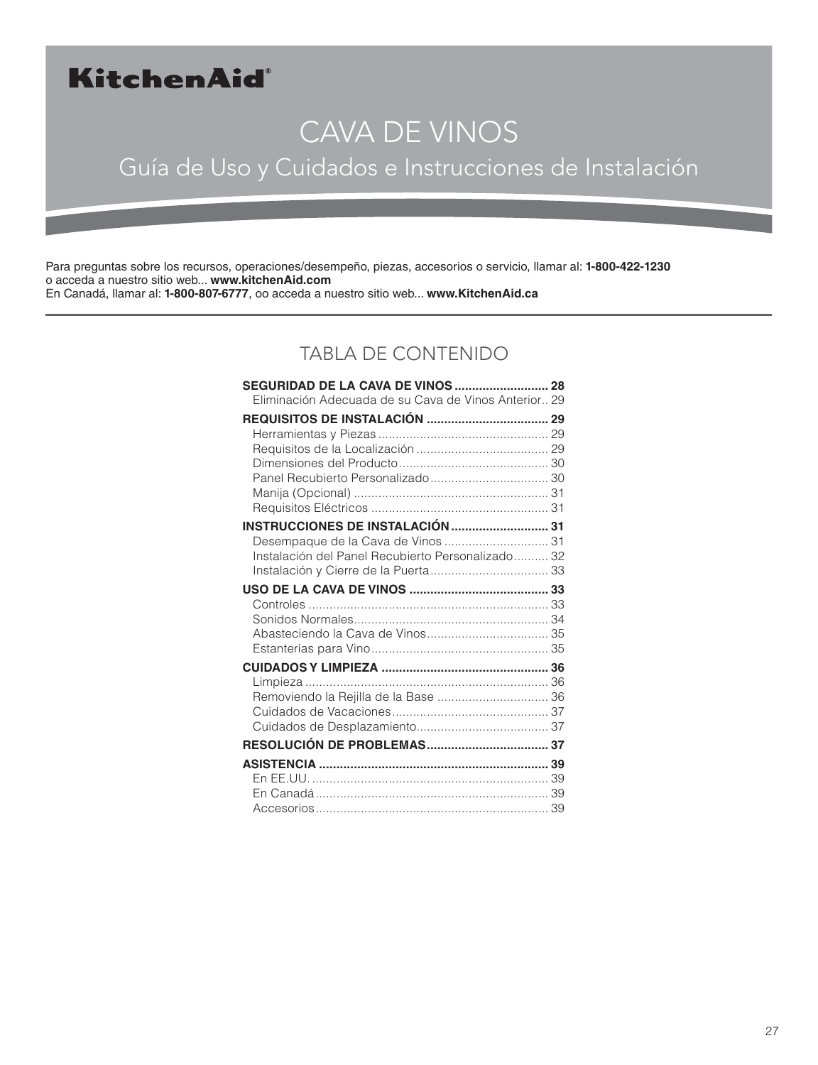**KitchenAid®**

# CAVA DE VINOS

## Guía de Uso y Cuidados e Instrucciones de Instalación

Para preguntas sobre los recursos, operaciones/desempeño, piezas, accesorios o servicio, llamar al: **1-800-422-1230**
o acceda a nuestro sitio web... **www.kitchenAid.com**
En Canadá, llamar al: **1-800-807-6777**, oo acceda a nuestro sitio web... **www.KitchenAid.ca**

## TABLA DE CONTENIDO

**SEGURIDAD DE LA CAVA DE VINOS** .......................... **28**
- Eliminación Adecuada de su Cava de Vinos Anterior .. 29

**REQUISITOS DE INSTALACIÓN** .................................. **29**
- Herramientas y Piezas ................................................ 29
- Requisitos de la Localización ..................................... 29
- Dimensiones del Producto .......................................... 30
- Panel Recubierto Personalizado ................................. 30
- Manija (Opcional) ....................................................... 31
- Requisitos Eléctricos .................................................. 31

**INSTRUCCIONES DE INSTALACIÓN** ........................... **31**
- Desempaque de la Cava de Vinos ............................. 31
- Instalación del Panel Recubierto Personalizado .......... 32
- Instalación y Cierre de la Puerta ................................. 33

**USO DE LA CAVA DE VINOS** ....................................... **33**
- Controles .................................................................... 33
- Sonidos Normales ....................................................... 34
- Abasteciendo la Cava de Vinos .................................. 35
- Estanterías para Vino .................................................. 35

**CUIDADOS Y LIMPIEZA** ............................................... **36**
- Limpieza ..................................................................... 36
- Removiendo la Rejilla de la Base ............................... 36
- Cuidados de Vacaciones ............................................ 37
- Cuidados de Desplazamiento ..................................... 37

**RESOLUCIÓN DE PROBLEMAS** .................................. **37**

**ASISTENCIA** ................................................................. **39**
- En EE.UU. ................................................................... 39
- En Canadá .................................................................. 39
- Accesorios .................................................................. 39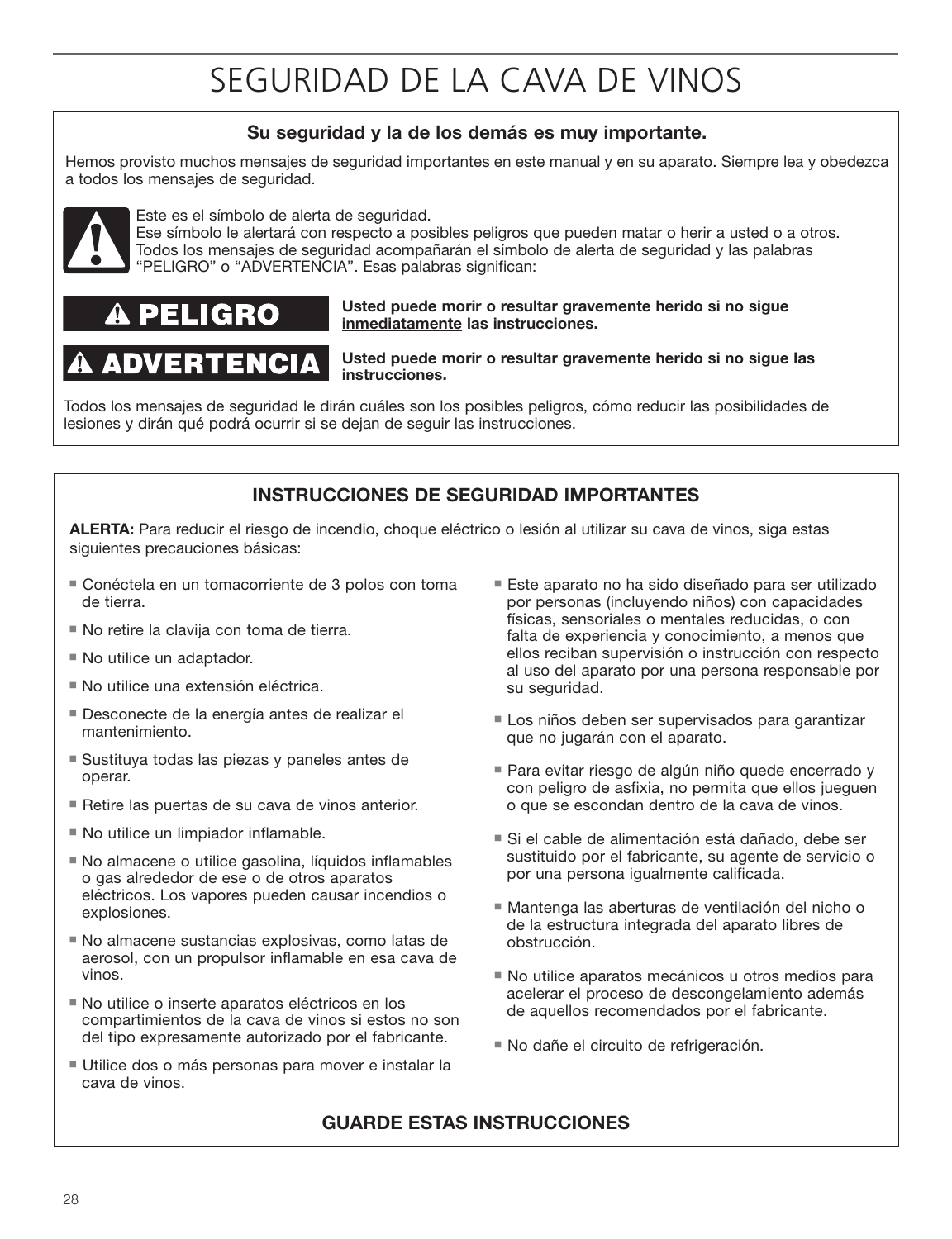# SEGURIDAD DE LA CAVA DE VINOS

**Su seguridad y la de los demás es muy importante.**

Hemos provisto muchos mensajes de seguridad importantes en este manual y en su aparato. Siempre lea y obedezca a todos los mensajes de seguridad.

Este es el símbolo de alerta de seguridad.
Ese símbolo le alertará con respecto a posibles peligros que pueden matar o herir a usted o a otros.
Todos los mensajes de seguridad acompañarán el símbolo de alerta de seguridad y las palabras "PELIGRO" o "ADVERTENCIA". Esas palabras significan:

**⚠ PELIGRO** — **Usted puede morir o resultar gravemente herido si no sigue inmediatamente las instrucciones.**

**⚠ ADVERTENCIA** — **Usted puede morir o resultar gravemente herido si no sigue las instrucciones.**

Todos los mensajes de seguridad le dirán cuáles son los posibles peligros, cómo reducir las posibilidades de lesiones y dirán qué podrá ocurrir si se dejan de seguir las instrucciones.

## INSTRUCCIONES DE SEGURIDAD IMPORTANTES

**ALERTA:** Para reducir el riesgo de incendio, choque eléctrico o lesión al utilizar su cava de vinos, siga estas siguientes precauciones básicas:

- Conéctela en un tomacorriente de 3 polos con toma de tierra.
- No retire la clavija con toma de tierra.
- No utilice un adaptador.
- No utilice una extensión eléctrica.
- Desconecte de la energía antes de realizar el mantenimiento.
- Sustituya todas las piezas y paneles antes de operar.
- Retire las puertas de su cava de vinos anterior.
- No utilice un limpiador inflamable.
- No almacene o utilice gasolina, líquidos inflamables o gas alrededor de ese o de otros aparatos eléctricos. Los vapores pueden causar incendios o explosiones.
- No almacene sustancias explosivas, como latas de aerosol, con un propulsor inflamable en esa cava de vinos.
- No utilice o inserte aparatos eléctricos en los compartimientos de la cava de vinos si estos no son del tipo expresamente autorizado por el fabricante.
- Utilice dos o más personas para mover e instalar la cava de vinos.
- Este aparato no ha sido diseñado para ser utilizado por personas (incluyendo niños) con capacidades físicas, sensoriales o mentales reducidas, o con falta de experiencia y conocimiento, a menos que ellos reciban supervisión o instrucción con respecto al uso del aparato por una persona responsable por su seguridad.
- Los niños deben ser supervisados para garantizar que no jugarán con el aparato.
- Para evitar riesgo de algún niño quede encerrado y con peligro de asfixia, no permita que ellos jueguen o que se escondan dentro de la cava de vinos.
- Si el cable de alimentación está dañado, debe ser sustituido por el fabricante, su agente de servicio o por una persona igualmente calificada.
- Mantenga las aberturas de ventilación del nicho o de la estructura integrada del aparato libres de obstrucción.
- No utilice aparatos mecánicos u otros medios para acelerar el proceso de descongelamiento además de aquellos recomendados por el fabricante.
- No dañe el circuito de refrigeración.

**GUARDE ESTAS INSTRUCCIONES**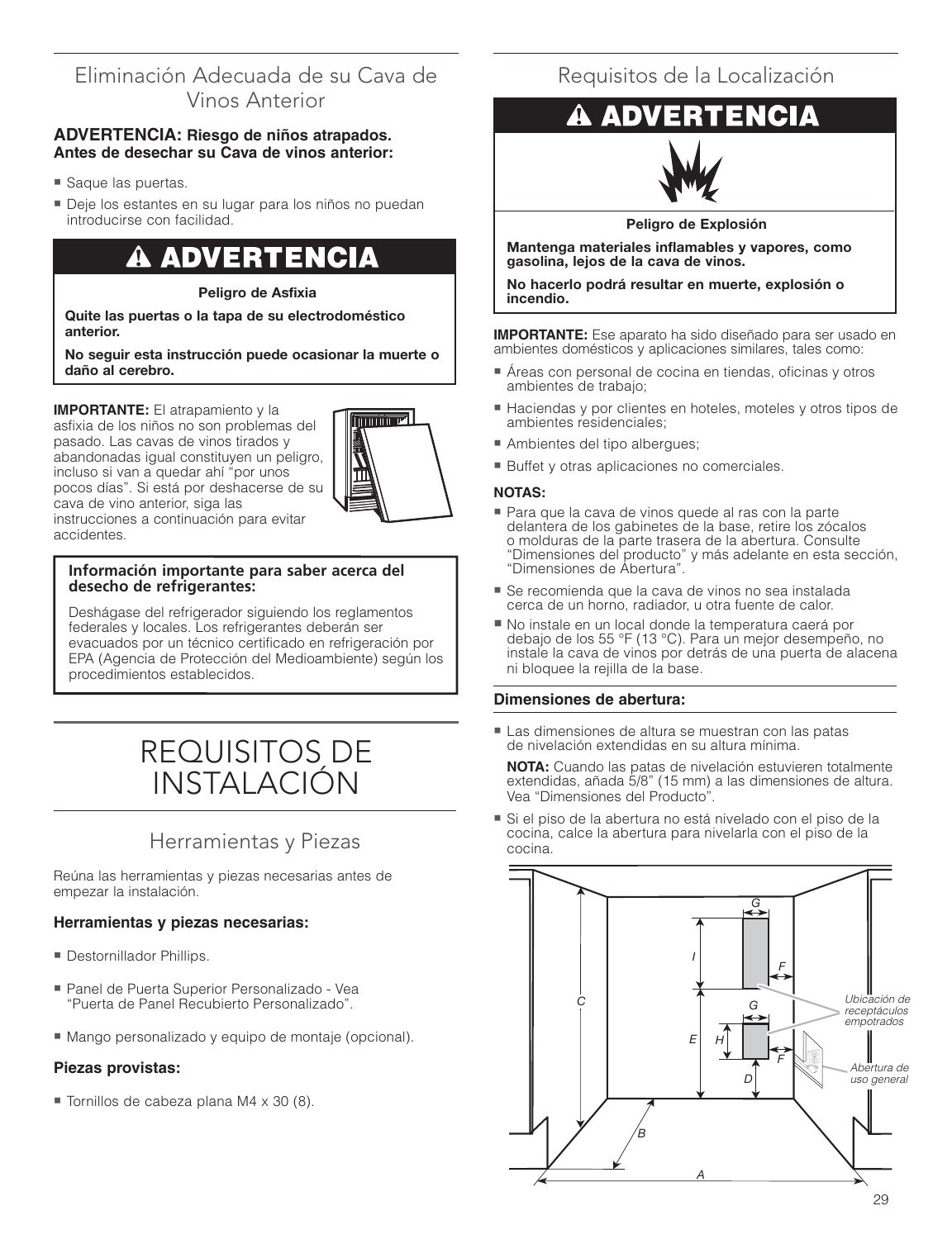## Eliminación Adecuada de su Cava de Vinos Anterior

**ADVERTENCIA: Riesgo de niños atrapados. Antes de desechar su Cava de vinos anterior:**

- Saque las puertas.
- Deje los estantes en su lugar para los niños no puedan introducirse con facilidad.

**⚠ ADVERTENCIA**

**Peligro de Asfixia**

**Quite las puertas o la tapa de su electrodoméstico anterior.**

**No seguir esta instrucción puede ocasionar la muerte o daño al cerebro.**

**IMPORTANTE:** El atrapamiento y la asfixia de los niños no son problemas del pasado. Las cavas de vinos tirados y abandonadas igual constituyen un peligro, incluso si van a quedar ahí "por unos pocos días". Si está por deshacerse de su cava de vino anterior, siga las instrucciones a continuación para evitar accidentes.

**Información importante para saber acerca del desecho de refrigerantes:**

Deshágase del refrigerador siguiendo los reglamentos federales y locales. Los refrigerantes deberán ser evacuados por un técnico certificado en refrigeración por EPA (Agencia de Protección del Medioambiente) según los procedimientos establecidos.

# REQUISITOS DE INSTALACIÓN

## Herramientas y Piezas

Reúna las herramientas y piezas necesarias antes de empezar la instalación.

### Herramientas y piezas necesarias:

- Destornillador Phillips.
- Panel de Puerta Superior Personalizado - Vea "Puerta de Panel Recubierto Personalizado".
- Mango personalizado y equipo de montaje (opcional).

### Piezas provistas:

- Tornillos de cabeza plana M4 x 30 (8).

## Requisitos de la Localización

**⚠ ADVERTENCIA**

**Peligro de Explosión**

**Mantenga materiales inflamables y vapores, como gasolina, lejos de la cava de vinos.**

**No hacerlo podrá resultar en muerte, explosión o incendio.**

**IMPORTANTE:** Ese aparato ha sido diseñado para ser usado en ambientes domésticos y aplicaciones similares, tales como:

- Áreas con personal de cocina en tiendas, oficinas y otros ambientes de trabajo;
- Haciendas y por clientes en hoteles, moteles y otros tipos de ambientes residenciales;
- Ambientes del tipo albergues;
- Buffet y otras aplicaciones no comerciales.

**NOTAS:**

- Para que la cava de vinos quede al ras con la parte delantera de los gabinetes de la base, retire los zócalos o molduras de la parte trasera de la abertura. Consulte "Dimensiones del producto" y más adelante en esta sección, "Dimensiones de Abertura".
- Se recomienda que la cava de vinos no sea instalada cerca de un horno, radiador, u otra fuente de calor.
- No instale en un local donde la temperatura caerá por debajo de los 55 °F (13 °C). Para un mejor desempeño, no instale la cava de vinos por detrás de una puerta de alacena ni bloquee la rejilla de la base.

### Dimensiones de abertura:

- Las dimensiones de altura se muestran con las patas de nivelación extendidas en su altura mínima.

  **NOTA:** Cuando las patas de nivelación estuvieren totalmente extendidas, añada 5/8" (15 mm) a las dimensiones de altura. Vea "Dimensiones del Producto".

- Si el piso de la abertura no está nivelado con el piso de la cocina, calce la abertura para nivelarla con el piso de la cocina.

Ubicación de receptáculos empotrados

Abertura de uso general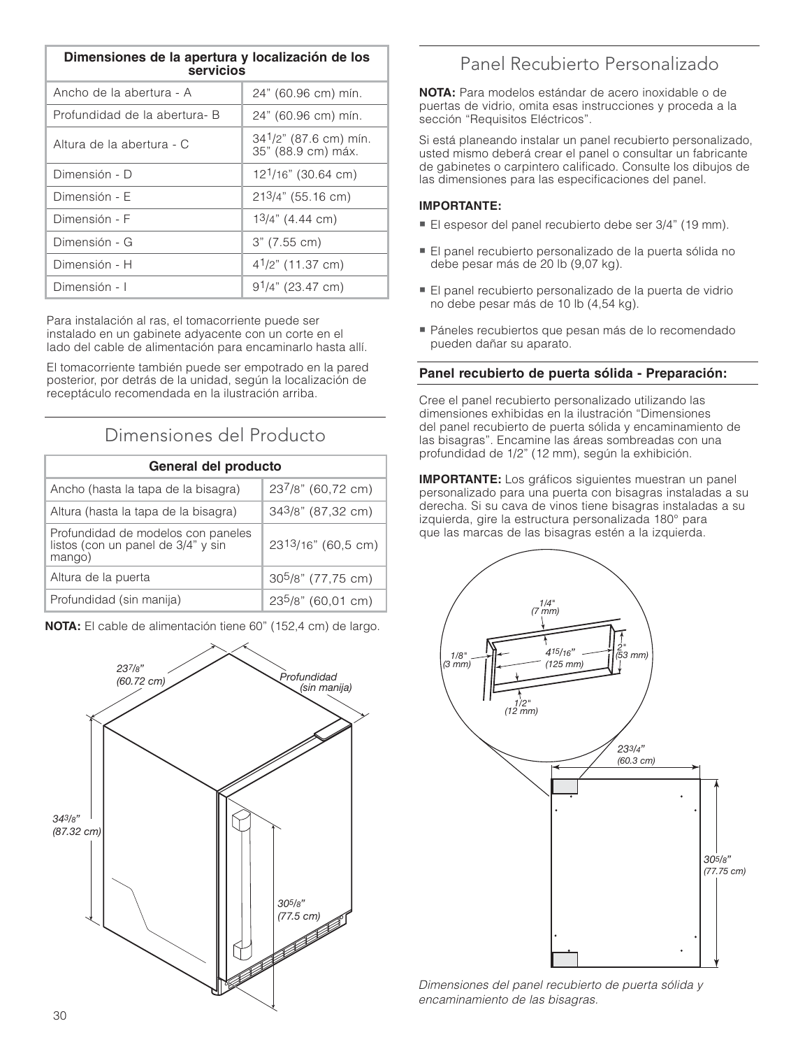| Dimensiones de la apertura y localización de los servicios | |
|---|---|
| Ancho de la abertura - A | 24" (60.96 cm) mín. |
| Profundidad de la abertura- B | 24" (60.96 cm) mín. |
| Altura de la abertura - C | 34 1/2" (87.6 cm) mín. 35" (88.9 cm) máx. |
| Dimensión - D | 12 1/16" (30.64 cm) |
| Dimensión - E | 21 3/4" (55.16 cm) |
| Dimensión - F | 1 3/4" (4.44 cm) |
| Dimensión - G | 3" (7.55 cm) |
| Dimensión - H | 4 1/2" (11.37 cm) |
| Dimensión - I | 9 1/4" (23.47 cm) |

Para instalación al ras, el tomacorriente puede ser instalado en un gabinete adyacente con un corte en el lado del cable de alimentación para encaminarlo hasta allí.

El tomacorriente también puede ser empotrado en la pared posterior, por detrás de la unidad, según la localización de receptáculo recomendada en la ilustración arriba.

## Dimensiones del Producto

| General del producto | |
|---|---|
| Ancho (hasta la tapa de la bisagra) | 23 7/8" (60,72 cm) |
| Altura (hasta la tapa de la bisagra) | 34 3/8" (87,32 cm) |
| Profundidad de modelos con paneles listos (con un panel de 3/4" y sin mango) | 23 13/16" (60,5 cm) |
| Altura de la puerta | 30 5/8" (77,75 cm) |
| Profundidad (sin manija) | 23 5/8" (60,01 cm) |

**NOTA:** El cable de alimentación tiene 60" (152,4 cm) de largo.

23 7/8" (60.72 cm)

Profundidad (sin manija)

34 3/8" (87.32 cm)

30 5/8" (77.5 cm)

## Panel Recubierto Personalizado

**NOTA:** Para modelos estándar de acero inoxidable o de puertas de vidrio, omita esas instrucciones y proceda a la sección "Requisitos Eléctricos".

Si está planeando instalar un panel recubierto personalizado, usted mismo deberá crear el panel o consultar un fabricante de gabinetes o carpintero calificado. Consulte los dibujos de las dimensiones para las especificaciones del panel.

**IMPORTANTE:**

- El espesor del panel recubierto debe ser 3/4" (19 mm).
- El panel recubierto personalizado de la puerta sólida no debe pesar más de 20 lb (9,07 kg).
- El panel recubierto personalizado de la puerta de vidrio no debe pesar más de 10 lb (4,54 kg).
- Páneles recubiertos que pesan más de lo recomendado pueden dañar su aparato.

### Panel recubierto de puerta sólida - Preparación:

Cree el panel recubierto personalizado utilizando las dimensiones exhibidas en la ilustración "Dimensiones del panel recubierto de puerta sólida y encaminamiento de las bisagras". Encamine las áreas sombreadas con una profundidad de 1/2" (12 mm), según la exhibición.

**IMPORTANTE:** Los gráficos siguientes muestran un panel personalizado para una puerta con bisagras instaladas a su derecha. Si su cava de vinos tiene bisagras instaladas a su izquierda, gire la estructura personalizada 180° para que las marcas de las bisagras estén a la izquierda.

1/4" (7 mm)

1/8" (3 mm)

4 15/16" (125 mm)

2" (53 mm)

1/2" (12 mm)

23 3/4" (60.3 cm)

30 5/8" (77.75 cm)

*Dimensiones del panel recubierto de puerta sólida y encaminamiento de las bisagras.*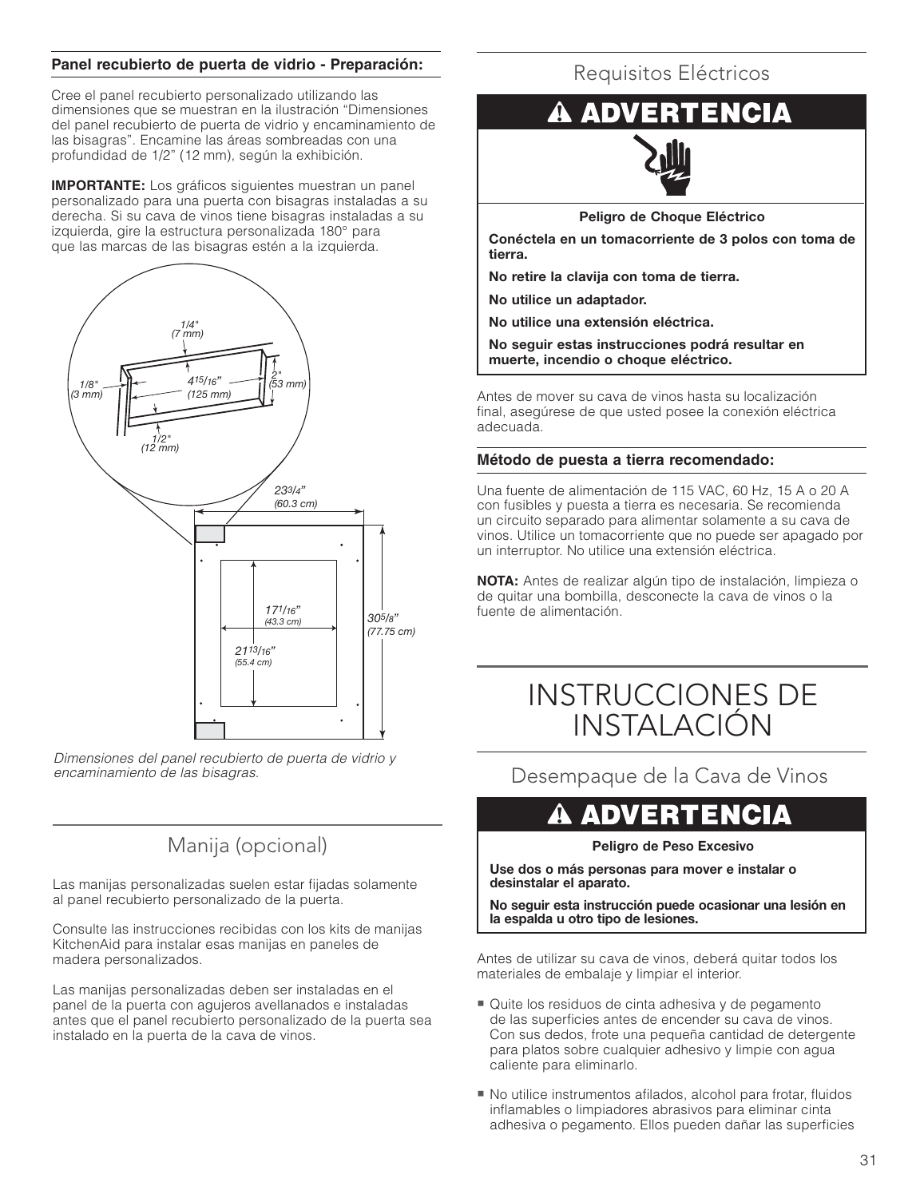**Panel recubierto de puerta de vidrio - Preparación:**

Cree el panel recubierto personalizado utilizando las dimensiones que se muestran en la ilustración “Dimensiones del panel recubierto de puerta de vidrio y encaminamiento de las bisagras”. Encamine las áreas sombreadas con una profundidad de 1/2” (12 mm), según la exhibición.

**IMPORTANTE:** Los gráficos siguientes muestran un panel personalizado para una puerta con bisagras instaladas a su derecha. Si su cava de vinos tiene bisagras instaladas a su izquierda, gire la estructura personalizada 180° para que las marcas de las bisagras estén a la izquierda.

*Dimensiones del panel recubierto de puerta de vidrio y encaminamiento de las bisagras.*

## Manija (opcional)

Las manijas personalizadas suelen estar fijadas solamente al panel recubierto personalizado de la puerta.

Consulte las instrucciones recibidas con los kits de manijas KitchenAid para instalar esas manijas en paneles de madera personalizados.

Las manijas personalizadas deben ser instaladas en el panel de la puerta con agujeros avellanados e instaladas antes que el panel recubierto personalizado de la puerta sea instalado en la puerta de la cava de vinos.

## Requisitos Eléctricos

**⚠ ADVERTENCIA**

**Peligro de Choque Eléctrico**

**Conéctela en un tomacorriente de 3 polos con toma de tierra.**

**No retire la clavija con toma de tierra.**

**No utilice un adaptador.**

**No utilice una extensión eléctrica.**

**No seguir estas instrucciones podrá resultar en muerte, incendio o choque eléctrico.**

Antes de mover su cava de vinos hasta su localización final, asegúrese de que usted posee la conexión eléctrica adecuada.

**Método de puesta a tierra recomendado:**

Una fuente de alimentación de 115 VAC, 60 Hz, 15 A o 20 A con fusibles y puesta a tierra es necesaria. Se recomienda un circuito separado para alimentar solamente a su cava de vinos. Utilice un tomacorriente que no puede ser apagado por un interruptor. No utilice una extensión eléctrica.

**NOTA:** Antes de realizar algún tipo de instalación, limpieza o de quitar una bombilla, desconecte la cava de vinos o la fuente de alimentación.

# INSTRUCCIONES DE INSTALACIÓN

## Desempaque de la Cava de Vinos

**⚠ ADVERTENCIA**

**Peligro de Peso Excesivo**

**Use dos o más personas para mover e instalar o desinstalar el aparato.**

**No seguir esta instrucción puede ocasionar una lesión en la espalda u otro tipo de lesiones.**

Antes de utilizar su cava de vinos, deberá quitar todos los materiales de embalaje y limpiar el interior.

- Quite los residuos de cinta adhesiva y de pegamento de las superficies antes de encender su cava de vinos. Con sus dedos, frote una pequeña cantidad de detergente para platos sobre cualquier adhesivo y limpie con agua caliente para eliminarlo.
- No utilice instrumentos afilados, alcohol para frotar, fluidos inflamables o limpiadores abrasivos para eliminar cinta adhesiva o pegamento. Ellos pueden dañar las superficies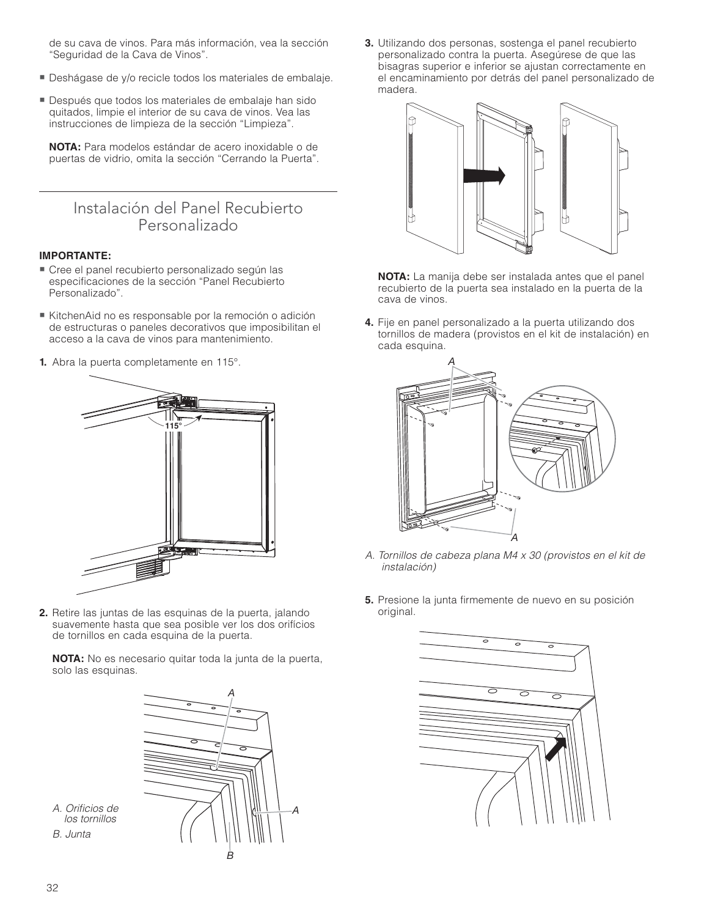de su cava de vinos. Para más información, vea la sección "Seguridad de la Cava de Vinos".

- Deshágase de y/o recicle todos los materiales de embalaje.
- Después que todos los materiales de embalaje han sido quitados, limpie el interior de su cava de vinos. Vea las instrucciones de limpieza de la sección "Limpieza".

**NOTA:** Para modelos estándar de acero inoxidable o de puertas de vidrio, omita la sección "Cerrando la Puerta".

## Instalación del Panel Recubierto Personalizado

**IMPORTANTE:**

- Cree el panel recubierto personalizado según las especificaciones de la sección "Panel Recubierto Personalizado".
- KitchenAid no es responsable por la remoción o adición de estructuras o paneles decorativos que imposibilitan el acceso a la cava de vinos para mantenimiento.

1. Abra la puerta completamente en 115°.

2. Retire las juntas de las esquinas de la puerta, jalando suavemente hasta que sea posible ver los dos orifícios de tornillos en cada esquina de la puerta.

   **NOTA:** No es necesario quitar toda la junta de la puerta, solo las esquinas.

*A. Orificios de los tornillos*
*B. Junta*

3. Utilizando dos personas, sostenga el panel recubierto personalizado contra la puerta. Asegúrese de que las bisagras superior e inferior se ajustan correctamente en el encaminamiento por detrás del panel personalizado de madera.

   **NOTA:** La manija debe ser instalada antes que el panel recubierto de la puerta sea instalado en la puerta de la cava de vinos.

4. Fije en panel personalizado a la puerta utilizando dos tornillos de madera (provistos en el kit de instalación) en cada esquina.

*A. Tornillos de cabeza plana M4 x 30 (provistos en el kit de instalación)*

5. Presione la junta firmemente de nuevo en su posición original.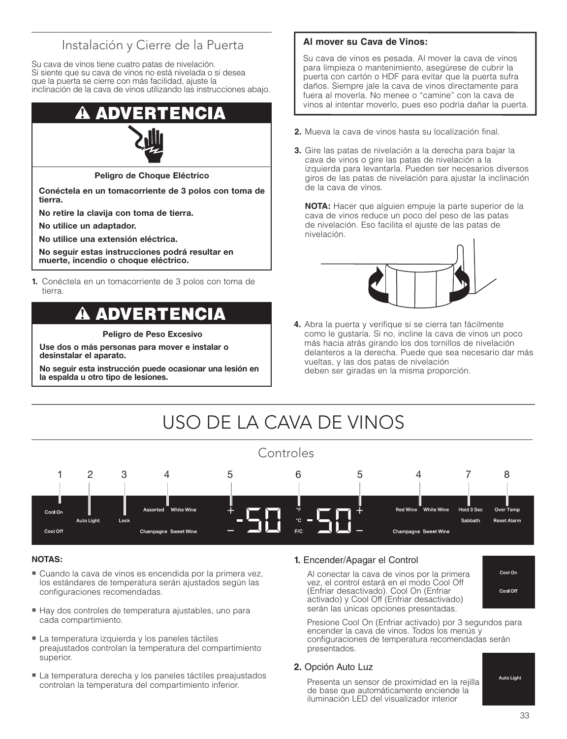## Instalación y Cierre de la Puerta

Su cava de vinos tiene cuatro patas de nivelación. Si siente que su cava de vinos no está nivelada o si desea que la puerta se cierre con más facilidad, ajuste la inclinación de la cava de vinos utilizando las instrucciones abajo.

**⚠ ADVERTENCIA**

**Peligro de Choque Eléctrico**

**Conéctela en un tomacorriente de 3 polos con toma de tierra.**

**No retire la clavija con toma de tierra.**

**No utilice un adaptador.**

**No utilice una extensión eléctrica.**

**No seguir estas instrucciones podrá resultar en muerte, incendio o choque eléctrico.**

1. Conéctela en un tomacorriente de 3 polos con toma de tierra.

**⚠ ADVERTENCIA**

**Peligro de Peso Excesivo**

**Use dos o más personas para mover e instalar o desinstalar el aparato.**

**No seguir esta instrucción puede ocasionar una lesión en la espalda u otro tipo de lesiones.**

**Al mover su Cava de Vinos:**

Su cava de vinos es pesada. Al mover la cava de vinos para limpieza o mantenimiento, asegúrese de cubrir la puerta con cartón o HDF para evitar que la puerta sufra daños. Siempre jale la cava de vinos directamente para fuera al moverla. No menee o "camine" con la cava de vinos al intentar moverlo, pues eso podría dañar la puerta.

2. Mueva la cava de vinos hasta su localización final.
3. Gire las patas de nivelación a la derecha para bajar la cava de vinos o gire las patas de nivelación a la izquierda para levantarla. Pueden ser necesarios diversos giros de las patas de nivelación para ajustar la inclinación de la cava de vinos.

   **NOTA:** Hacer que alguien empuje la parte superior de la cava de vinos reduce un poco del peso de las patas de nivelación. Eso facilita el ajuste de las patas de nivelación.

4. Abra la puerta y verifique si se cierra tan fácilmente como le gustaría. Si no, incline la cava de vinos un poco más hacia atrás girando los dos tornillos de nivelación delanteros a la derecha. Puede que sea necesario dar más vueltas, y las dos patas de nivelación deben ser giradas en la misma proporción.

# USO DE LA CAVA DE VINOS

## Controles

1 Cool On / Cool Off — 2 Auto Light — 3 Lock — 4 Assorted / White Wine / Champagne / Sweet Wine — 5 + / − — 6 °F / °C / F/C — 5 + / − — 4 Red Wine / White Wine / Champagne / Sweet Wine — 7 Hold 3 Sec Sabbath — 8 Over Temp Reset Alarm

**NOTAS:**

- Cuando la cava de vinos es encendida por la primera vez, los estándares de temperatura serán ajustados según las configuraciones recomendadas.
- Hay dos controles de temperatura ajustables, uno para cada compartimiento.
- La temperatura izquierda y los paneles táctiles preajustados controlan la temperatura del compartimiento superior.
- La temperatura derecha y los paneles táctiles preajustados controlan la temperatura del compartimiento inferior.

### 1. Encender/Apagar el Control

Al conectar la cava de vinos por la primera vez, el control estará en el modo Cool Off (Enfriar desactivado). Cool On (Enfriar activado) y Cool Off (Enfriar desactivado) serán las únicas opciones presentadas.

Presione Cool On (Enfriar activado) por 3 segundos para encender la cava de vinos. Todos los menús y configuraciones de temperatura recomendadas serán presentados.

### 2. Opción Auto Luz

Presenta un sensor de proximidad en la rejilla de base que automáticamente enciende la iluminación LED del visualizador interior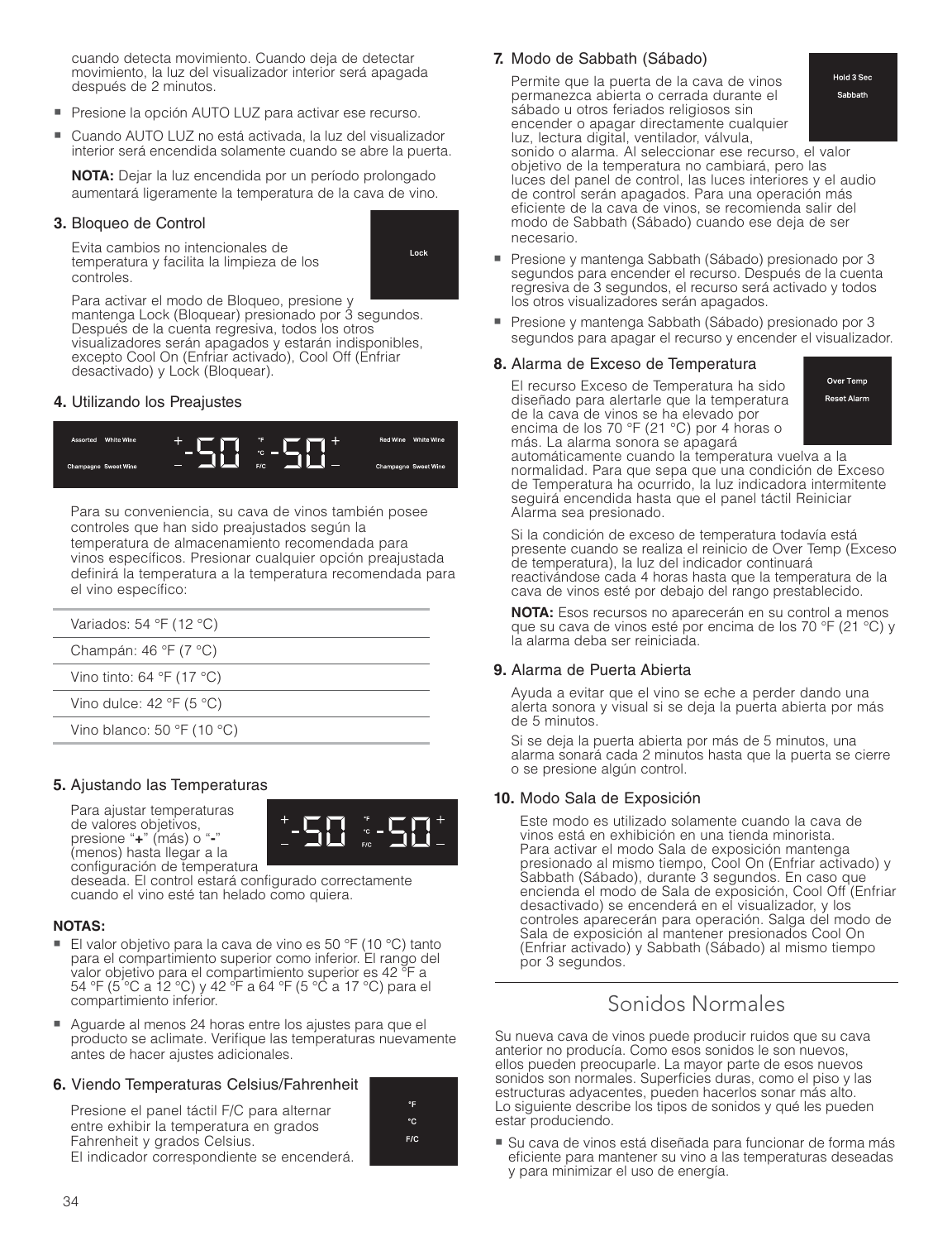cuando detecta movimiento. Cuando deja de detectar movimiento, la luz del visualizador interior será apagada después de 2 minutos.

- Presione la opción AUTO LUZ para activar ese recurso.
- Cuando AUTO LUZ no está activada, la luz del visualizador interior será encendida solamente cuando se abre la puerta.

**NOTA:** Dejar la luz encendida por un período prolongado aumentará ligeramente la temperatura de la cava de vino.

### 3. Bloqueo de Control

Lock

Evita cambios no intencionales de temperatura y facilita la limpieza de los controles.

Para activar el modo de Bloqueo, presione y mantenga Lock (Bloquear) presionado por 3 segundos. Después de la cuenta regresiva, todos los otros visualizadores serán apagados y estarán indisponibles, excepto Cool On (Enfriar activado), Cool Off (Enfriar desactivado) y Lock (Bloquear).

### 4. Utilizando los Preajustes

Assorted White Wine Champagne Sweet Wine + -50 °F °C F/C -50 + Red Wine White Wine Champagne Sweet Wine

Para su conveniencia, su cava de vinos también posee controles que han sido preajustados según la temperatura de almacenamiento recomendada para vinos específicos. Presionar cualquier opción preajustada definirá la temperatura a la temperatura recomendada para el vino específico:

| |
|---|
| Variados: 54 °F (12 °C) |
| Champán: 46 °F (7 °C) |
| Vino tinto: 64 °F (17 °C) |
| Vino dulce: 42 °F (5 °C) |
| Vino blanco: 50 °F (10 °C) |

### 5. Ajustando las Temperaturas

+ -50 °F °C F/C -50 +

Para ajustar temperaturas de valores objetivos, presione "**+**" (más) o "**-**" (menos) hasta llegar a la configuración de temperatura deseada. El control estará configurado correctamente cuando el vino esté tan helado como quiera.

**NOTAS:**

- El valor objetivo para la cava de vino es 50 °F (10 °C) tanto para el compartimiento superior como inferior. El rango del valor objetivo para el compartimiento superior es 42 °F a 54 °F (5 °C a 12 °C) y 42 °F a 64 °F (5 °C a 17 °C) para el compartimiento inferior.
- Aguarde al menos 24 horas entre los ajustes para que el producto se aclimate. Verifique las temperaturas nuevamente antes de hacer ajustes adicionales.

### 6. Viendo Temperaturas Celsius/Fahrenheit

°F °C F/C

Presione el panel táctil F/C para alternar entre exhibir la temperatura en grados Fahrenheit y grados Celsius.
El indicador correspondiente se encenderá.

### 7. Modo de Sabbath (Sábado)

Hold 3 Sec Sabbath

Permite que la puerta de la cava de vinos permanezca abierta o cerrada durante el sábado u otros feriados religiosos sin encender o apagar directamente cualquier luz, lectura digital, ventilador, válvula, sonido o alarma. Al seleccionar ese recurso, el valor objetivo de la temperatura no cambiará, pero las luces del panel de control, las luces interiores y el audio de control serán apagados. Para una operación más eficiente de la cava de vinos, se recomienda salir del modo de Sabbath (Sábado) cuando ese deja de ser necesario.

- Presione y mantenga Sabbath (Sábado) presionado por 3 segundos para encender el recurso. Después de la cuenta regresiva de 3 segundos, el recurso será activado y todos los otros visualizadores serán apagados.
- Presione y mantenga Sabbath (Sábado) presionado por 3 segundos para apagar el recurso y encender el visualizador.

### 8. Alarma de Exceso de Temperatura

Over Temp Reset Alarm

El recurso Exceso de Temperatura ha sido diseñado para alertarle que la temperatura de la cava de vinos se ha elevado por encima de los 70 °F (21 °C) por 4 horas o más. La alarma sonora se apagará automáticamente cuando la temperatura vuelva a la normalidad. Para que sepa que una condición de Exceso de Temperatura ha ocurrido, la luz indicadora intermitente seguirá encendida hasta que el panel táctil Reiniciar Alarma sea presionado.

Si la condición de exceso de temperatura todavía está presente cuando se realiza el reinicio de Over Temp (Exceso de temperatura), la luz del indicador continuará reactivándose cada 4 horas hasta que la temperatura de la cava de vinos esté por debajo del rango preestablecido.

**NOTA:** Esos recursos no aparecerán en su control a menos que su cava de vinos esté por encima de los 70 °F (21 °C) y la alarma deba ser reiniciada.

### 9. Alarma de Puerta Abierta

Ayuda a evitar que el vino se eche a perder dando una alerta sonora y visual si se deja la puerta abierta por más de 5 minutos.

Si se deja la puerta abierta por más de 5 minutos, una alarma sonará cada 2 minutos hasta que la puerta se cierre o se presione algún control.

### 10. Modo Sala de Exposición

Este modo es utilizado solamente cuando la cava de vinos está en exhibición en una tienda minorista. Para activar el modo Sala de exposición mantenga presionado al mismo tiempo, Cool On (Enfriar activado) y Sabbath (Sábado), durante 3 segundos. En caso que encienda el modo de Sala de exposición, Cool Off (Enfriar desactivado) se encenderá en el visualizador, y los controles aparecerán para operación. Salga del modo de Sala de exposición al mantener presionados Cool On (Enfriar activado) y Sabbath (Sábado) al mismo tiempo por 3 segundos.

## Sonidos Normales

Su nueva cava de vinos puede producir ruidos que su cava anterior no producía. Como esos sonidos le son nuevos, ellos pueden preocuparle. La mayor parte de esos nuevos sonidos son normales. Superficies duras, como el piso y las estructuras adyacentes, pueden hacerlos sonar más alto. Lo siguiente describe los tipos de sonidos y qué les pueden estar produciendo.

- Su cava de vinos está diseñada para funcionar de forma más eficiente para mantener su vino a las temperaturas deseadas y para minimizar el uso de energía.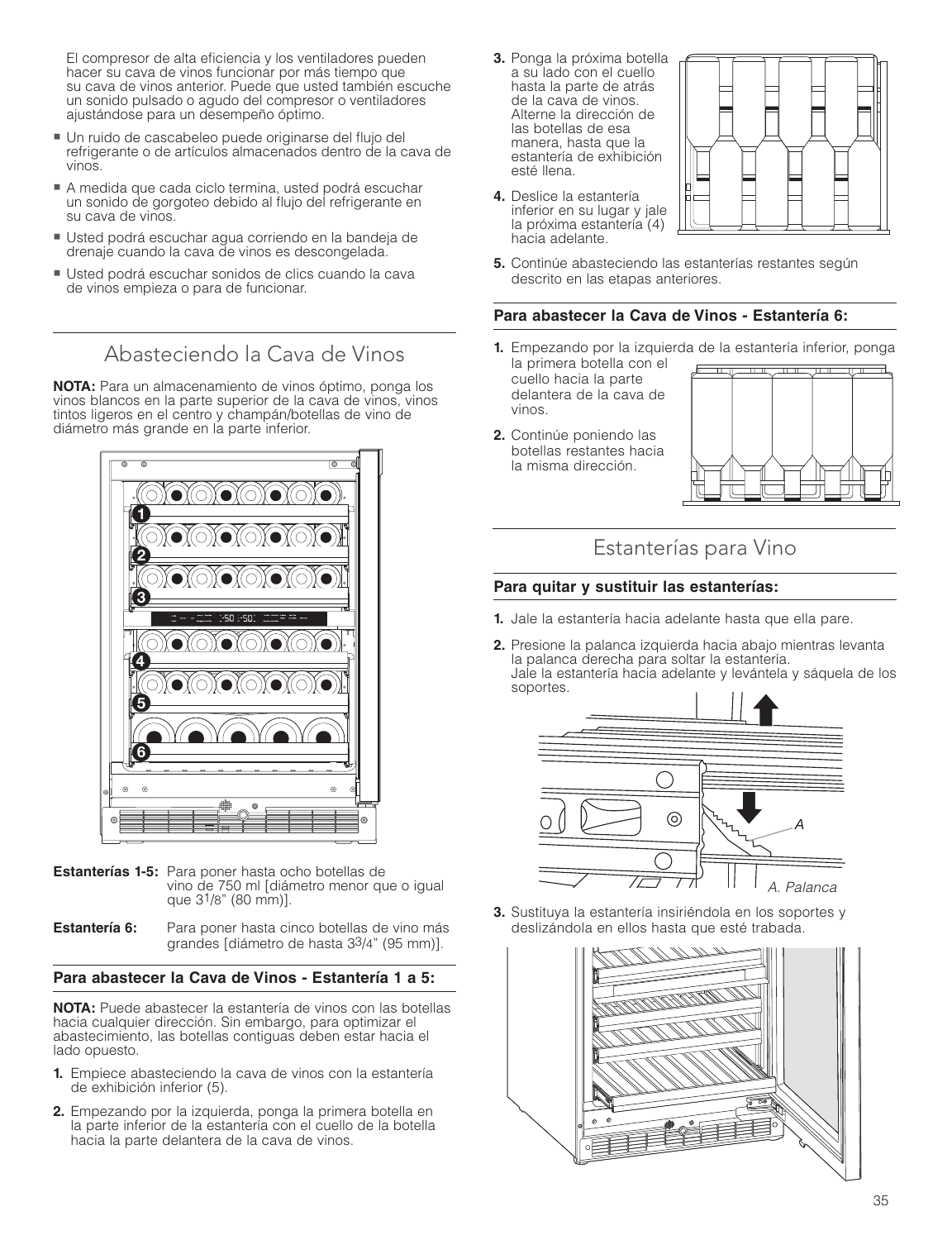El compresor de alta eficiencia y los ventiladores pueden hacer su cava de vinos funcionar por más tiempo que su cava de vinos anterior. Puede que usted también escuche un sonido pulsado o agudo del compresor o ventiladores ajustándose para un desempeño óptimo.

- Un ruido de cascabeleo puede originarse del flujo del refrigerante o de artículos almacenados dentro de la cava de vinos.
- A medida que cada ciclo termina, usted podrá escuchar un sonido de gorgoteo debido al flujo del refrigerante en su cava de vinos.
- Usted podrá escuchar agua corriendo en la bandeja de drenaje cuando la cava de vinos es descongelada.
- Usted podrá escuchar sonidos de clics cuando la cava de vinos empieza o para de funcionar.

## Abasteciendo la Cava de Vinos

**NOTA:** Para un almacenamiento de vinos óptimo, ponga los vinos blancos en la parte superior de la cava de vinos, vinos tintos ligeros en el centro y champán/botellas de vino de diámetro más grande en la parte inferior.

**Estanterías 1-5:** Para poner hasta ocho botellas de vino de 750 ml [diámetro menor que o igual que 3 1/8" (80 mm)].

**Estantería 6:** Para poner hasta cinco botellas de vino más grandes [diámetro de hasta 3 3/4" (95 mm)].

### Para abastecer la Cava de Vinos - Estantería 1 a 5:

**NOTA:** Puede abastecer la estantería de vinos con las botellas hacia cualquier dirección. Sin embargo, para optimizar el abastecimiento, las botellas contiguas deben estar hacia el lado opuesto.

1. Empiece abasteciendo la cava de vinos con la estantería de exhibición inferior (5).
2. Empezando por la izquierda, ponga la primera botella en la parte inferior de la estantería con el cuello de la botella hacia la parte delantera de la cava de vinos.
3. Ponga la próxima botella a su lado con el cuello hasta la parte de atrás de la cava de vinos. Alterne la dirección de las botellas de esa manera, hasta que la estantería de exhibición esté llena.
4. Deslice la estantería inferior en su lugar y jale la próxima estantería (4) hacia adelante.
5. Continúe abasteciendo las estanterías restantes según descrito en las etapas anteriores.

### Para abastecer la Cava de Vinos - Estantería 6:

1. Empezando por la izquierda de la estantería inferior, ponga la primera botella con el cuello hacia la parte delantera de la cava de vinos.
2. Continúe poniendo las botellas restantes hacia la misma dirección.

## Estanterías para Vino

### Para quitar y sustituir las estanterías:

1. Jale la estantería hacia adelante hasta que ella pare.
2. Presione la palanca izquierda hacia abajo mientras levanta la palanca derecha para soltar la estantería.
   Jale la estantería hacia adelante y levántela y sáquela de los soportes.

A. Palanca

3. Sustituya la estantería insiriéndola en los soportes y deslizándola en ellos hasta que esté trabada.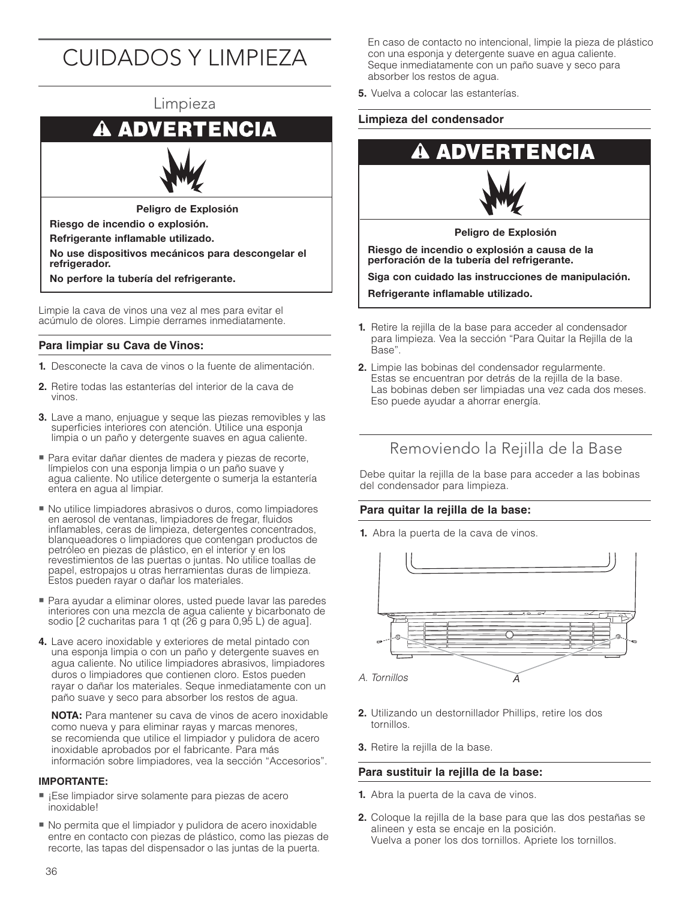# CUIDADOS Y LIMPIEZA

## Limpieza

**⚠ ADVERTENCIA**

**Peligro de Explosión**

**Riesgo de incendio o explosión.**

**Refrigerante inflamable utilizado.**

**No use dispositivos mecánicos para descongelar el refrigerador.**

**No perfore la tubería del refrigerante.**

Limpie la cava de vinos una vez al mes para evitar el acúmulo de olores. Limpie derrames inmediatamente.

### Para limpiar su Cava de Vinos:

1. Desconecte la cava de vinos o la fuente de alimentación.
2. Retire todas las estanterías del interior de la cava de vinos.
3. Lave a mano, enjuague y seque las piezas removibles y las superficies interiores con atención. Utilice una esponja limpia o un paño y detergente suaves en agua caliente.
   - Para evitar dañar dientes de madera y piezas de recorte, límpielos con una esponja limpia o un paño suave y agua caliente. No utilice detergente o sumerja la estantería entera en agua al limpiar.
   - No utilice limpiadores abrasivos o duros, como limpiadores en aerosol de ventanas, limpiadores de fregar, fluidos inflamables, ceras de limpieza, detergentes concentrados, blanqueadores o limpiadores que contengan productos de petróleo en piezas de plástico, en el interior y en los revestimientos de las puertas o juntas. No utilice toallas de papel, estropajos u otras herramientas duras de limpieza. Estos pueden rayar o dañar los materiales.
   - Para ayudar a eliminar olores, usted puede lavar las paredes interiores con una mezcla de agua caliente y bicarbonato de sodio [2 cucharitas para 1 qt (26 g para 0,95 L) de agua].
4. Lave acero inoxidable y exteriores de metal pintado con una esponja limpia o con un paño y detergente suaves en agua caliente. No utilice limpiadores abrasivos, limpiadores duros o limpiadores que contienen cloro. Estos pueden rayar o dañar los materiales. Seque inmediatamente con un paño suave y seco para absorber los restos de agua.

   **NOTA:** Para mantener su cava de vinos de acero inoxidable como nueva y para eliminar rayas y marcas menores, se recomienda que utilice el limpiador y pulidora de acero inoxidable aprobados por el fabricante. Para más información sobre limpiadores, vea la sección "Accesorios".

   **IMPORTANTE:**
   - ¡Ese limpiador sirve solamente para piezas de acero inoxidable!
   - No permita que el limpiador y pulidora de acero inoxidable entre en contacto con piezas de plástico, como las piezas de recorte, las tapas del dispensador o las juntas de la puerta.

   En caso de contacto no intencional, limpie la pieza de plástico con una esponja y detergente suave en agua caliente. Seque inmediatamente con un paño suave y seco para absorber los restos de agua.
5. Vuelva a colocar las estanterías.

### Limpieza del condensador

**⚠ ADVERTENCIA**

**Peligro de Explosión**

**Riesgo de incendio o explosión a causa de la perforación de la tubería del refrigerante.**

**Siga con cuidado las instrucciones de manipulación.**

**Refrigerante inflamable utilizado.**

1. Retire la rejilla de la base para acceder al condensador para limpieza. Vea la sección "Para Quitar la Rejilla de la Base".
2. Limpie las bobinas del condensador regularmente. Estas se encuentran por detrás de la rejilla de la base. Las bobinas deben ser limpiadas una vez cada dos meses. Eso puede ayudar a ahorrar energía.

## Removiendo la Rejilla de la Base

Debe quitar la rejilla de la base para acceder a las bobinas del condensador para limpieza.

### Para quitar la rejilla de la base:

1. Abra la puerta de la cava de vinos.

A. Tornillos

2. Utilizando un destornillador Phillips, retire los dos tornillos.
3. Retire la rejilla de la base.

### Para sustituir la rejilla de la base:

1. Abra la puerta de la cava de vinos.
2. Coloque la rejilla de la base para que las dos pestañas se alineen y esta se encaje en la posición.
   Vuelva a poner los dos tornillos. Apriete los tornillos.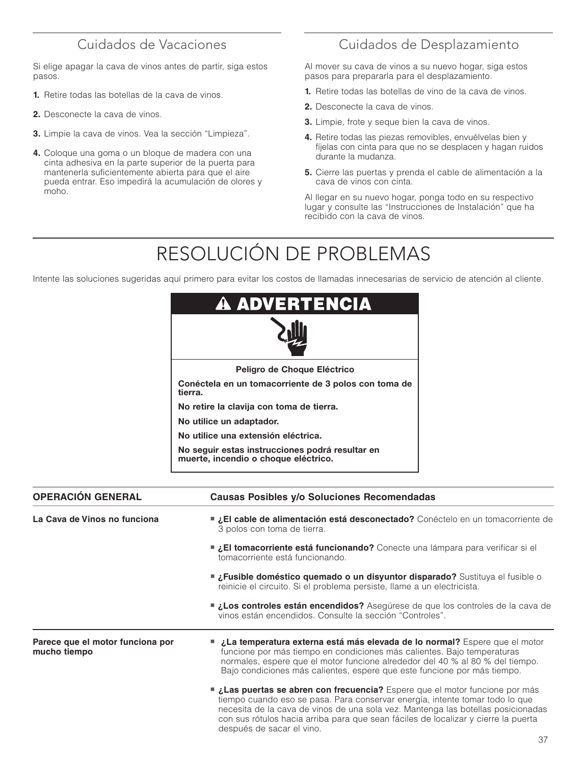## Cuidados de Vacaciones

Si elige apagar la cava de vinos antes de partir, siga estos pasos.

1. Retire todas las botellas de la cava de vinos.
2. Desconecte la cava de vinos.
3. Limpie la cava de vinos. Vea la sección “Limpieza”.
4. Coloque una goma o un bloque de madera con una cinta adhesiva en la parte superior de la puerta para mantenerla suficientemente abierta para que el aire pueda entrar. Eso impedirá la acumulación de olores y moho.

## Cuidados de Desplazamiento

Al mover su cava de vinos a su nuevo hogar, siga estos pasos para prepararla para el desplazamiento.

1. Retire todas las botellas de vino de la cava de vinos.
2. Desconecte la cava de vinos.
3. Limpie, frote y seque bien la cava de vinos.
4. Retire todas las piezas removibles, envuélvelas bien y fíjelas con cinta para que no se desplacen y hagan ruidos durante la mudanza.
5. Cierre las puertas y prenda el cable de alimentación a la cava de vinos con cinta.

Al llegar en su nuevo hogar, ponga todo en su respectivo lugar y consulte las “Instrucciones de Instalación” que ha recibido con la cava de vinos.

# RESOLUCIÓN DE PROBLEMAS

Intente las soluciones sugeridas aquí primero para evitar los costos de llamadas innecesarias de servicio de atención al cliente.

**⚠ ADVERTENCIA**

**Peligro de Choque Eléctrico**

**Conéctela en un tomacorriente de 3 polos con toma de tierra.**

**No retire la clavija con toma de tierra.**

**No utilice un adaptador.**

**No utilice una extensión eléctrica.**

**No seguir estas instrucciones podrá resultar en muerte, incendio o choque eléctrico.**

| OPERACIÓN GENERAL | Causas Posibles y/o Soluciones Recomendadas |
|---|---|
| **La Cava de Vinos no funciona** | ■ **¿El cable de alimentación está desconectado?** Conéctelo en un tomacorriente de 3 polos con toma de tierra.<br>■ **¿El tomacorriente está funcionando?** Conecte una lámpara para verificar si el tomacorriente está funcionando.<br>■ **¿Fusible doméstico quemado o un disyuntor disparado?** Sustituya el fusible o reinicie el circuito. Si el problema persiste, llame a un electricista.<br>■ **¿Los controles están encendidos?** Asegúrese de que los controles de la cava de vinos están encendidos. Consulte la sección “Controles”. |
| **Parece que el motor funciona por mucho tiempo** | ■ **¿La temperatura externa está más elevada de lo normal?** Espere que el motor funcione por más tiempo en condiciones más calientes. Bajo temperaturas normales, espere que el motor funcione alrededor del 40 % al 80 % del tiempo. Bajo condiciones más calientes, espere que este funcione por más tiempo.<br>■ **¿Las puertas se abren con frecuencia?** Espere que el motor funcione por más tiempo cuando eso se pasa. Para conservar energía, intente tomar todo lo que necesita de la cava de vinos de una sola vez. Mantenga las botellas posicionadas con sus rótulos hacia arriba para que sean fáciles de localizar y cierre la puerta después de sacar el vino. |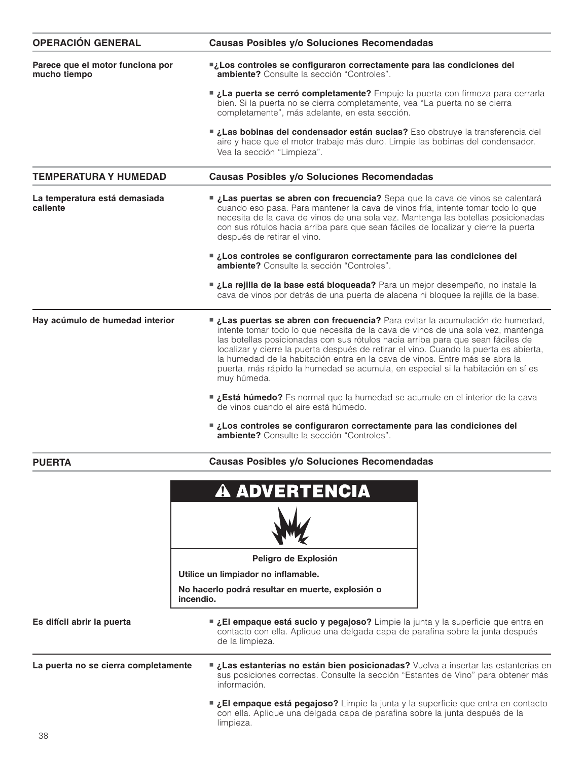| OPERACIÓN GENERAL | Causas Posibles y/o Soluciones Recomendadas |
|---|---|
| **Parece que el motor funciona por mucho tiempo** | ■ **¿Los controles se configuraron correctamente para las condiciones del ambiente?** Consulte la sección "Controles".<br><br>■ **¿La puerta se cerró completamente?** Empuje la puerta con firmeza para cerrarla bien. Si la puerta no se cierra completamente, vea "La puerta no se cierra completamente", más adelante, en esta sección.<br><br>■ **¿Las bobinas del condensador están sucias?** Eso obstruye la transferencia del aire y hace que el motor trabaje más duro. Limpie las bobinas del condensador. Vea la sección "Limpieza". |

| TEMPERATURA Y HUMEDAD | Causas Posibles y/o Soluciones Recomendadas |
|---|---|
| **La temperatura está demasiada caliente** | ■ **¿Las puertas se abren con frecuencia?** Sepa que la cava de vinos se calentará cuando eso pasa. Para mantener la cava de vinos fría, intente tomar todo lo que necesita de la cava de vinos de una sola vez. Mantenga las botellas posicionadas con sus rótulos hacia arriba para que sean fáciles de localizar y cierre la puerta después de retirar el vino.<br><br>■ **¿Los controles se configuraron correctamente para las condiciones del ambiente?** Consulte la sección "Controles".<br><br>■ **¿La rejilla de la base está bloqueada?** Para un mejor desempeño, no instale la cava de vinos por detrás de una puerta de alacena ni bloquee la rejilla de la base. |
| **Hay acúmulo de humedad interior** | ■ **¿Las puertas se abren con frecuencia?** Para evitar la acumulación de humedad, intente tomar todo lo que necesita de la cava de vinos de una sola vez, mantenga las botellas posicionadas con sus rótulos hacia arriba para que sean fáciles de localizar y cierre la puerta después de retirar el vino. Cuando la puerta es abierta, la humedad de la habitación entra en la cava de vinos. Entre más se abra la puerta, más rápido la humedad se acumula, en especial si la habitación en sí es muy húmeda.<br><br>■ **¿Está húmedo?** Es normal que la humedad se acumule en el interior de la cava de vinos cuando el aire está húmedo.<br><br>■ **¿Los controles se configuraron correctamente para las condiciones del ambiente?** Consulte la sección "Controles". |

| PUERTA | Causas Posibles y/o Soluciones Recomendadas |
|---|---|

**⚠ ADVERTENCIA**

**Peligro de Explosión**

**Utilice un limpiador no inflamable.**

**No hacerlo podrá resultar en muerte, explosión o incendio.**

| | |
|---|---|
| **Es difícil abrir la puerta** | ■ **¿El empaque está sucio y pegajoso?** Limpie la junta y la superficie que entra en contacto con ella. Aplique una delgada capa de parafina sobre la junta después de la limpieza. |
| **La puerta no se cierra completamente** | ■ **¿Las estanterías no están bien posicionadas?** Vuelva a insertar las estanterías en sus posiciones correctas. Consulte la sección "Estantes de Vino" para obtener más información.<br><br>■ **¿El empaque está pegajoso?** Limpie la junta y la superficie que entra en contacto con ella. Aplique una delgada capa de parafina sobre la junta después de la limpieza. |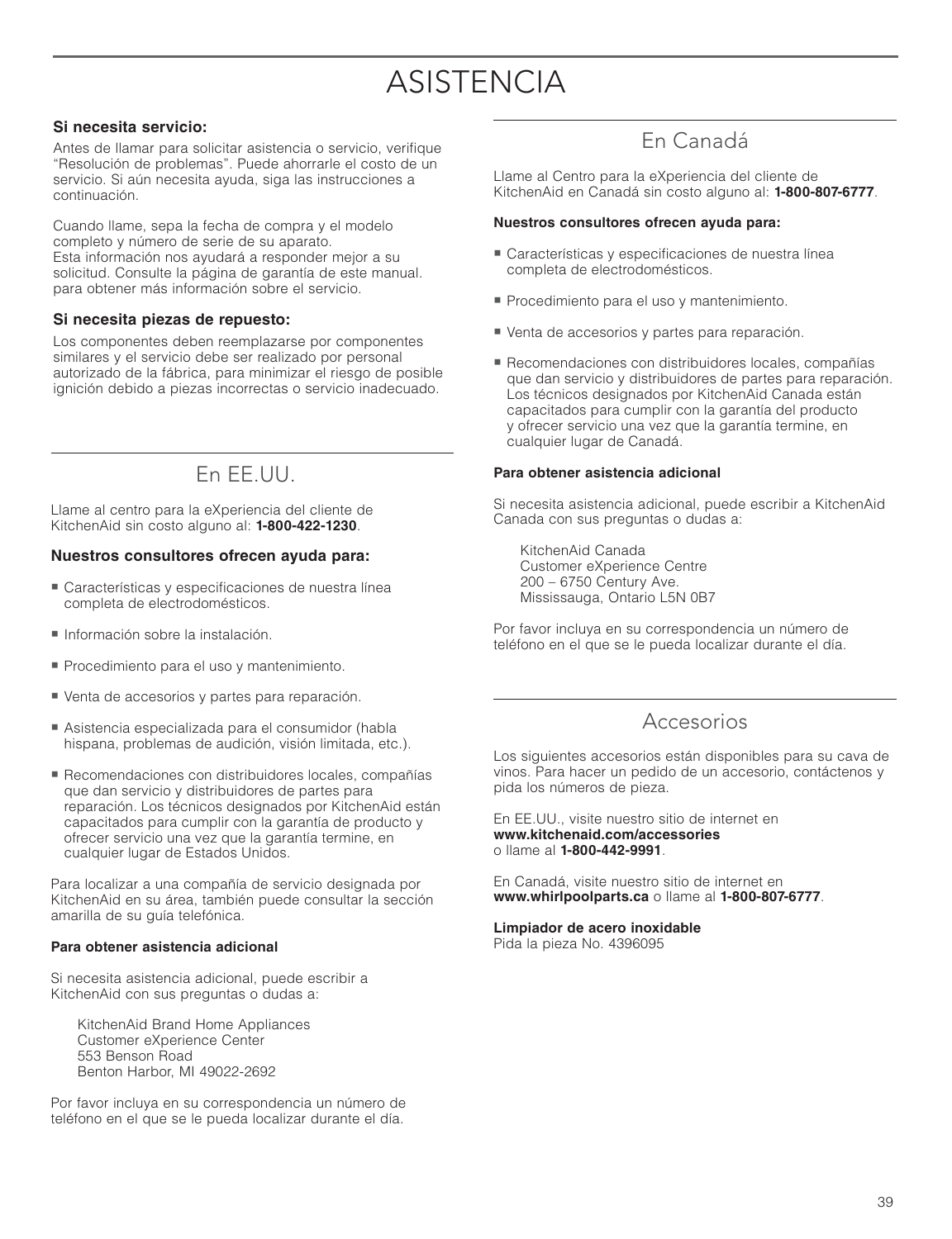# ASISTENCIA

**Si necesita servicio:**

Antes de llamar para solicitar asistencia o servicio, verifique "Resolución de problemas". Puede ahorrarle el costo de un servicio. Si aún necesita ayuda, siga las instrucciones a continuación.

Cuando llame, sepa la fecha de compra y el modelo completo y número de serie de su aparato.
Esta información nos ayudará a responder mejor a su solicitud. Consulte la página de garantía de este manual. para obtener más información sobre el servicio.

**Si necesita piezas de repuesto:**

Los componentes deben reemplazarse por componentes similares y el servicio debe ser realizado por personal autorizado de la fábrica, para minimizar el riesgo de posible ignición debido a piezas incorrectas o servicio inadecuado.

## En EE.UU.

Llame al centro para la eXperiencia del cliente de KitchenAid sin costo alguno al: **1-800-422-1230**.

**Nuestros consultores ofrecen ayuda para:**

- Características y especificaciones de nuestra línea completa de electrodomésticos.
- Información sobre la instalación.
- Procedimiento para el uso y mantenimiento.
- Venta de accesorios y partes para reparación.
- Asistencia especializada para el consumidor (habla hispana, problemas de audición, visión limitada, etc.).
- Recomendaciones con distribuidores locales, compañías que dan servicio y distribuidores de partes para reparación. Los técnicos designados por KitchenAid están capacitados para cumplir con la garantía de producto y ofrecer servicio una vez que la garantía termine, en cualquier lugar de Estados Unidos.

Para localizar a una compañía de servicio designada por KitchenAid en su área, también puede consultar la sección amarilla de su guía telefónica.

**Para obtener asistencia adicional**

Si necesita asistencia adicional, puede escribir a KitchenAid con sus preguntas o dudas a:

KitchenAid Brand Home Appliances
Customer eXperience Center
553 Benson Road
Benton Harbor, MI 49022-2692

Por favor incluya en su correspondencia un número de teléfono en el que se le pueda localizar durante el día.

## En Canadá

Llame al Centro para la eXperiencia del cliente de KitchenAid en Canadá sin costo alguno al: **1-800-807-6777**.

**Nuestros consultores ofrecen ayuda para:**

- Características y especificaciones de nuestra línea completa de electrodomésticos.
- Procedimiento para el uso y mantenimiento.
- Venta de accesorios y partes para reparación.
- Recomendaciones con distribuidores locales, compañías que dan servicio y distribuidores de partes para reparación. Los técnicos designados por KitchenAid Canada están capacitados para cumplir con la garantía del producto y ofrecer servicio una vez que la garantía termine, en cualquier lugar de Canadá.

**Para obtener asistencia adicional**

Si necesita asistencia adicional, puede escribir a KitchenAid Canada con sus preguntas o dudas a:

KitchenAid Canada
Customer eXperience Centre
200 – 6750 Century Ave.
Mississauga, Ontario L5N 0B7

Por favor incluya en su correspondencia un número de teléfono en el que se le pueda localizar durante el día.

## Accesorios

Los siguientes accesorios están disponibles para su cava de vinos. Para hacer un pedido de un accesorio, contáctenos y pida los números de pieza.

En EE.UU., visite nuestro sitio de internet en **www.kitchenaid.com/accessories** o llame al **1-800-442-9991**.

En Canadá, visite nuestro sitio de internet en **www.whirlpoolparts.ca** o llame al **1-800-807-6777**.

**Limpiador de acero inoxidable**
Pida la pieza No. 4396095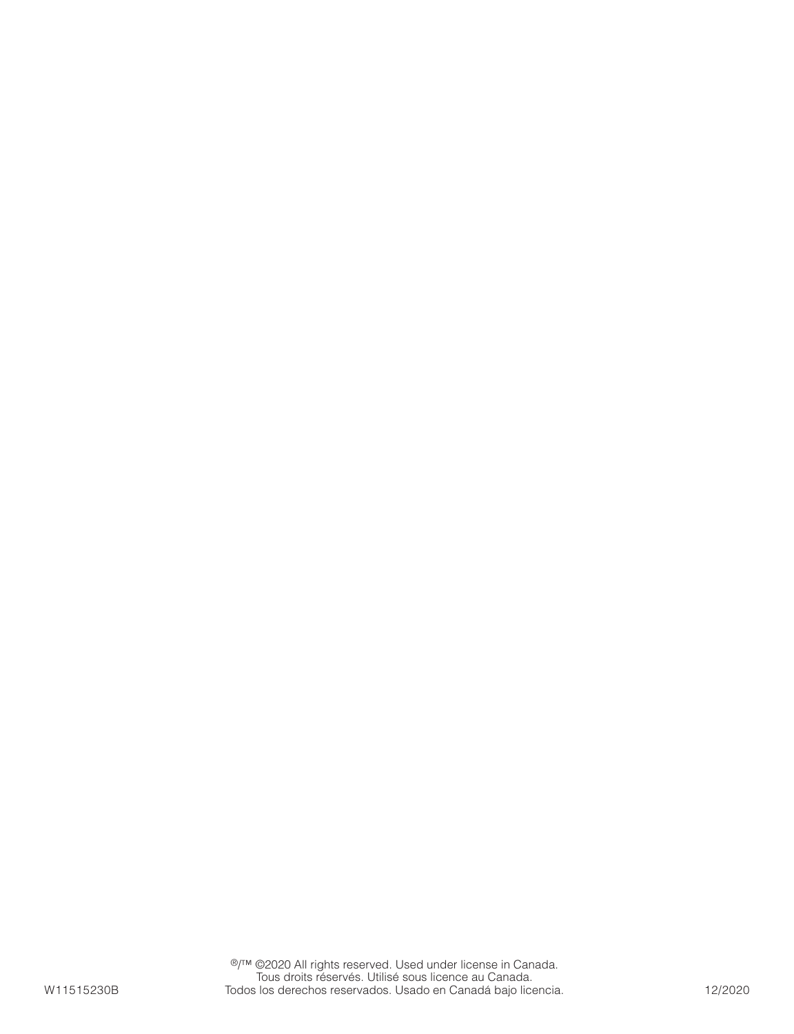®/™ ©2020 All rights reserved. Used under license in Canada.
Tous droits réservés. Utilisé sous licence au Canada.
Todos los derechos reservados. Usado en Canadá bajo licencia.

W11515230B

12/2020